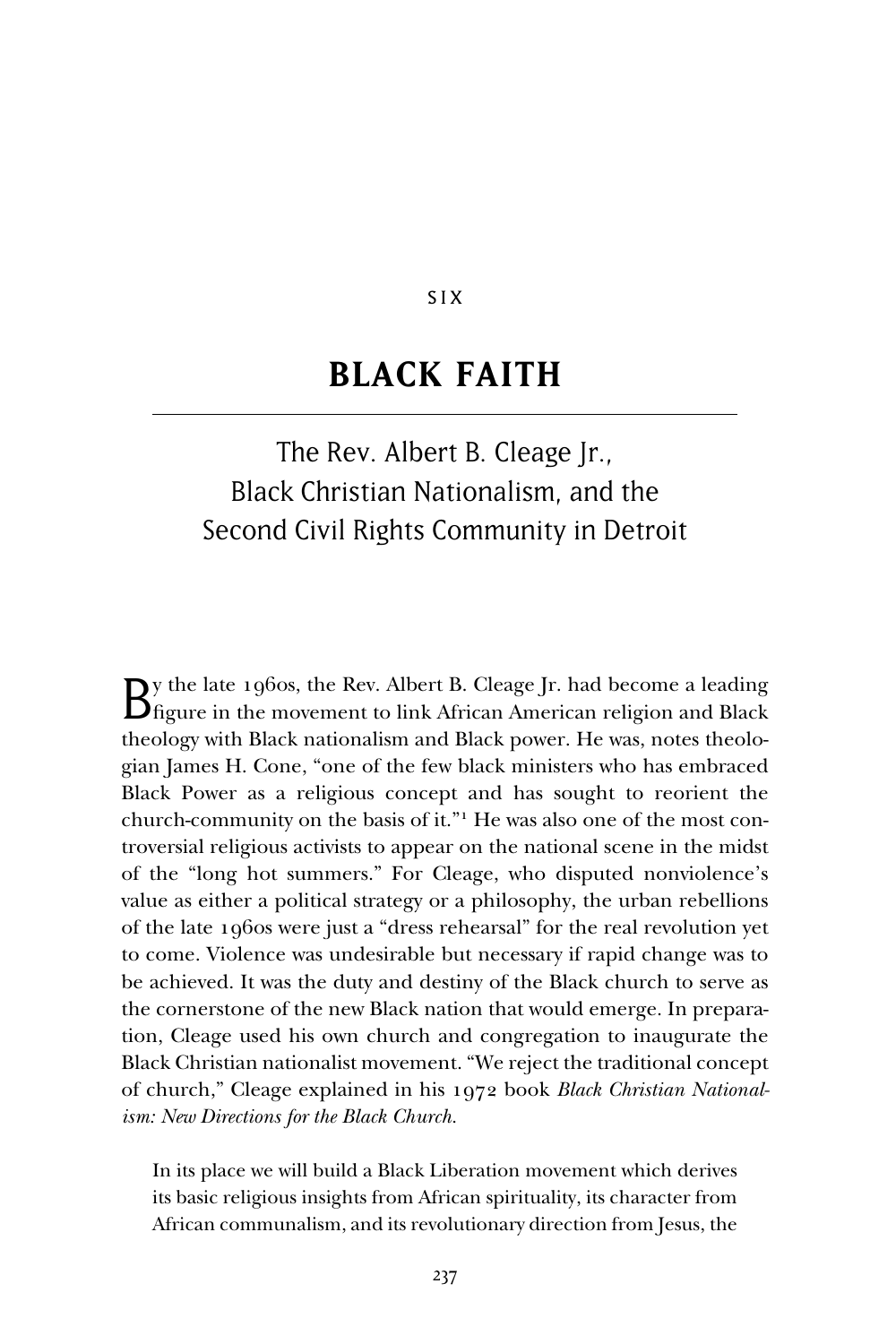SIX

# BLACK FAITH

## The Rev. Albert B. Cleage Jr., Black Christian Nationalism, and the Second Civil Rights Community in Detroit

By the late 1960s, the Rev. Albert B. Cleage Jr. had become a leading figure in the movement to link African American religion and Black theology with Black nationalism and Black power. He was, notes theologian James H. Cone, "one of the few black ministers who has embraced Black Power as a religious concept and has sought to reorient the church-community on the basis of it."[1] He was also one of the most controversial religious activists to appear on the national scene in the midst of the "long hot summers." For Cleage, who disputed nonviolence's value as either a political strategy or a philosophy, the urban rebellions of the late 1960s were just a "dress rehearsal" for the real revolution yet to come. Violence was undesirable but necessary if rapid change was to be achieved. It was the duty and destiny of the Black church to serve as the cornerstone of the new Black nation that would emerge. In preparation, Cleage used his own church and congregation to inaugurate the Black Christian nationalist movement. "We reject the traditional concept of church," Cleage explained in his 1972 book *Black Christian Nationalism: New Directions for the Black Church*.

> In its place we will build a Black Liberation movement which derives its basic religious insights from African spirituality, its character from African communalism, and its revolutionary direction from Jesus, the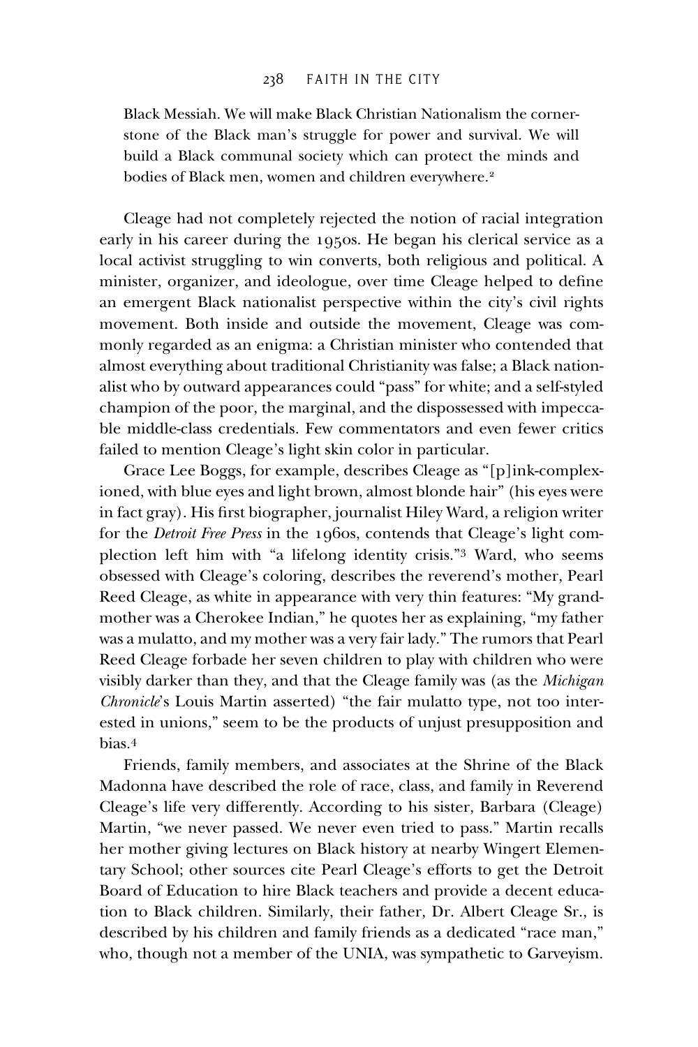Black Messiah. We will make Black Christian Nationalism the cornerstone of the Black man's struggle for power and survival. We will build a Black communal society which can protect the minds and bodies of Black men, women and children everywhere.[2]

Cleage had not completely rejected the notion of racial integration early in his career during the 1950s. He began his clerical service as a local activist struggling to win converts, both religious and political. A minister, organizer, and ideologue, over time Cleage helped to define an emergent Black nationalist perspective within the city's civil rights movement. Both inside and outside the movement, Cleage was commonly regarded as an enigma: a Christian minister who contended that almost everything about traditional Christianity was false; a Black nationalist who by outward appearances could "pass" for white; and a self-styled champion of the poor, the marginal, and the dispossessed with impeccable middle-class credentials. Few commentators and even fewer critics failed to mention Cleage's light skin color in particular.

Grace Lee Boggs, for example, describes Cleage as "[p]ink-complexioned, with blue eyes and light brown, almost blonde hair" (his eyes were in fact gray). His first biographer, journalist Hiley Ward, a religion writer for the *Detroit Free Press* in the 1960s, contends that Cleage's light complection left him with "a lifelong identity crisis."[3] Ward, who seems obsessed with Cleage's coloring, describes the reverend's mother, Pearl Reed Cleage, as white in appearance with very thin features: "My grandmother was a Cherokee Indian," he quotes her as explaining, "my father was a mulatto, and my mother was a very fair lady." The rumors that Pearl Reed Cleage forbade her seven children to play with children who were visibly darker than they, and that the Cleage family was (as the *Michigan Chronicle*'s Louis Martin asserted) "the fair mulatto type, not too interested in unions," seem to be the products of unjust presupposition and bias.[4]

Friends, family members, and associates at the Shrine of the Black Madonna have described the role of race, class, and family in Reverend Cleage's life very differently. According to his sister, Barbara (Cleage) Martin, "we never passed. We never even tried to pass." Martin recalls her mother giving lectures on Black history at nearby Wingert Elementary School; other sources cite Pearl Cleage's efforts to get the Detroit Board of Education to hire Black teachers and provide a decent education to Black children. Similarly, their father, Dr. Albert Cleage Sr., is described by his children and family friends as a dedicated "race man," who, though not a member of the UNIA, was sympathetic to Garveyism.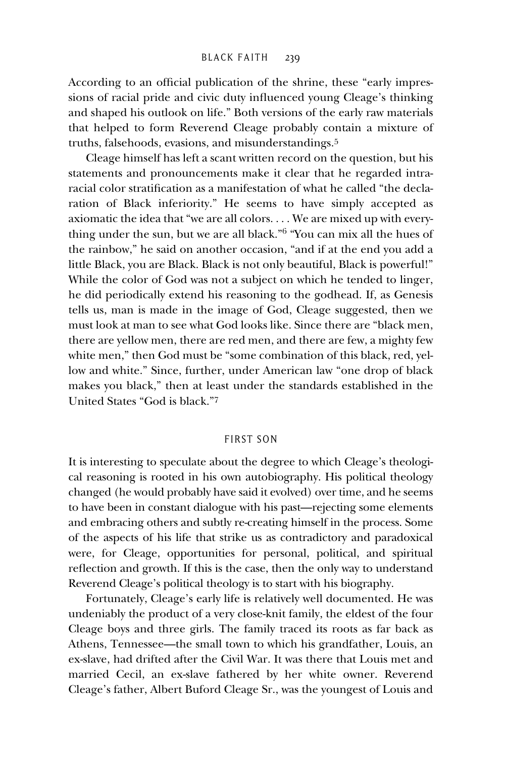According to an official publication of the shrine, these "early impressions of racial pride and civic duty influenced young Cleage's thinking and shaped his outlook on life." Both versions of the early raw materials that helped to form Reverend Cleage probably contain a mixture of truths, falsehoods, evasions, and misunderstandings.[5]

Cleage himself has left a scant written record on the question, but his statements and pronouncements make it clear that he regarded intraracial color stratification as a manifestation of what he called "the declaration of Black inferiority." He seems to have simply accepted as axiomatic the idea that "we are all colors. . . . We are mixed up with everything under the sun, but we are all black."[6] "You can mix all the hues of the rainbow," he said on another occasion, "and if at the end you add a little Black, you are Black. Black is not only beautiful, Black is powerful!" While the color of God was not a subject on which he tended to linger, he did periodically extend his reasoning to the godhead. If, as Genesis tells us, man is made in the image of God, Cleage suggested, then we must look at man to see what God looks like. Since there are "black men, there are yellow men, there are red men, and there are few, a mighty few white men," then God must be "some combination of this black, red, yellow and white." Since, further, under American law "one drop of black makes you black," then at least under the standards established in the United States "God is black."[7]

## FIRST SON

It is interesting to speculate about the degree to which Cleage's theological reasoning is rooted in his own autobiography. His political theology changed (he would probably have said it evolved) over time, and he seems to have been in constant dialogue with his past—rejecting some elements and embracing others and subtly re-creating himself in the process. Some of the aspects of his life that strike us as contradictory and paradoxical were, for Cleage, opportunities for personal, political, and spiritual reflection and growth. If this is the case, then the only way to understand Reverend Cleage's political theology is to start with his biography.

Fortunately, Cleage's early life is relatively well documented. He was undeniably the product of a very close-knit family, the eldest of the four Cleage boys and three girls. The family traced its roots as far back as Athens, Tennessee—the small town to which his grandfather, Louis, an ex-slave, had drifted after the Civil War. It was there that Louis met and married Cecil, an ex-slave fathered by her white owner. Reverend Cleage's father, Albert Buford Cleage Sr., was the youngest of Louis and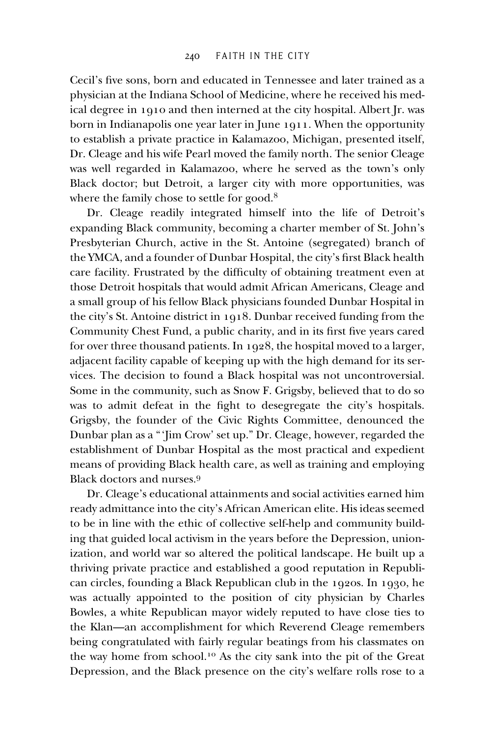Cecil's five sons, born and educated in Tennessee and later trained as a physician at the Indiana School of Medicine, where he received his medical degree in 1910 and then interned at the city hospital. Albert Jr. was born in Indianapolis one year later in June 1911. When the opportunity to establish a private practice in Kalamazoo, Michigan, presented itself, Dr. Cleage and his wife Pearl moved the family north. The senior Cleage was well regarded in Kalamazoo, where he served as the town's only Black doctor; but Detroit, a larger city with more opportunities, was where the family chose to settle for good.[8]

Dr. Cleage readily integrated himself into the life of Detroit's expanding Black community, becoming a charter member of St. John's Presbyterian Church, active in the St. Antoine (segregated) branch of the YMCA, and a founder of Dunbar Hospital, the city's first Black health care facility. Frustrated by the difficulty of obtaining treatment even at those Detroit hospitals that would admit African Americans, Cleage and a small group of his fellow Black physicians founded Dunbar Hospital in the city's St. Antoine district in 1918. Dunbar received funding from the Community Chest Fund, a public charity, and in its first five years cared for over three thousand patients. In 1928, the hospital moved to a larger, adjacent facility capable of keeping up with the high demand for its services. The decision to found a Black hospital was not uncontroversial. Some in the community, such as Snow F. Grigsby, believed that to do so was to admit defeat in the fight to desegregate the city's hospitals. Grigsby, the founder of the Civic Rights Committee, denounced the Dunbar plan as a "'Jim Crow' set up." Dr. Cleage, however, regarded the establishment of Dunbar Hospital as the most practical and expedient means of providing Black health care, as well as training and employing Black doctors and nurses.[9]

Dr. Cleage's educational attainments and social activities earned him ready admittance into the city's African American elite. His ideas seemed to be in line with the ethic of collective self-help and community building that guided local activism in the years before the Depression, unionization, and world war so altered the political landscape. He built up a thriving private practice and established a good reputation in Republican circles, founding a Black Republican club in the 1920s. In 1930, he was actually appointed to the position of city physician by Charles Bowles, a white Republican mayor widely reputed to have close ties to the Klan—an accomplishment for which Reverend Cleage remembers being congratulated with fairly regular beatings from his classmates on the way home from school.[10] As the city sank into the pit of the Great Depression, and the Black presence on the city's welfare rolls rose to a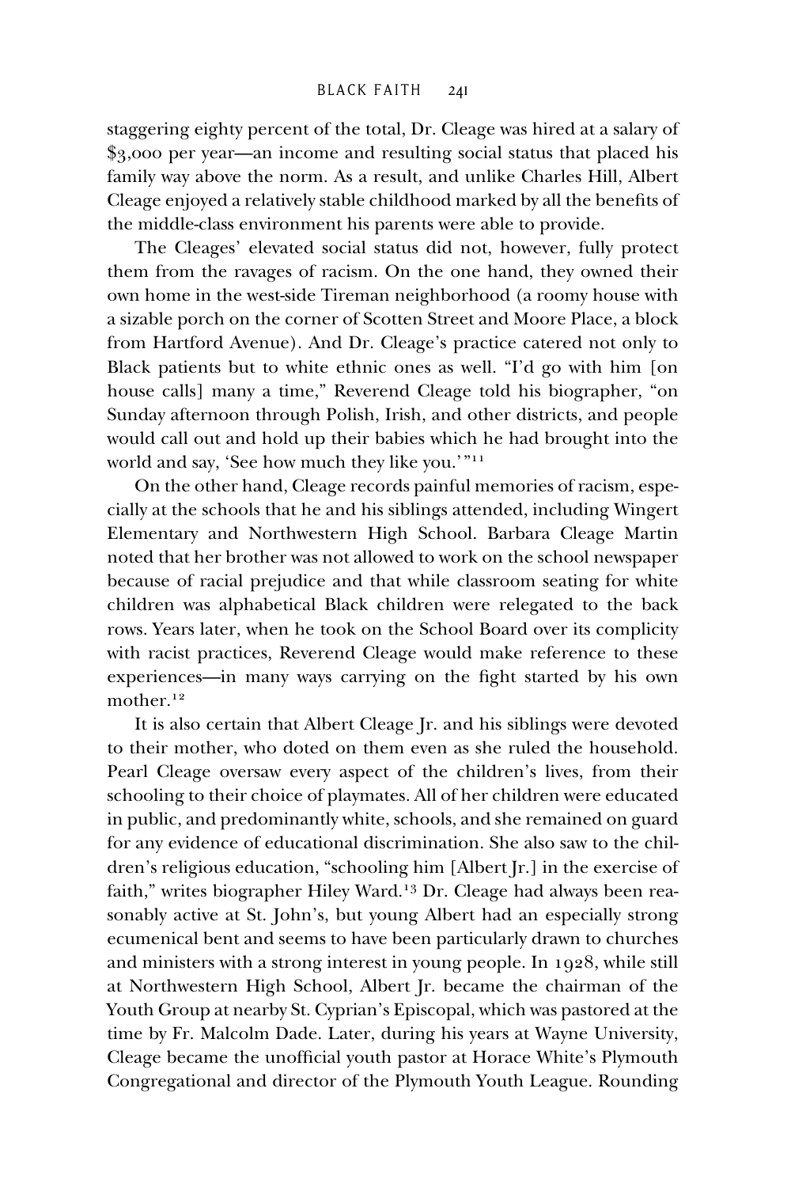staggering eighty percent of the total, Dr. Cleage was hired at a salary of $3,000 per year—an income and resulting social status that placed his family way above the norm. As a result, and unlike Charles Hill, Albert Cleage enjoyed a relatively stable childhood marked by all the benefits of the middle-class environment his parents were able to provide.

The Cleages' elevated social status did not, however, fully protect them from the ravages of racism. On the one hand, they owned their own home in the west-side Tireman neighborhood (a roomy house with a sizable porch on the corner of Scotten Street and Moore Place, a block from Hartford Avenue). And Dr. Cleage's practice catered not only to Black patients but to white ethnic ones as well. "I'd go with him [on house calls] many a time," Reverend Cleage told his biographer, "on Sunday afternoon through Polish, Irish, and other districts, and people would call out and hold up their babies which he had brought into the world and say, 'See how much they like you.'"[11]

On the other hand, Cleage records painful memories of racism, especially at the schools that he and his siblings attended, including Wingert Elementary and Northwestern High School. Barbara Cleage Martin noted that her brother was not allowed to work on the school newspaper because of racial prejudice and that while classroom seating for white children was alphabetical Black children were relegated to the back rows. Years later, when he took on the School Board over its complicity with racist practices, Reverend Cleage would make reference to these experiences—in many ways carrying on the fight started by his own mother.[12]

It is also certain that Albert Cleage Jr. and his siblings were devoted to their mother, who doted on them even as she ruled the household. Pearl Cleage oversaw every aspect of the children's lives, from their schooling to their choice of playmates. All of her children were educated in public, and predominantly white, schools, and she remained on guard for any evidence of educational discrimination. She also saw to the children's religious education, "schooling him [Albert Jr.] in the exercise of faith," writes biographer Hiley Ward.[13] Dr. Cleage had always been reasonably active at St. John's, but young Albert had an especially strong ecumenical bent and seems to have been particularly drawn to churches and ministers with a strong interest in young people. In 1928, while still at Northwestern High School, Albert Jr. became the chairman of the Youth Group at nearby St. Cyprian's Episcopal, which was pastored at the time by Fr. Malcolm Dade. Later, during his years at Wayne University, Cleage became the unofficial youth pastor at Horace White's Plymouth Congregational and director of the Plymouth Youth League. Rounding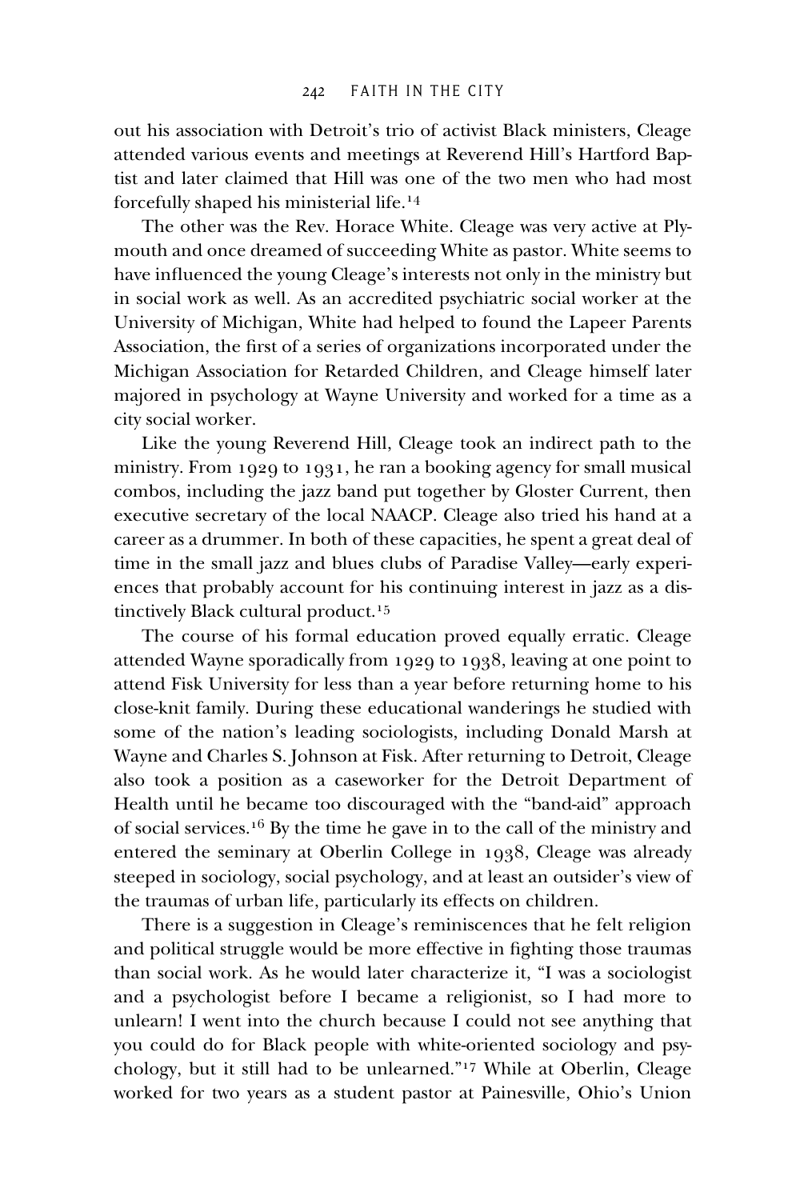out his association with Detroit's trio of activist Black ministers, Cleage attended various events and meetings at Reverend Hill's Hartford Baptist and later claimed that Hill was one of the two men who had most forcefully shaped his ministerial life.[14]

The other was the Rev. Horace White. Cleage was very active at Plymouth and once dreamed of succeeding White as pastor. White seems to have influenced the young Cleage's interests not only in the ministry but in social work as well. As an accredited psychiatric social worker at the University of Michigan, White had helped to found the Lapeer Parents Association, the first of a series of organizations incorporated under the Michigan Association for Retarded Children, and Cleage himself later majored in psychology at Wayne University and worked for a time as a city social worker.

Like the young Reverend Hill, Cleage took an indirect path to the ministry. From 1929 to 1931, he ran a booking agency for small musical combos, including the jazz band put together by Gloster Current, then executive secretary of the local NAACP. Cleage also tried his hand at a career as a drummer. In both of these capacities, he spent a great deal of time in the small jazz and blues clubs of Paradise Valley—early experiences that probably account for his continuing interest in jazz as a distinctively Black cultural product.[15]

The course of his formal education proved equally erratic. Cleage attended Wayne sporadically from 1929 to 1938, leaving at one point to attend Fisk University for less than a year before returning home to his close-knit family. During these educational wanderings he studied with some of the nation's leading sociologists, including Donald Marsh at Wayne and Charles S. Johnson at Fisk. After returning to Detroit, Cleage also took a position as a caseworker for the Detroit Department of Health until he became too discouraged with the "band-aid" approach of social services.[16] By the time he gave in to the call of the ministry and entered the seminary at Oberlin College in 1938, Cleage was already steeped in sociology, social psychology, and at least an outsider's view of the traumas of urban life, particularly its effects on children.

There is a suggestion in Cleage's reminiscences that he felt religion and political struggle would be more effective in fighting those traumas than social work. As he would later characterize it, "I was a sociologist and a psychologist before I became a religionist, so I had more to unlearn! I went into the church because I could not see anything that you could do for Black people with white-oriented sociology and psychology, but it still had to be unlearned."[17] While at Oberlin, Cleage worked for two years as a student pastor at Painesville, Ohio's Union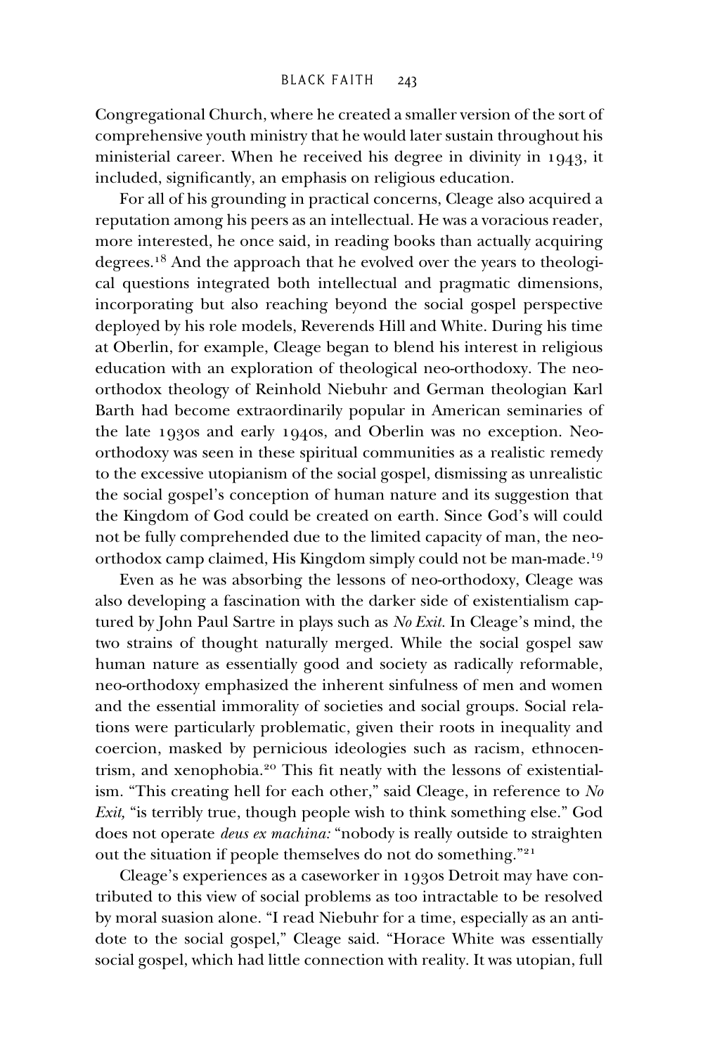Congregational Church, where he created a smaller version of the sort of comprehensive youth ministry that he would later sustain throughout his ministerial career. When he received his degree in divinity in 1943, it included, significantly, an emphasis on religious education.

For all of his grounding in practical concerns, Cleage also acquired a reputation among his peers as an intellectual. He was a voracious reader, more interested, he once said, in reading books than actually acquiring degrees.[18] And the approach that he evolved over the years to theological questions integrated both intellectual and pragmatic dimensions, incorporating but also reaching beyond the social gospel perspective deployed by his role models, Reverends Hill and White. During his time at Oberlin, for example, Cleage began to blend his interest in religious education with an exploration of theological neo-orthodoxy. The neo-orthodox theology of Reinhold Niebuhr and German theologian Karl Barth had become extraordinarily popular in American seminaries of the late 1930s and early 1940s, and Oberlin was no exception. Neo-orthodoxy was seen in these spiritual communities as a realistic remedy to the excessive utopianism of the social gospel, dismissing as unrealistic the social gospel's conception of human nature and its suggestion that the Kingdom of God could be created on earth. Since God's will could not be fully comprehended due to the limited capacity of man, the neo-orthodox camp claimed, His Kingdom simply could not be man-made.[19]

Even as he was absorbing the lessons of neo-orthodoxy, Cleage was also developing a fascination with the darker side of existentialism captured by John Paul Sartre in plays such as *No Exit.* In Cleage's mind, the two strains of thought naturally merged. While the social gospel saw human nature as essentially good and society as radically reformable, neo-orthodoxy emphasized the inherent sinfulness of men and women and the essential immorality of societies and social groups. Social relations were particularly problematic, given their roots in inequality and coercion, masked by pernicious ideologies such as racism, ethnocentrism, and xenophobia.[20] This fit neatly with the lessons of existentialism. "This creating hell for each other," said Cleage, in reference to *No Exit,* "is terribly true, though people wish to think something else." God does not operate *deus ex machina:* "nobody is really outside to straighten out the situation if people themselves do not do something."[21]

Cleage's experiences as a caseworker in 1930s Detroit may have contributed to this view of social problems as too intractable to be resolved by moral suasion alone. "I read Niebuhr for a time, especially as an antidote to the social gospel," Cleage said. "Horace White was essentially social gospel, which had little connection with reality. It was utopian, full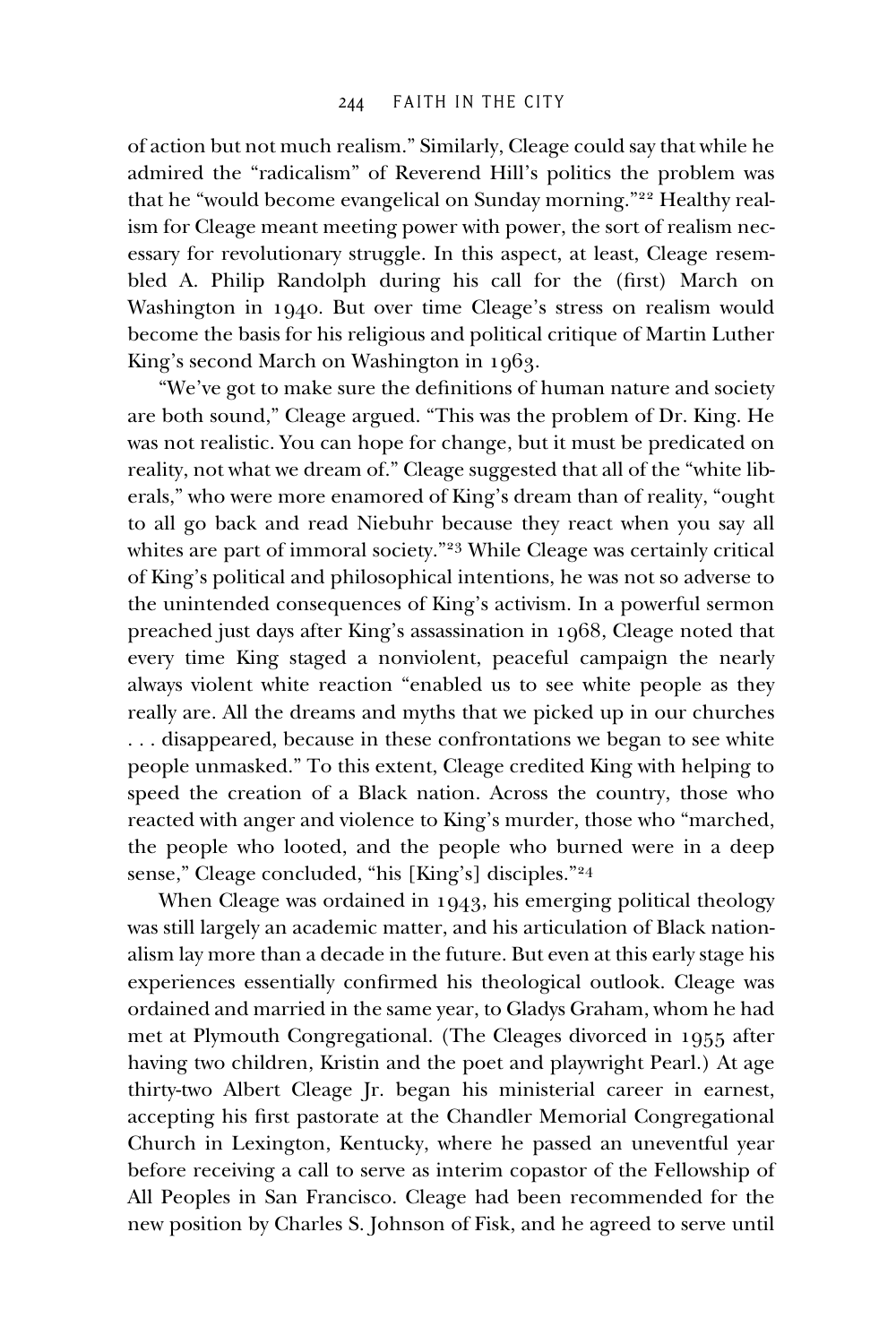of action but not much realism." Similarly, Cleage could say that while he admired the "radicalism" of Reverend Hill's politics the problem was that he "would become evangelical on Sunday morning."[22] Healthy realism for Cleage meant meeting power with power, the sort of realism necessary for revolutionary struggle. In this aspect, at least, Cleage resembled A. Philip Randolph during his call for the (first) March on Washington in 1940. But over time Cleage's stress on realism would become the basis for his religious and political critique of Martin Luther King's second March on Washington in 1963.

"We've got to make sure the definitions of human nature and society are both sound," Cleage argued. "This was the problem of Dr. King. He was not realistic. You can hope for change, but it must be predicated on reality, not what we dream of." Cleage suggested that all of the "white liberals," who were more enamored of King's dream than of reality, "ought to all go back and read Niebuhr because they react when you say all whites are part of immoral society."[23] While Cleage was certainly critical of King's political and philosophical intentions, he was not so adverse to the unintended consequences of King's activism. In a powerful sermon preached just days after King's assassination in 1968, Cleage noted that every time King staged a nonviolent, peaceful campaign the nearly always violent white reaction "enabled us to see white people as they really are. All the dreams and myths that we picked up in our churches . . . disappeared, because in these confrontations we began to see white people unmasked." To this extent, Cleage credited King with helping to speed the creation of a Black nation. Across the country, those who reacted with anger and violence to King's murder, those who "marched, the people who looted, and the people who burned were in a deep sense," Cleage concluded, "his [King's] disciples."[24]

When Cleage was ordained in 1943, his emerging political theology was still largely an academic matter, and his articulation of Black nationalism lay more than a decade in the future. But even at this early stage his experiences essentially confirmed his theological outlook. Cleage was ordained and married in the same year, to Gladys Graham, whom he had met at Plymouth Congregational. (The Cleages divorced in 1955 after having two children, Kristin and the poet and playwright Pearl.) At age thirty-two Albert Cleage Jr. began his ministerial career in earnest, accepting his first pastorate at the Chandler Memorial Congregational Church in Lexington, Kentucky, where he passed an uneventful year before receiving a call to serve as interim copastor of the Fellowship of All Peoples in San Francisco. Cleage had been recommended for the new position by Charles S. Johnson of Fisk, and he agreed to serve until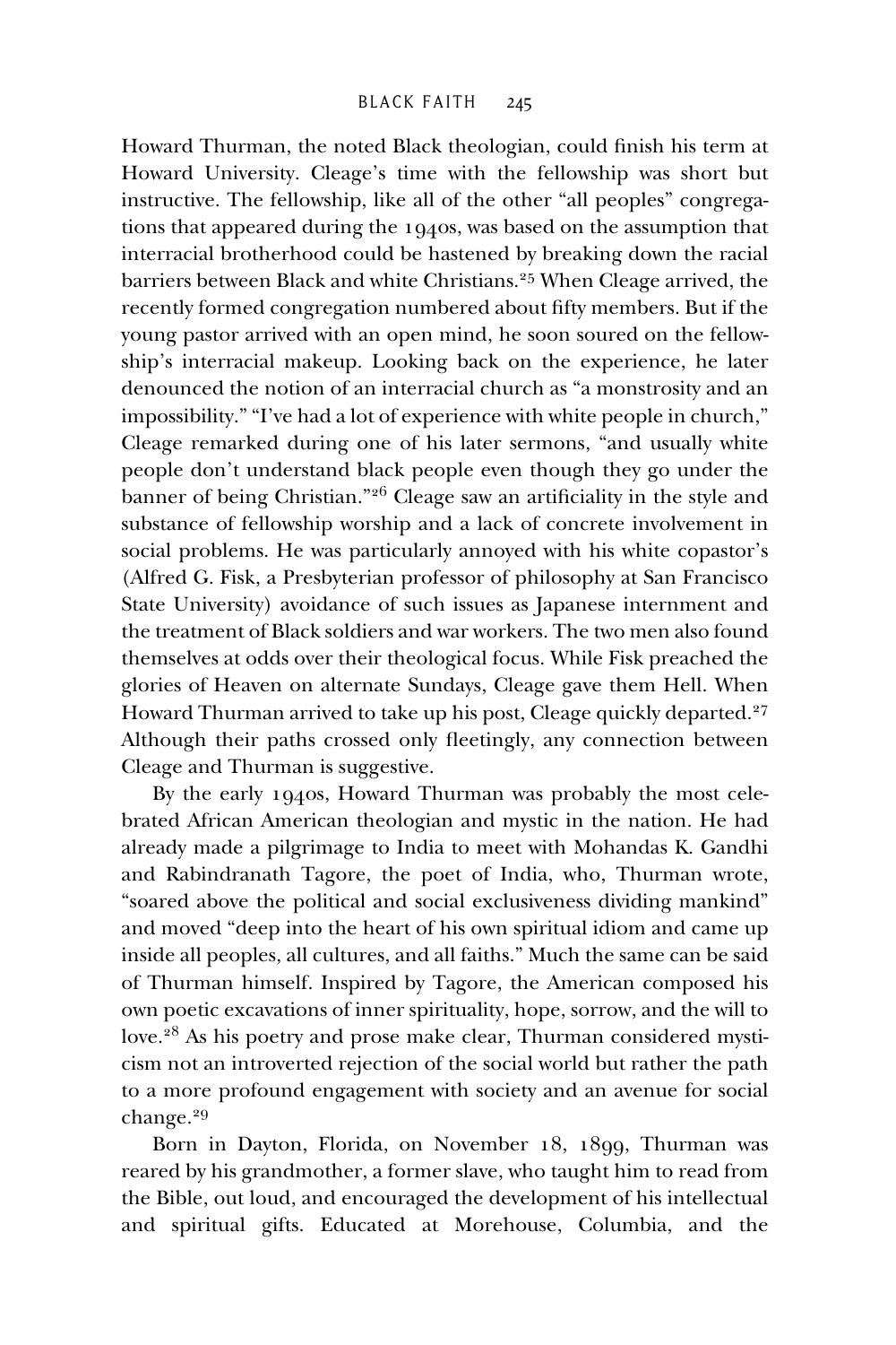Howard Thurman, the noted Black theologian, could finish his term at Howard University. Cleage's time with the fellowship was short but instructive. The fellowship, like all of the other "all peoples" congregations that appeared during the 1940s, was based on the assumption that interracial brotherhood could be hastened by breaking down the racial barriers between Black and white Christians.[25] When Cleage arrived, the recently formed congregation numbered about fifty members. But if the young pastor arrived with an open mind, he soon soured on the fellowship's interracial makeup. Looking back on the experience, he later denounced the notion of an interracial church as "a monstrosity and an impossibility." "I've had a lot of experience with white people in church," Cleage remarked during one of his later sermons, "and usually white people don't understand black people even though they go under the banner of being Christian."[26] Cleage saw an artificiality in the style and substance of fellowship worship and a lack of concrete involvement in social problems. He was particularly annoyed with his white copastor's (Alfred G. Fisk, a Presbyterian professor of philosophy at San Francisco State University) avoidance of such issues as Japanese internment and the treatment of Black soldiers and war workers. The two men also found themselves at odds over their theological focus. While Fisk preached the glories of Heaven on alternate Sundays, Cleage gave them Hell. When Howard Thurman arrived to take up his post, Cleage quickly departed.[27] Although their paths crossed only fleetingly, any connection between Cleage and Thurman is suggestive.

By the early 1940s, Howard Thurman was probably the most celebrated African American theologian and mystic in the nation. He had already made a pilgrimage to India to meet with Mohandas K. Gandhi and Rabindranath Tagore, the poet of India, who, Thurman wrote, "soared above the political and social exclusiveness dividing mankind" and moved "deep into the heart of his own spiritual idiom and came up inside all peoples, all cultures, and all faiths." Much the same can be said of Thurman himself. Inspired by Tagore, the American composed his own poetic excavations of inner spirituality, hope, sorrow, and the will to love.[28] As his poetry and prose make clear, Thurman considered mysticism not an introverted rejection of the social world but rather the path to a more profound engagement with society and an avenue for social change.[29]

Born in Dayton, Florida, on November 18, 1899, Thurman was reared by his grandmother, a former slave, who taught him to read from the Bible, out loud, and encouraged the development of his intellectual and spiritual gifts. Educated at Morehouse, Columbia, and the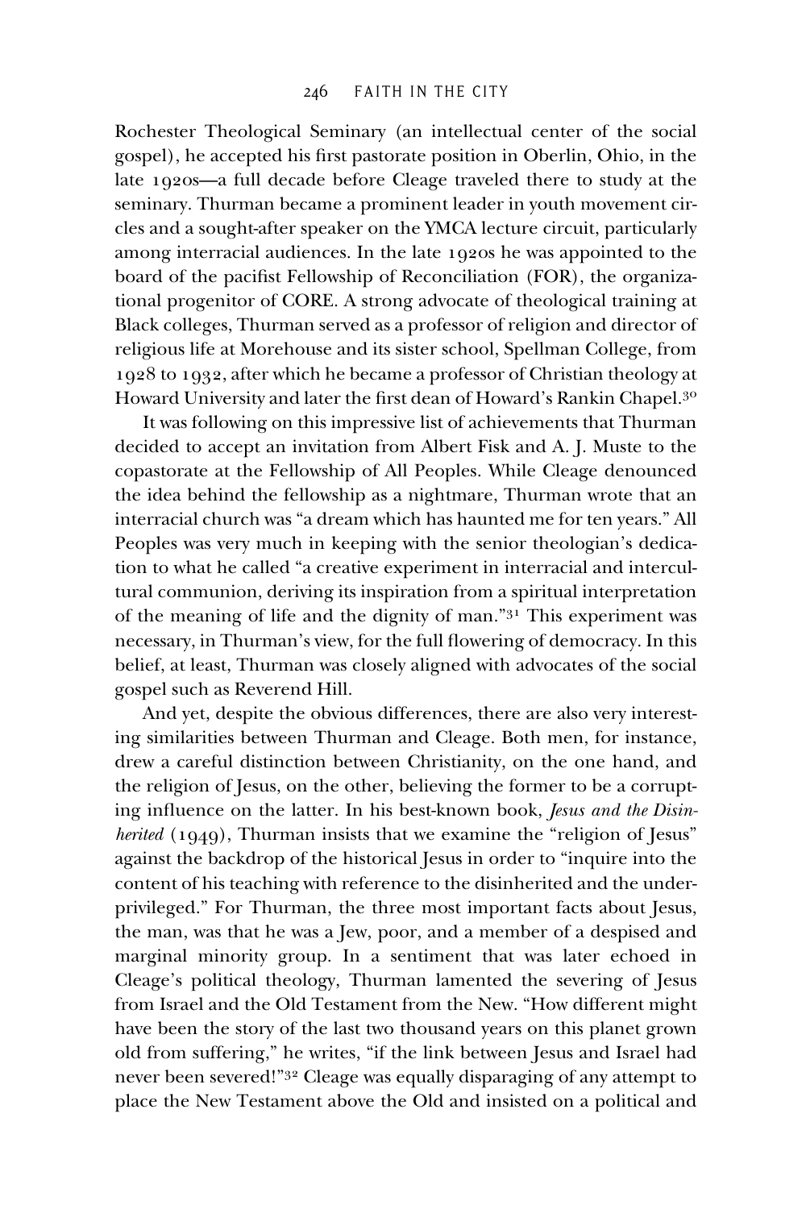Rochester Theological Seminary (an intellectual center of the social gospel), he accepted his first pastorate position in Oberlin, Ohio, in the late 1920s—a full decade before Cleage traveled there to study at the seminary. Thurman became a prominent leader in youth movement circles and a sought-after speaker on the YMCA lecture circuit, particularly among interracial audiences. In the late 1920s he was appointed to the board of the pacifist Fellowship of Reconciliation (FOR), the organizational progenitor of CORE. A strong advocate of theological training at Black colleges, Thurman served as a professor of religion and director of religious life at Morehouse and its sister school, Spellman College, from 1928 to 1932, after which he became a professor of Christian theology at Howard University and later the first dean of Howard's Rankin Chapel.[30]

It was following on this impressive list of achievements that Thurman decided to accept an invitation from Albert Fisk and A. J. Muste to the copastorate at the Fellowship of All Peoples. While Cleage denounced the idea behind the fellowship as a nightmare, Thurman wrote that an interracial church was "a dream which has haunted me for ten years." All Peoples was very much in keeping with the senior theologian's dedication to what he called "a creative experiment in interracial and intercultural communion, deriving its inspiration from a spiritual interpretation of the meaning of life and the dignity of man."[31] This experiment was necessary, in Thurman's view, for the full flowering of democracy. In this belief, at least, Thurman was closely aligned with advocates of the social gospel such as Reverend Hill.

And yet, despite the obvious differences, there are also very interesting similarities between Thurman and Cleage. Both men, for instance, drew a careful distinction between Christianity, on the one hand, and the religion of Jesus, on the other, believing the former to be a corrupting influence on the latter. In his best-known book, *Jesus and the Disinherited* (1949), Thurman insists that we examine the "religion of Jesus" against the backdrop of the historical Jesus in order to "inquire into the content of his teaching with reference to the disinherited and the underprivileged." For Thurman, the three most important facts about Jesus, the man, was that he was a Jew, poor, and a member of a despised and marginal minority group. In a sentiment that was later echoed in Cleage's political theology, Thurman lamented the severing of Jesus from Israel and the Old Testament from the New. "How different might have been the story of the last two thousand years on this planet grown old from suffering," he writes, "if the link between Jesus and Israel had never been severed!"[32] Cleage was equally disparaging of any attempt to place the New Testament above the Old and insisted on a political and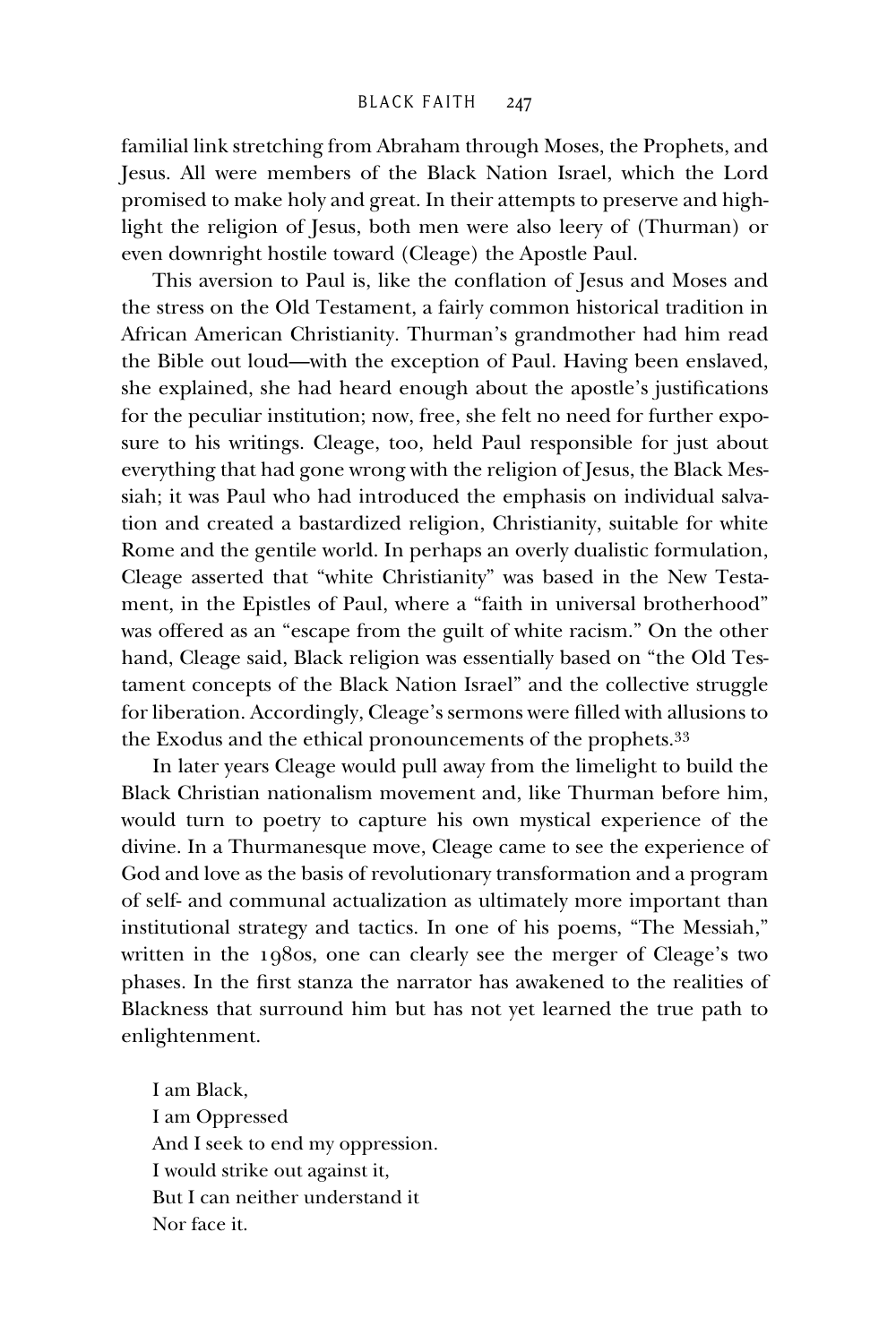familial link stretching from Abraham through Moses, the Prophets, and Jesus. All were members of the Black Nation Israel, which the Lord promised to make holy and great. In their attempts to preserve and highlight the religion of Jesus, both men were also leery of (Thurman) or even downright hostile toward (Cleage) the Apostle Paul.

This aversion to Paul is, like the conflation of Jesus and Moses and the stress on the Old Testament, a fairly common historical tradition in African American Christianity. Thurman's grandmother had him read the Bible out loud—with the exception of Paul. Having been enslaved, she explained, she had heard enough about the apostle's justifications for the peculiar institution; now, free, she felt no need for further exposure to his writings. Cleage, too, held Paul responsible for just about everything that had gone wrong with the religion of Jesus, the Black Messiah; it was Paul who had introduced the emphasis on individual salvation and created a bastardized religion, Christianity, suitable for white Rome and the gentile world. In perhaps an overly dualistic formulation, Cleage asserted that "white Christianity" was based in the New Testament, in the Epistles of Paul, where a "faith in universal brotherhood" was offered as an "escape from the guilt of white racism." On the other hand, Cleage said, Black religion was essentially based on "the Old Testament concepts of the Black Nation Israel" and the collective struggle for liberation. Accordingly, Cleage's sermons were filled with allusions to the Exodus and the ethical pronouncements of the prophets.[33]

In later years Cleage would pull away from the limelight to build the Black Christian nationalism movement and, like Thurman before him, would turn to poetry to capture his own mystical experience of the divine. In a Thurmanesque move, Cleage came to see the experience of God and love as the basis of revolutionary transformation and a program of self- and communal actualization as ultimately more important than institutional strategy and tactics. In one of his poems, "The Messiah," written in the 1980s, one can clearly see the merger of Cleage's two phases. In the first stanza the narrator has awakened to the realities of Blackness that surround him but has not yet learned the true path to enlightenment.

> I am Black,
> I am Oppressed
> And I seek to end my oppression.
> I would strike out against it,
> But I can neither understand it
> Nor face it.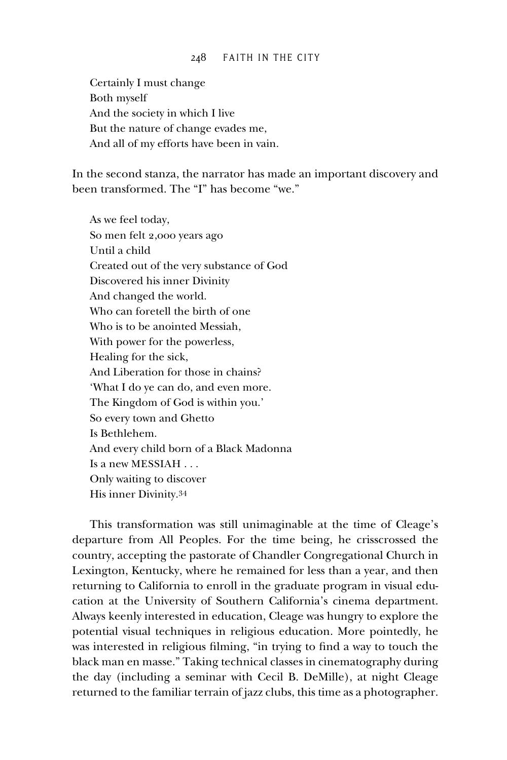Certainly I must change  
Both myself  
And the society in which I live  
But the nature of change evades me,  
And all of my efforts have been in vain.

In the second stanza, the narrator has made an important discovery and been transformed. The "I" has become "we."

As we feel today,  
So men felt 2,000 years ago  
Until a child  
Created out of the very substance of God  
Discovered his inner Divinity  
And changed the world.  
Who can foretell the birth of one  
Who is to be anointed Messiah,  
With power for the powerless,  
Healing for the sick,  
And Liberation for those in chains?  
'What I do ye can do, and even more.  
The Kingdom of God is within you.'  
So every town and Ghetto  
Is Bethlehem.  
And every child born of a Black Madonna  
Is a new MESSIAH . . .  
Only waiting to discover  
His inner Divinity.[34]

This transformation was still unimaginable at the time of Cleage's departure from All Peoples. For the time being, he crisscrossed the country, accepting the pastorate of Chandler Congregational Church in Lexington, Kentucky, where he remained for less than a year, and then returning to California to enroll in the graduate program in visual education at the University of Southern California's cinema department. Always keenly interested in education, Cleage was hungry to explore the potential visual techniques in religious education. More pointedly, he was interested in religious filming, "in trying to find a way to touch the black man en masse." Taking technical classes in cinematography during the day (including a seminar with Cecil B. DeMille), at night Cleage returned to the familiar terrain of jazz clubs, this time as a photographer.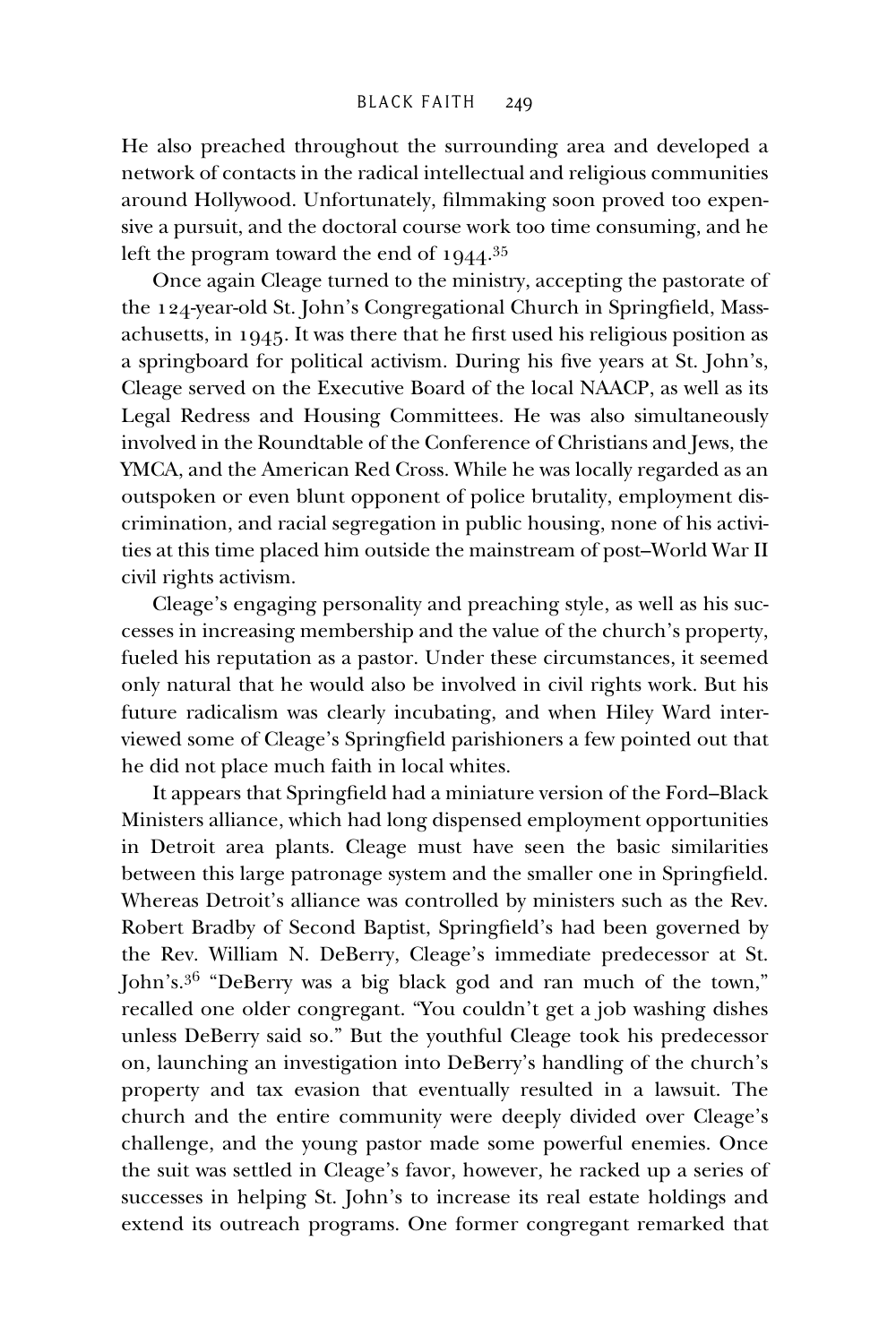He also preached throughout the surrounding area and developed a network of contacts in the radical intellectual and religious communities around Hollywood. Unfortunately, filmmaking soon proved too expensive a pursuit, and the doctoral course work too time consuming, and he left the program toward the end of 1944.[35]

Once again Cleage turned to the ministry, accepting the pastorate of the 124-year-old St. John's Congregational Church in Springfield, Massachusetts, in 1945. It was there that he first used his religious position as a springboard for political activism. During his five years at St. John's, Cleage served on the Executive Board of the local NAACP, as well as its Legal Redress and Housing Committees. He was also simultaneously involved in the Roundtable of the Conference of Christians and Jews, the YMCA, and the American Red Cross. While he was locally regarded as an outspoken or even blunt opponent of police brutality, employment discrimination, and racial segregation in public housing, none of his activities at this time placed him outside the mainstream of post–World War II civil rights activism.

Cleage's engaging personality and preaching style, as well as his successes in increasing membership and the value of the church's property, fueled his reputation as a pastor. Under these circumstances, it seemed only natural that he would also be involved in civil rights work. But his future radicalism was clearly incubating, and when Hiley Ward interviewed some of Cleage's Springfield parishioners a few pointed out that he did not place much faith in local whites.

It appears that Springfield had a miniature version of the Ford–Black Ministers alliance, which had long dispensed employment opportunities in Detroit area plants. Cleage must have seen the basic similarities between this large patronage system and the smaller one in Springfield. Whereas Detroit's alliance was controlled by ministers such as the Rev. Robert Bradby of Second Baptist, Springfield's had been governed by the Rev. William N. DeBerry, Cleage's immediate predecessor at St. John's.[36] "DeBerry was a big black god and ran much of the town," recalled one older congregant. "You couldn't get a job washing dishes unless DeBerry said so." But the youthful Cleage took his predecessor on, launching an investigation into DeBerry's handling of the church's property and tax evasion that eventually resulted in a lawsuit. The church and the entire community were deeply divided over Cleage's challenge, and the young pastor made some powerful enemies. Once the suit was settled in Cleage's favor, however, he racked up a series of successes in helping St. John's to increase its real estate holdings and extend its outreach programs. One former congregant remarked that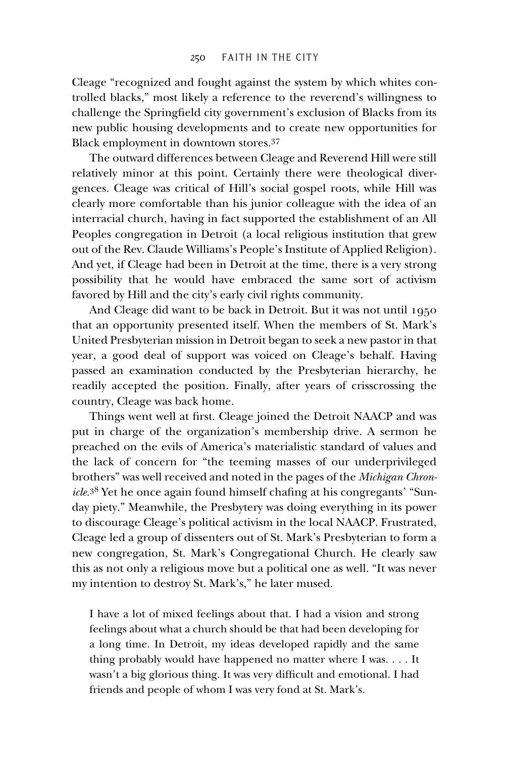Cleage "recognized and fought against the system by which whites controlled blacks," most likely a reference to the reverend's willingness to challenge the Springfield city government's exclusion of Blacks from its new public housing developments and to create new opportunities for Black employment in downtown stores.[37]

The outward differences between Cleage and Reverend Hill were still relatively minor at this point. Certainly there were theological divergences. Cleage was critical of Hill's social gospel roots, while Hill was clearly more comfortable than his junior colleague with the idea of an interracial church, having in fact supported the establishment of an All Peoples congregation in Detroit (a local religious institution that grew out of the Rev. Claude Williams's People's Institute of Applied Religion). And yet, if Cleage had been in Detroit at the time, there is a very strong possibility that he would have embraced the same sort of activism favored by Hill and the city's early civil rights community.

And Cleage did want to be back in Detroit. But it was not until 1950 that an opportunity presented itself. When the members of St. Mark's United Presbyterian mission in Detroit began to seek a new pastor in that year, a good deal of support was voiced on Cleage's behalf. Having passed an examination conducted by the Presbyterian hierarchy, he readily accepted the position. Finally, after years of crisscrossing the country, Cleage was back home.

Things went well at first. Cleage joined the Detroit NAACP and was put in charge of the organization's membership drive. A sermon he preached on the evils of America's materialistic standard of values and the lack of concern for "the teeming masses of our underprivileged brothers" was well received and noted in the pages of the *Michigan Chronicle*.[38] Yet he once again found himself chafing at his congregants' "Sunday piety." Meanwhile, the Presbytery was doing everything in its power to discourage Cleage's political activism in the local NAACP. Frustrated, Cleage led a group of dissenters out of St. Mark's Presbyterian to form a new congregation, St. Mark's Congregational Church. He clearly saw this as not only a religious move but a political one as well. "It was never my intention to destroy St. Mark's," he later mused.

> I have a lot of mixed feelings about that. I had a vision and strong feelings about what a church should be that had been developing for a long time. In Detroit, my ideas developed rapidly and the same thing probably would have happened no matter where I was. . . . It wasn't a big glorious thing. It was very difficult and emotional. I had friends and people of whom I was very fond at St. Mark's.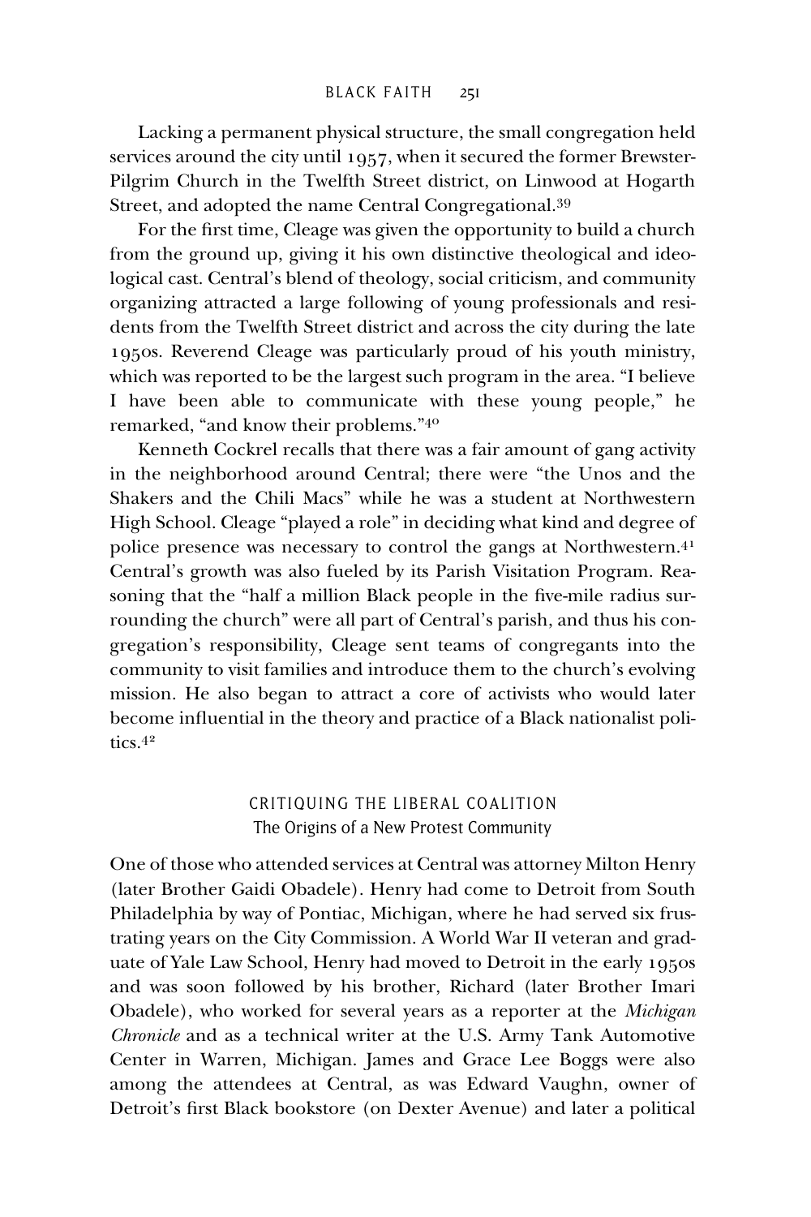Lacking a permanent physical structure, the small congregation held services around the city until 1957, when it secured the former Brewster-Pilgrim Church in the Twelfth Street district, on Linwood at Hogarth Street, and adopted the name Central Congregational.[39]

For the first time, Cleage was given the opportunity to build a church from the ground up, giving it his own distinctive theological and ideological cast. Central's blend of theology, social criticism, and community organizing attracted a large following of young professionals and residents from the Twelfth Street district and across the city during the late 1950s. Reverend Cleage was particularly proud of his youth ministry, which was reported to be the largest such program in the area. "I believe I have been able to communicate with these young people," he remarked, "and know their problems."[40]

Kenneth Cockrel recalls that there was a fair amount of gang activity in the neighborhood around Central; there were "the Unos and the Shakers and the Chili Macs" while he was a student at Northwestern High School. Cleage "played a role" in deciding what kind and degree of police presence was necessary to control the gangs at Northwestern.[41] Central's growth was also fueled by its Parish Visitation Program. Reasoning that the "half a million Black people in the five-mile radius surrounding the church" were all part of Central's parish, and thus his congregation's responsibility, Cleage sent teams of congregants into the community to visit families and introduce them to the church's evolving mission. He also began to attract a core of activists who would later become influential in the theory and practice of a Black nationalist politics.[42]

## CRITIQUING THE LIBERAL COALITION
### The Origins of a New Protest Community

One of those who attended services at Central was attorney Milton Henry (later Brother Gaidi Obadele). Henry had come to Detroit from South Philadelphia by way of Pontiac, Michigan, where he had served six frustrating years on the City Commission. A World War II veteran and graduate of Yale Law School, Henry had moved to Detroit in the early 1950s and was soon followed by his brother, Richard (later Brother Imari Obadele), who worked for several years as a reporter at the *Michigan Chronicle* and as a technical writer at the U.S. Army Tank Automotive Center in Warren, Michigan. James and Grace Lee Boggs were also among the attendees at Central, as was Edward Vaughn, owner of Detroit's first Black bookstore (on Dexter Avenue) and later a political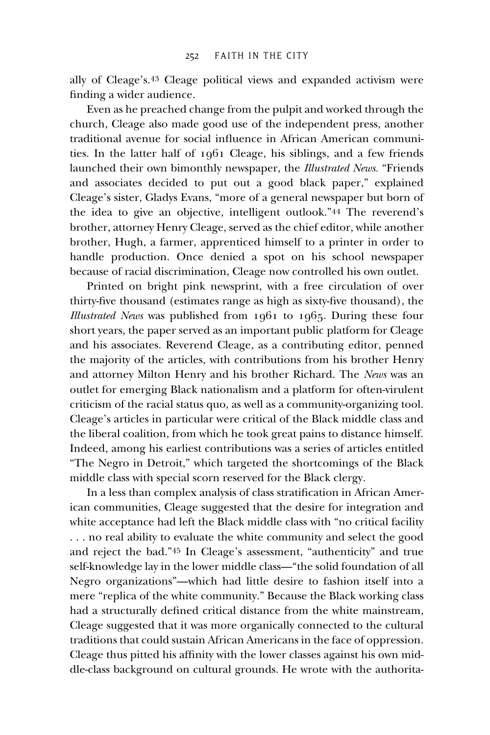ally of Cleage's.[43] Cleage political views and expanded activism were finding a wider audience.

Even as he preached change from the pulpit and worked through the church, Cleage also made good use of the independent press, another traditional avenue for social influence in African American communities. In the latter half of 1961 Cleage, his siblings, and a few friends launched their own bimonthly newspaper, the *Illustrated News*. "Friends and associates decided to put out a good black paper," explained Cleage's sister, Gladys Evans, "more of a general newspaper but born of the idea to give an objective, intelligent outlook."[44] The reverend's brother, attorney Henry Cleage, served as the chief editor, while another brother, Hugh, a farmer, apprenticed himself to a printer in order to handle production. Once denied a spot on his school newspaper because of racial discrimination, Cleage now controlled his own outlet.

Printed on bright pink newsprint, with a free circulation of over thirty-five thousand (estimates range as high as sixty-five thousand), the *Illustrated News* was published from 1961 to 1965. During these four short years, the paper served as an important public platform for Cleage and his associates. Reverend Cleage, as a contributing editor, penned the majority of the articles, with contributions from his brother Henry and attorney Milton Henry and his brother Richard. The *News* was an outlet for emerging Black nationalism and a platform for often-virulent criticism of the racial status quo, as well as a community-organizing tool. Cleage's articles in particular were critical of the Black middle class and the liberal coalition, from which he took great pains to distance himself. Indeed, among his earliest contributions was a series of articles entitled "The Negro in Detroit," which targeted the shortcomings of the Black middle class with special scorn reserved for the Black clergy.

In a less than complex analysis of class stratification in African American communities, Cleage suggested that the desire for integration and white acceptance had left the Black middle class with "no critical facility . . . no real ability to evaluate the white community and select the good and reject the bad."[45] In Cleage's assessment, "authenticity" and true self-knowledge lay in the lower middle class—"the solid foundation of all Negro organizations"—which had little desire to fashion itself into a mere "replica of the white community." Because the Black working class had a structurally defined critical distance from the white mainstream, Cleage suggested that it was more organically connected to the cultural traditions that could sustain African Americans in the face of oppression. Cleage thus pitted his affinity with the lower classes against his own middle-class background on cultural grounds. He wrote with the authorita-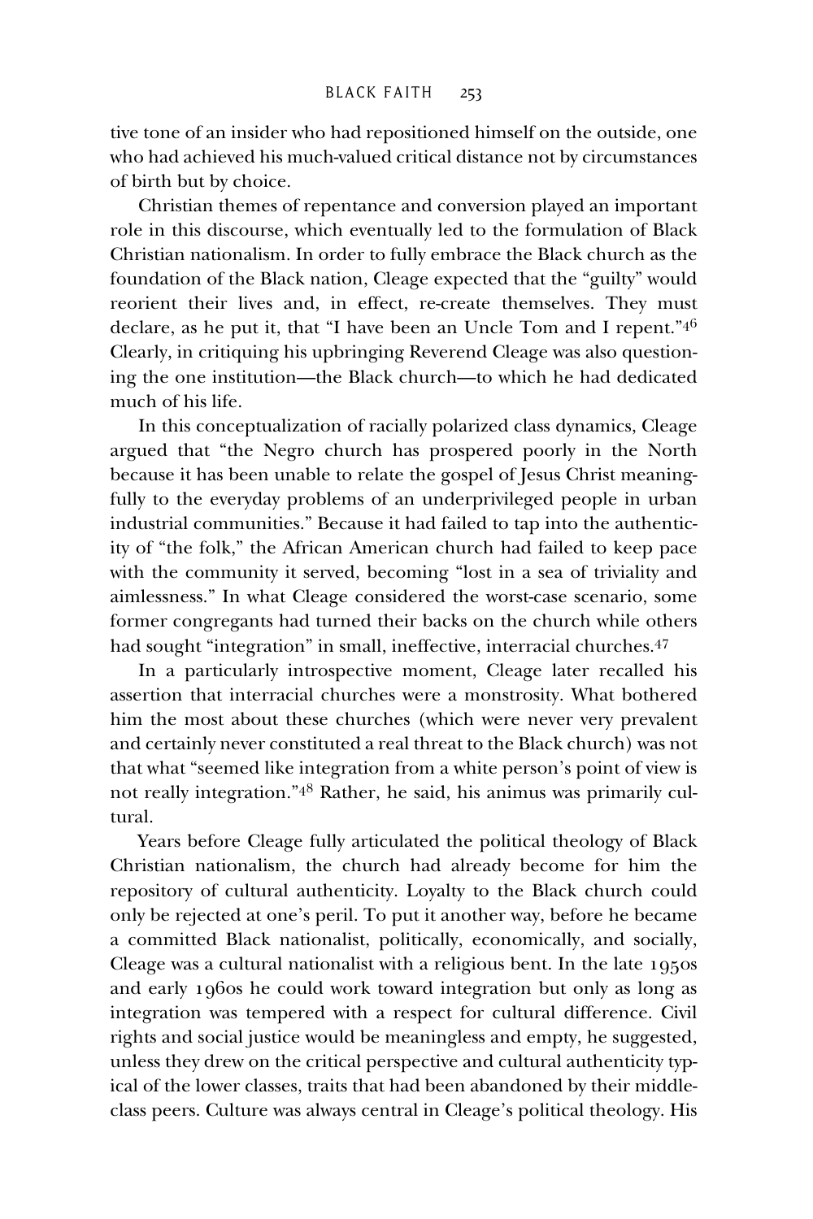tive tone of an insider who had repositioned himself on the outside, one who had achieved his much-valued critical distance not by circumstances of birth but by choice.

Christian themes of repentance and conversion played an important role in this discourse, which eventually led to the formulation of Black Christian nationalism. In order to fully embrace the Black church as the foundation of the Black nation, Cleage expected that the "guilty" would reorient their lives and, in effect, re-create themselves. They must declare, as he put it, that "I have been an Uncle Tom and I repent."[46] Clearly, in critiquing his upbringing Reverend Cleage was also questioning the one institution—the Black church—to which he had dedicated much of his life.

In this conceptualization of racially polarized class dynamics, Cleage argued that "the Negro church has prospered poorly in the North because it has been unable to relate the gospel of Jesus Christ meaningfully to the everyday problems of an underprivileged people in urban industrial communities." Because it had failed to tap into the authenticity of "the folk," the African American church had failed to keep pace with the community it served, becoming "lost in a sea of triviality and aimlessness." In what Cleage considered the worst-case scenario, some former congregants had turned their backs on the church while others had sought "integration" in small, ineffective, interracial churches.[47]

In a particularly introspective moment, Cleage later recalled his assertion that interracial churches were a monstrosity. What bothered him the most about these churches (which were never very prevalent and certainly never constituted a real threat to the Black church) was not that what "seemed like integration from a white person's point of view is not really integration."[48] Rather, he said, his animus was primarily cultural.

Years before Cleage fully articulated the political theology of Black Christian nationalism, the church had already become for him the repository of cultural authenticity. Loyalty to the Black church could only be rejected at one's peril. To put it another way, before he became a committed Black nationalist, politically, economically, and socially, Cleage was a cultural nationalist with a religious bent. In the late 1950s and early 1960s he could work toward integration but only as long as integration was tempered with a respect for cultural difference. Civil rights and social justice would be meaningless and empty, he suggested, unless they drew on the critical perspective and cultural authenticity typical of the lower classes, traits that had been abandoned by their middle-class peers. Culture was always central in Cleage's political theology. His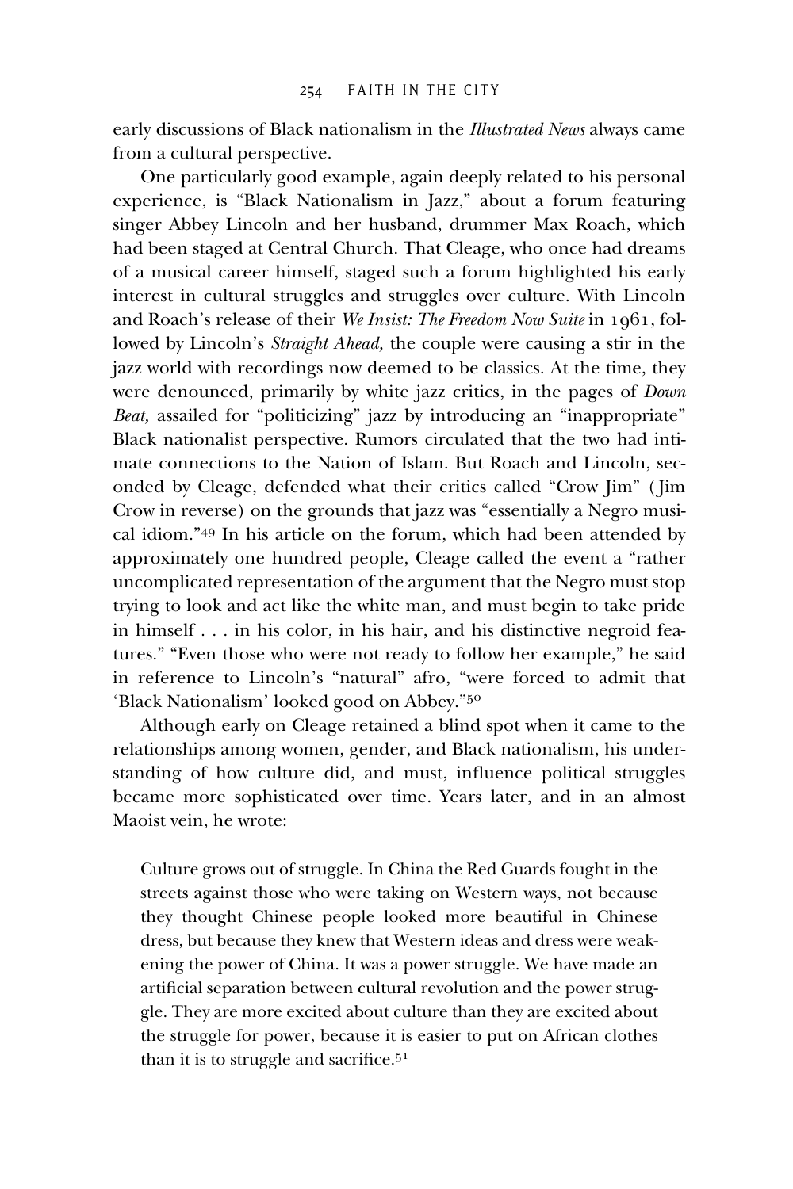early discussions of Black nationalism in the *Illustrated News* always came from a cultural perspective.

One particularly good example, again deeply related to his personal experience, is "Black Nationalism in Jazz," about a forum featuring singer Abbey Lincoln and her husband, drummer Max Roach, which had been staged at Central Church. That Cleage, who once had dreams of a musical career himself, staged such a forum highlighted his early interest in cultural struggles and struggles over culture. With Lincoln and Roach's release of their *We Insist: The Freedom Now Suite* in 1961, followed by Lincoln's *Straight Ahead,* the couple were causing a stir in the jazz world with recordings now deemed to be classics. At the time, they were denounced, primarily by white jazz critics, in the pages of *Down Beat,* assailed for "politicizing" jazz by introducing an "inappropriate" Black nationalist perspective. Rumors circulated that the two had intimate connections to the Nation of Islam. But Roach and Lincoln, seconded by Cleage, defended what their critics called "Crow Jim" (Jim Crow in reverse) on the grounds that jazz was "essentially a Negro musical idiom."[49] In his article on the forum, which had been attended by approximately one hundred people, Cleage called the event a "rather uncomplicated representation of the argument that the Negro must stop trying to look and act like the white man, and must begin to take pride in himself . . . in his color, in his hair, and his distinctive negroid features." "Even those who were not ready to follow her example," he said in reference to Lincoln's "natural" afro, "were forced to admit that 'Black Nationalism' looked good on Abbey."[50]

Although early on Cleage retained a blind spot when it came to the relationships among women, gender, and Black nationalism, his understanding of how culture did, and must, influence political struggles became more sophisticated over time. Years later, and in an almost Maoist vein, he wrote:

> Culture grows out of struggle. In China the Red Guards fought in the streets against those who were taking on Western ways, not because they thought Chinese people looked more beautiful in Chinese dress, but because they knew that Western ideas and dress were weakening the power of China. It was a power struggle. We have made an artificial separation between cultural revolution and the power struggle. They are more excited about culture than they are excited about the struggle for power, because it is easier to put on African clothes than it is to struggle and sacrifice.[51]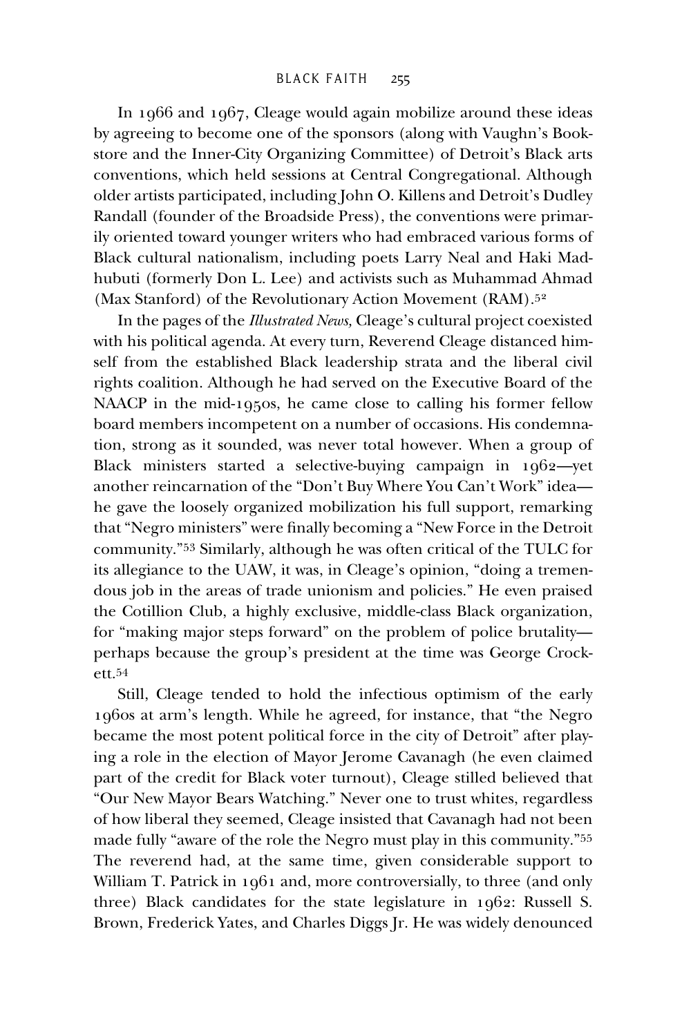In 1966 and 1967, Cleage would again mobilize around these ideas by agreeing to become one of the sponsors (along with Vaughn's Bookstore and the Inner-City Organizing Committee) of Detroit's Black arts conventions, which held sessions at Central Congregational. Although older artists participated, including John O. Killens and Detroit's Dudley Randall (founder of the Broadside Press), the conventions were primarily oriented toward younger writers who had embraced various forms of Black cultural nationalism, including poets Larry Neal and Haki Madhubuti (formerly Don L. Lee) and activists such as Muhammad Ahmad (Max Stanford) of the Revolutionary Action Movement (RAM).[52]

In the pages of the *Illustrated News,* Cleage's cultural project coexisted with his political agenda. At every turn, Reverend Cleage distanced himself from the established Black leadership strata and the liberal civil rights coalition. Although he had served on the Executive Board of the NAACP in the mid-1950s, he came close to calling his former fellow board members incompetent on a number of occasions. His condemnation, strong as it sounded, was never total however. When a group of Black ministers started a selective-buying campaign in 1962—yet another reincarnation of the "Don't Buy Where You Can't Work" idea—he gave the loosely organized mobilization his full support, remarking that "Negro ministers" were finally becoming a "New Force in the Detroit community."[53] Similarly, although he was often critical of the TULC for its allegiance to the UAW, it was, in Cleage's opinion, "doing a tremendous job in the areas of trade unionism and policies." He even praised the Cotillion Club, a highly exclusive, middle-class Black organization, for "making major steps forward" on the problem of police brutality—perhaps because the group's president at the time was George Crockett.[54]

Still, Cleage tended to hold the infectious optimism of the early 1960s at arm's length. While he agreed, for instance, that "the Negro became the most potent political force in the city of Detroit" after playing a role in the election of Mayor Jerome Cavanagh (he even claimed part of the credit for Black voter turnout), Cleage stilled believed that "Our New Mayor Bears Watching." Never one to trust whites, regardless of how liberal they seemed, Cleage insisted that Cavanagh had not been made fully "aware of the role the Negro must play in this community."[55] The reverend had, at the same time, given considerable support to William T. Patrick in 1961 and, more controversially, to three (and only three) Black candidates for the state legislature in 1962: Russell S. Brown, Frederick Yates, and Charles Diggs Jr. He was widely denounced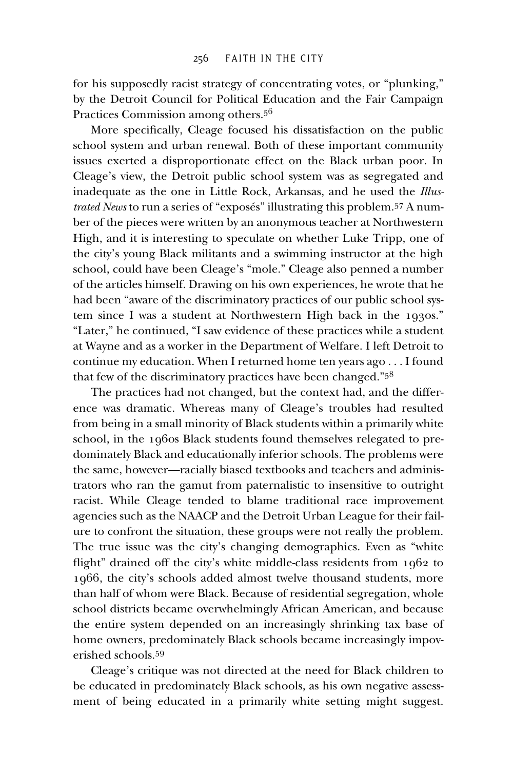for his supposedly racist strategy of concentrating votes, or "plunking," by the Detroit Council for Political Education and the Fair Campaign Practices Commission among others.[56]

More specifically, Cleage focused his dissatisfaction on the public school system and urban renewal. Both of these important community issues exerted a disproportionate effect on the Black urban poor. In Cleage's view, the Detroit public school system was as segregated and inadequate as the one in Little Rock, Arkansas, and he used the *Illustrated News* to run a series of "exposés" illustrating this problem.[57] A number of the pieces were written by an anonymous teacher at Northwestern High, and it is interesting to speculate on whether Luke Tripp, one of the city's young Black militants and a swimming instructor at the high school, could have been Cleage's "mole." Cleage also penned a number of the articles himself. Drawing on his own experiences, he wrote that he had been "aware of the discriminatory practices of our public school system since I was a student at Northwestern High back in the 1930s." "Later," he continued, "I saw evidence of these practices while a student at Wayne and as a worker in the Department of Welfare. I left Detroit to continue my education. When I returned home ten years ago . . . I found that few of the discriminatory practices have been changed."[58]

The practices had not changed, but the context had, and the difference was dramatic. Whereas many of Cleage's troubles had resulted from being in a small minority of Black students within a primarily white school, in the 1960s Black students found themselves relegated to predominately Black and educationally inferior schools. The problems were the same, however—racially biased textbooks and teachers and administrators who ran the gamut from paternalistic to insensitive to outright racist. While Cleage tended to blame traditional race improvement agencies such as the NAACP and the Detroit Urban League for their failure to confront the situation, these groups were not really the problem. The true issue was the city's changing demographics. Even as "white flight" drained off the city's white middle-class residents from 1962 to 1966, the city's schools added almost twelve thousand students, more than half of whom were Black. Because of residential segregation, whole school districts became overwhelmingly African American, and because the entire system depended on an increasingly shrinking tax base of home owners, predominately Black schools became increasingly impoverished schools.[59]

Cleage's critique was not directed at the need for Black children to be educated in predominately Black schools, as his own negative assessment of being educated in a primarily white setting might suggest.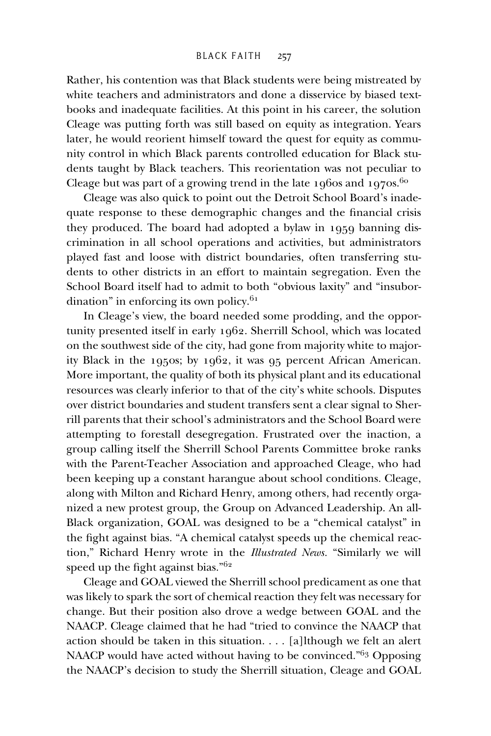Rather, his contention was that Black students were being mistreated by white teachers and administrators and done a disservice by biased textbooks and inadequate facilities. At this point in his career, the solution Cleage was putting forth was still based on equity as integration. Years later, he would reorient himself toward the quest for equity as community control in which Black parents controlled education for Black students taught by Black teachers. This reorientation was not peculiar to Cleage but was part of a growing trend in the late 1960s and 1970s.[60]

Cleage was also quick to point out the Detroit School Board's inadequate response to these demographic changes and the financial crisis they produced. The board had adopted a bylaw in 1959 banning discrimination in all school operations and activities, but administrators played fast and loose with district boundaries, often transferring students to other districts in an effort to maintain segregation. Even the School Board itself had to admit to both "obvious laxity" and "insubordination" in enforcing its own policy.[61]

In Cleage's view, the board needed some prodding, and the opportunity presented itself in early 1962. Sherrill School, which was located on the southwest side of the city, had gone from majority white to majority Black in the 1950s; by 1962, it was 95 percent African American. More important, the quality of both its physical plant and its educational resources was clearly inferior to that of the city's white schools. Disputes over district boundaries and student transfers sent a clear signal to Sherrill parents that their school's administrators and the School Board were attempting to forestall desegregation. Frustrated over the inaction, a group calling itself the Sherrill School Parents Committee broke ranks with the Parent-Teacher Association and approached Cleage, who had been keeping up a constant harangue about school conditions. Cleage, along with Milton and Richard Henry, among others, had recently organized a new protest group, the Group on Advanced Leadership. An all-Black organization, GOAL was designed to be a "chemical catalyst" in the fight against bias. "A chemical catalyst speeds up the chemical reaction," Richard Henry wrote in the *Illustrated News.* "Similarly we will speed up the fight against bias."[62]

Cleage and GOAL viewed the Sherrill school predicament as one that was likely to spark the sort of chemical reaction they felt was necessary for change. But their position also drove a wedge between GOAL and the NAACP. Cleage claimed that he had "tried to convince the NAACP that action should be taken in this situation. . . . [a]lthough we felt an alert NAACP would have acted without having to be convinced."[63] Opposing the NAACP's decision to study the Sherrill situation, Cleage and GOAL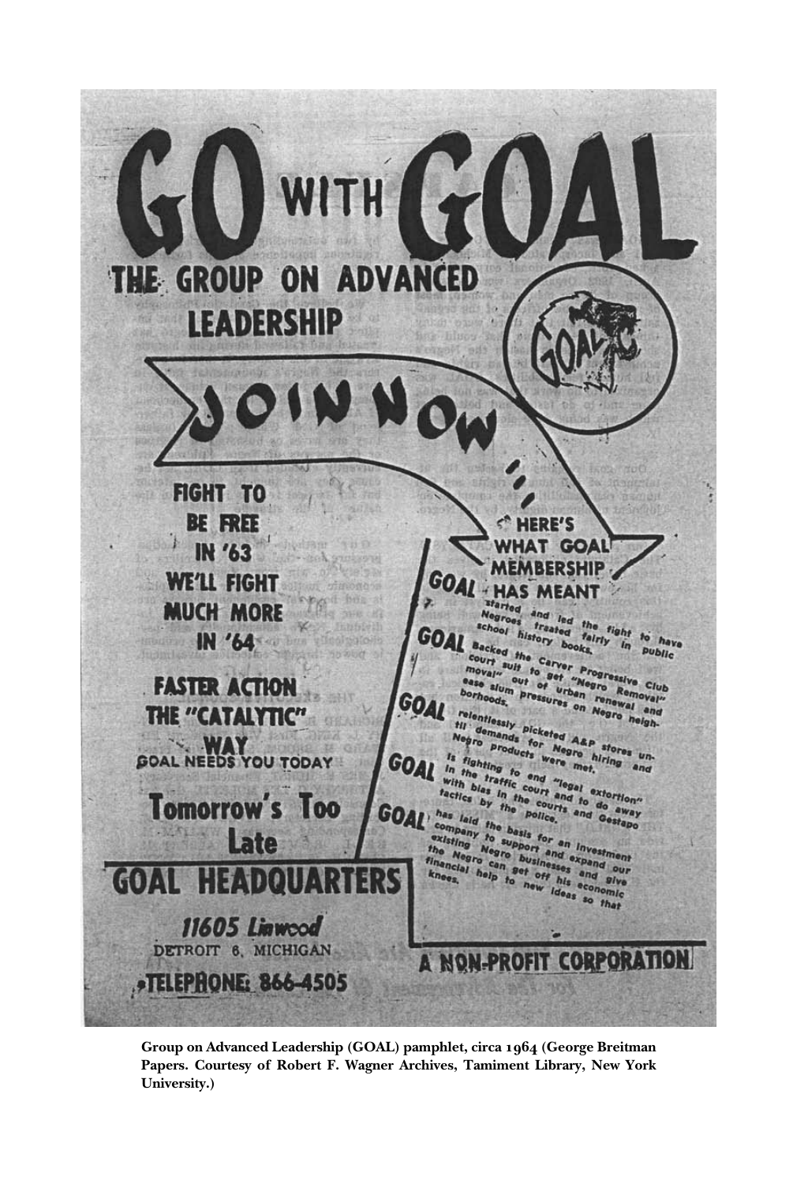# GO WITH GOAL

## THE GROUP ON ADVANCED LEADERSHIP

## JOIN NOW

FIGHT TO BE FREE IN '63
WE'LL FIGHT MUCH MORE IN '64

FASTER ACTION THE "CATALYTIC" WAY
GOAL NEEDS YOU TODAY

Tomorrow's Too Late

HERE'S WHAT GOAL MEMBERSHIP HAS MEANT

- GOAL started and led the fight to have Negroes treated fairly in public school history books.
- GOAL Backed the Carver Progressive Club court suit to get "Negro Removal" out of urban renewal and ease slum pressures on Negro neighborhoods.
- GOAL relentlessly picketed A&P stores until demands for Negro hiring and Negro products were met.
- GOAL is fighting to end "legal extortion" in the traffic court and to do away with bias in the courts and Gestapo tactics by the police.
- GOAL has laid the basis for an investment company to support and expand our existing Negro businesses and give the Negro can get off his economic knees. financial help to new ideas so that

## GOAL HEADQUARTERS

11605 Linwood
DETROIT 6, MICHIGAN
TELEPHONE: 866-4505

A NON-PROFIT CORPORATION

**Group on Advanced Leadership (GOAL) pamphlet, circa 1964 (George Breitman Papers. Courtesy of Robert F. Wagner Archives, Tamiment Library, New York University.)**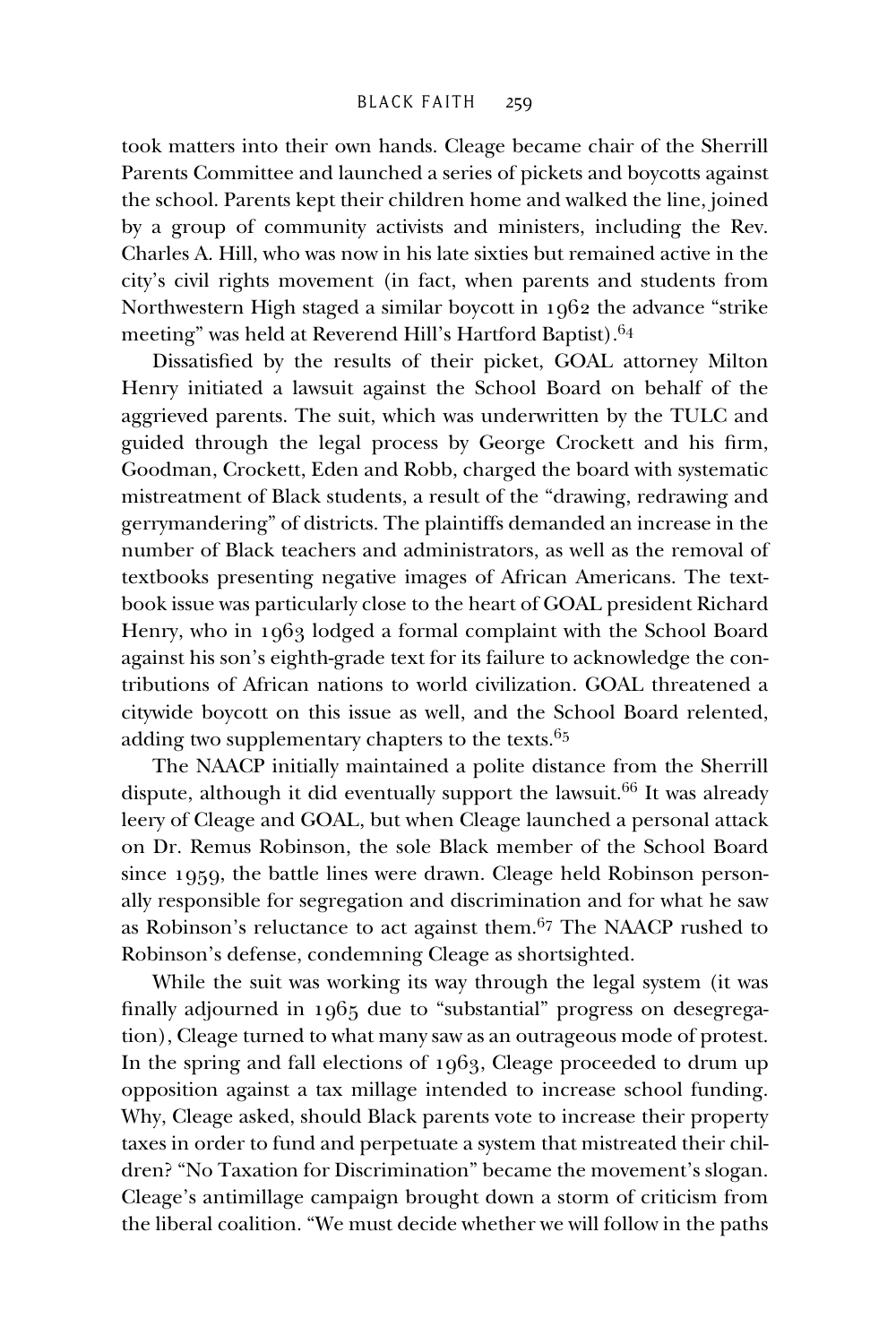took matters into their own hands. Cleage became chair of the Sherrill Parents Committee and launched a series of pickets and boycotts against the school. Parents kept their children home and walked the line, joined by a group of community activists and ministers, including the Rev. Charles A. Hill, who was now in his late sixties but remained active in the city's civil rights movement (in fact, when parents and students from Northwestern High staged a similar boycott in 1962 the advance "strike meeting" was held at Reverend Hill's Hartford Baptist).[64]

Dissatisfied by the results of their picket, GOAL attorney Milton Henry initiated a lawsuit against the School Board on behalf of the aggrieved parents. The suit, which was underwritten by the TULC and guided through the legal process by George Crockett and his firm, Goodman, Crockett, Eden and Robb, charged the board with systematic mistreatment of Black students, a result of the "drawing, redrawing and gerrymandering" of districts. The plaintiffs demanded an increase in the number of Black teachers and administrators, as well as the removal of textbooks presenting negative images of African Americans. The textbook issue was particularly close to the heart of GOAL president Richard Henry, who in 1963 lodged a formal complaint with the School Board against his son's eighth-grade text for its failure to acknowledge the contributions of African nations to world civilization. GOAL threatened a citywide boycott on this issue as well, and the School Board relented, adding two supplementary chapters to the texts.[65]

The NAACP initially maintained a polite distance from the Sherrill dispute, although it did eventually support the lawsuit.[66] It was already leery of Cleage and GOAL, but when Cleage launched a personal attack on Dr. Remus Robinson, the sole Black member of the School Board since 1959, the battle lines were drawn. Cleage held Robinson personally responsible for segregation and discrimination and for what he saw as Robinson's reluctance to act against them.[67] The NAACP rushed to Robinson's defense, condemning Cleage as shortsighted.

While the suit was working its way through the legal system (it was finally adjourned in 1965 due to "substantial" progress on desegregation), Cleage turned to what many saw as an outrageous mode of protest. In the spring and fall elections of 1963, Cleage proceeded to drum up opposition against a tax millage intended to increase school funding. Why, Cleage asked, should Black parents vote to increase their property taxes in order to fund and perpetuate a system that mistreated their children? "No Taxation for Discrimination" became the movement's slogan. Cleage's antimillage campaign brought down a storm of criticism from the liberal coalition. "We must decide whether we will follow in the paths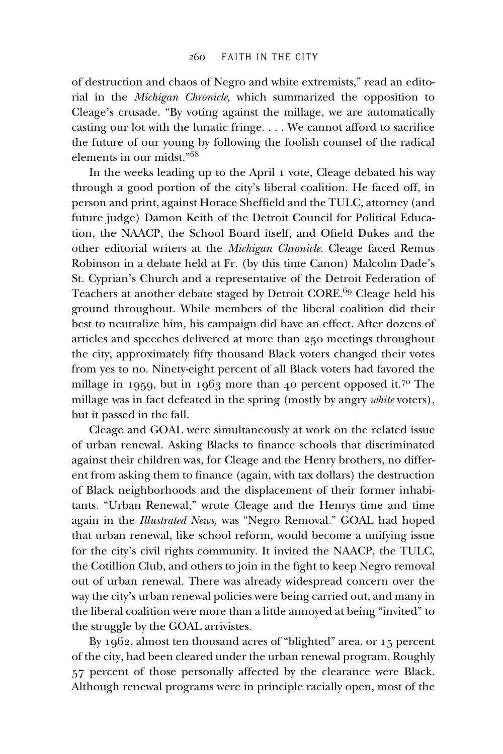of destruction and chaos of Negro and white extremists," read an editorial in the *Michigan Chronicle,* which summarized the opposition to Cleage's crusade. "By voting against the millage, we are automatically casting our lot with the lunatic fringe. . . . We cannot afford to sacrifice the future of our young by following the foolish counsel of the radical elements in our midst."[68]

In the weeks leading up to the April 1 vote, Cleage debated his way through a good portion of the city's liberal coalition. He faced off, in person and print, against Horace Sheffield and the TULC, attorney (and future judge) Damon Keith of the Detroit Council for Political Education, the NAACP, the School Board itself, and Ofield Dukes and the other editorial writers at the *Michigan Chronicle.* Cleage faced Remus Robinson in a debate held at Fr. (by this time Canon) Malcolm Dade's St. Cyprian's Church and a representative of the Detroit Federation of Teachers at another debate staged by Detroit CORE.[69] Cleage held his ground throughout. While members of the liberal coalition did their best to neutralize him, his campaign did have an effect. After dozens of articles and speeches delivered at more than 250 meetings throughout the city, approximately fifty thousand Black voters changed their votes from yes to no. Ninety-eight percent of all Black voters had favored the millage in 1959, but in 1963 more than 40 percent opposed it.[70] The millage was in fact defeated in the spring (mostly by angry *white* voters), but it passed in the fall.

Cleage and GOAL were simultaneously at work on the related issue of urban renewal. Asking Blacks to finance schools that discriminated against their children was, for Cleage and the Henry brothers, no different from asking them to finance (again, with tax dollars) the destruction of Black neighborhoods and the displacement of their former inhabitants. "Urban Renewal," wrote Cleage and the Henrys time and time again in the *Illustrated News,* was "Negro Removal." GOAL had hoped that urban renewal, like school reform, would become a unifying issue for the city's civil rights community. It invited the NAACP, the TULC, the Cotillion Club, and others to join in the fight to keep Negro removal out of urban renewal. There was already widespread concern over the way the city's urban renewal policies were being carried out, and many in the liberal coalition were more than a little annoyed at being "invited" to the struggle by the GOAL arrivistes.

By 1962, almost ten thousand acres of "blighted" area, or 15 percent of the city, had been cleared under the urban renewal program. Roughly 57 percent of those personally affected by the clearance were Black. Although renewal programs were in principle racially open, most of the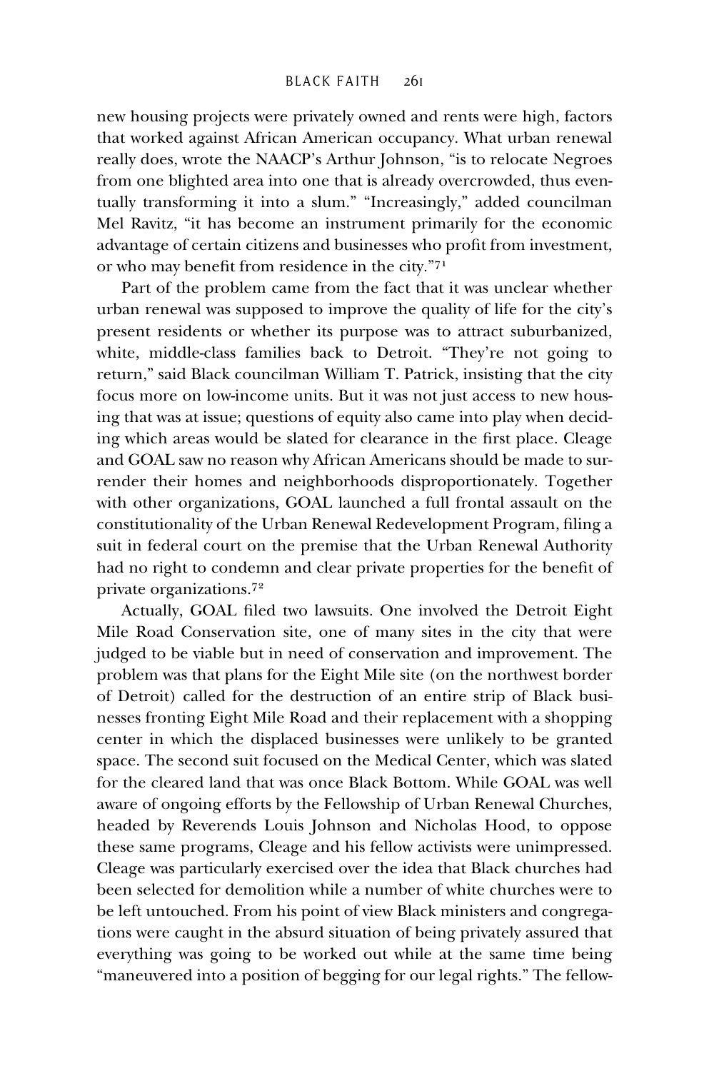new housing projects were privately owned and rents were high, factors that worked against African American occupancy. What urban renewal really does, wrote the NAACP's Arthur Johnson, "is to relocate Negroes from one blighted area into one that is already overcrowded, thus eventually transforming it into a slum." "Increasingly," added councilman Mel Ravitz, "it has become an instrument primarily for the economic advantage of certain citizens and businesses who profit from investment, or who may benefit from residence in the city."[71]

Part of the problem came from the fact that it was unclear whether urban renewal was supposed to improve the quality of life for the city's present residents or whether its purpose was to attract suburbanized, white, middle-class families back to Detroit. "They're not going to return," said Black councilman William T. Patrick, insisting that the city focus more on low-income units. But it was not just access to new housing that was at issue; questions of equity also came into play when deciding which areas would be slated for clearance in the first place. Cleage and GOAL saw no reason why African Americans should be made to surrender their homes and neighborhoods disproportionately. Together with other organizations, GOAL launched a full frontal assault on the constitutionality of the Urban Renewal Redevelopment Program, filing a suit in federal court on the premise that the Urban Renewal Authority had no right to condemn and clear private properties for the benefit of private organizations.[72]

Actually, GOAL filed two lawsuits. One involved the Detroit Eight Mile Road Conservation site, one of many sites in the city that were judged to be viable but in need of conservation and improvement. The problem was that plans for the Eight Mile site (on the northwest border of Detroit) called for the destruction of an entire strip of Black businesses fronting Eight Mile Road and their replacement with a shopping center in which the displaced businesses were unlikely to be granted space. The second suit focused on the Medical Center, which was slated for the cleared land that was once Black Bottom. While GOAL was well aware of ongoing efforts by the Fellowship of Urban Renewal Churches, headed by Reverends Louis Johnson and Nicholas Hood, to oppose these same programs, Cleage and his fellow activists were unimpressed. Cleage was particularly exercised over the idea that Black churches had been selected for demolition while a number of white churches were to be left untouched. From his point of view Black ministers and congregations were caught in the absurd situation of being privately assured that everything was going to be worked out while at the same time being "maneuvered into a position of begging for our legal rights." The fellow-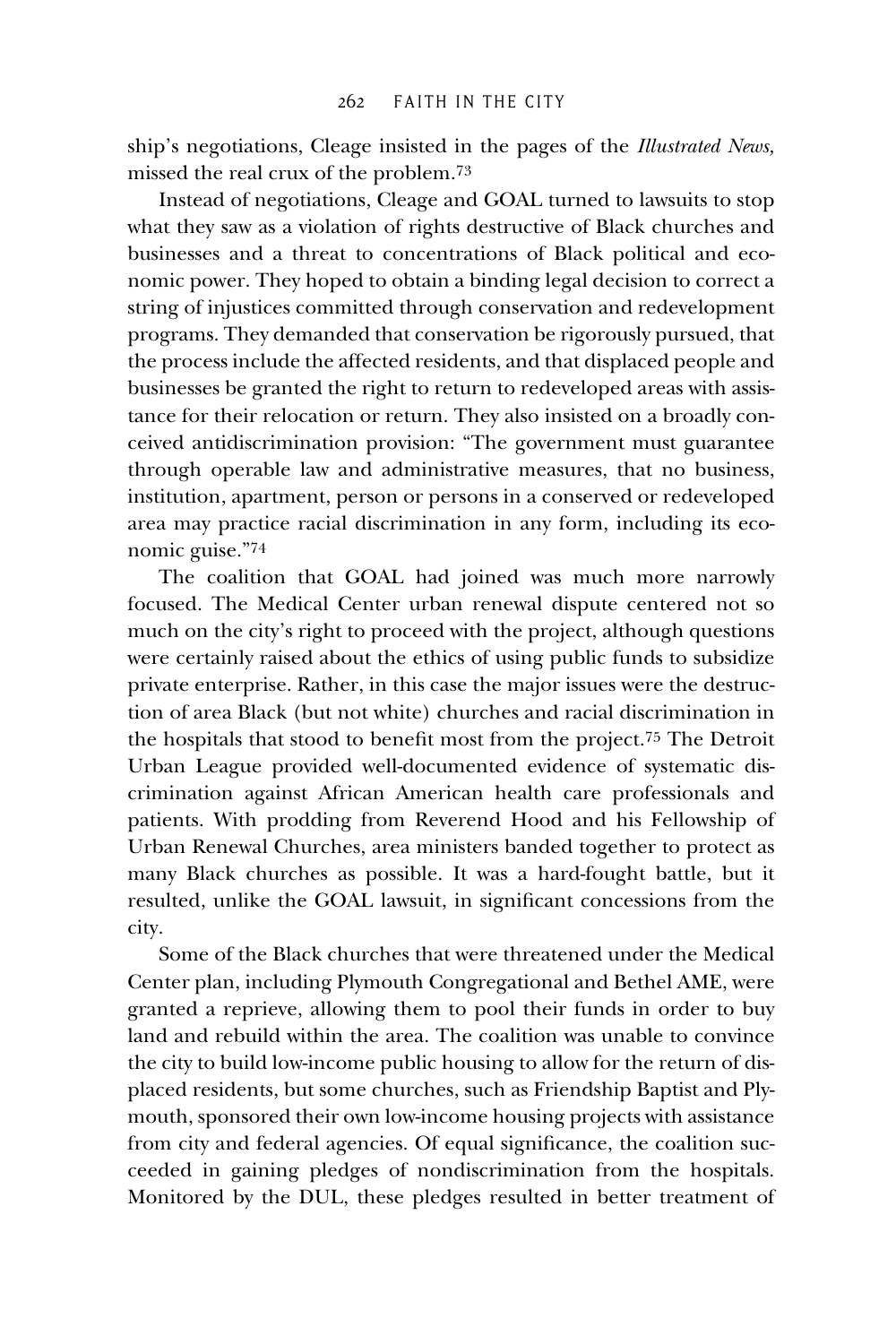ship's negotiations, Cleage insisted in the pages of the *Illustrated News,* missed the real crux of the problem.[73]

Instead of negotiations, Cleage and GOAL turned to lawsuits to stop what they saw as a violation of rights destructive of Black churches and businesses and a threat to concentrations of Black political and economic power. They hoped to obtain a binding legal decision to correct a string of injustices committed through conservation and redevelopment programs. They demanded that conservation be rigorously pursued, that the process include the affected residents, and that displaced people and businesses be granted the right to return to redeveloped areas with assistance for their relocation or return. They also insisted on a broadly conceived antidiscrimination provision: "The government must guarantee through operable law and administrative measures, that no business, institution, apartment, person or persons in a conserved or redeveloped area may practice racial discrimination in any form, including its economic guise."[74]

The coalition that GOAL had joined was much more narrowly focused. The Medical Center urban renewal dispute centered not so much on the city's right to proceed with the project, although questions were certainly raised about the ethics of using public funds to subsidize private enterprise. Rather, in this case the major issues were the destruction of area Black (but not white) churches and racial discrimination in the hospitals that stood to benefit most from the project.[75] The Detroit Urban League provided well-documented evidence of systematic discrimination against African American health care professionals and patients. With prodding from Reverend Hood and his Fellowship of Urban Renewal Churches, area ministers banded together to protect as many Black churches as possible. It was a hard-fought battle, but it resulted, unlike the GOAL lawsuit, in significant concessions from the city.

Some of the Black churches that were threatened under the Medical Center plan, including Plymouth Congregational and Bethel AME, were granted a reprieve, allowing them to pool their funds in order to buy land and rebuild within the area. The coalition was unable to convince the city to build low-income public housing to allow for the return of displaced residents, but some churches, such as Friendship Baptist and Plymouth, sponsored their own low-income housing projects with assistance from city and federal agencies. Of equal significance, the coalition succeeded in gaining pledges of nondiscrimination from the hospitals. Monitored by the DUL, these pledges resulted in better treatment of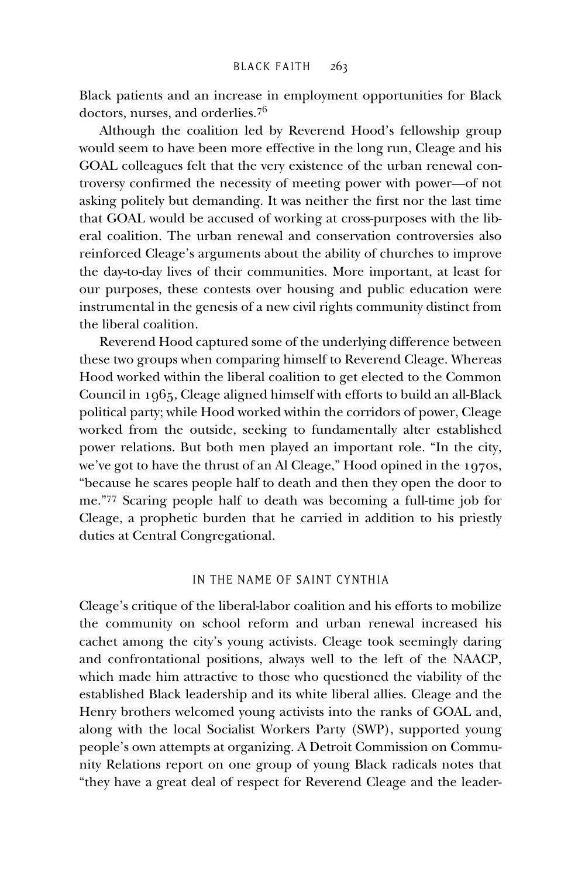Black patients and an increase in employment opportunities for Black doctors, nurses, and orderlies.[76]

Although the coalition led by Reverend Hood's fellowship group would seem to have been more effective in the long run, Cleage and his GOAL colleagues felt that the very existence of the urban renewal controversy confirmed the necessity of meeting power with power—of not asking politely but demanding. It was neither the first nor the last time that GOAL would be accused of working at cross-purposes with the liberal coalition. The urban renewal and conservation controversies also reinforced Cleage's arguments about the ability of churches to improve the day-to-day lives of their communities. More important, at least for our purposes, these contests over housing and public education were instrumental in the genesis of a new civil rights community distinct from the liberal coalition.

Reverend Hood captured some of the underlying difference between these two groups when comparing himself to Reverend Cleage. Whereas Hood worked within the liberal coalition to get elected to the Common Council in 1965, Cleage aligned himself with efforts to build an all-Black political party; while Hood worked within the corridors of power, Cleage worked from the outside, seeking to fundamentally alter established power relations. But both men played an important role. "In the city, we've got to have the thrust of an Al Cleage," Hood opined in the 1970s, "because he scares people half to death and then they open the door to me."[77] Scaring people half to death was becoming a full-time job for Cleage, a prophetic burden that he carried in addition to his priestly duties at Central Congregational.

## IN THE NAME OF SAINT CYNTHIA

Cleage's critique of the liberal-labor coalition and his efforts to mobilize the community on school reform and urban renewal increased his cachet among the city's young activists. Cleage took seemingly daring and confrontational positions, always well to the left of the NAACP, which made him attractive to those who questioned the viability of the established Black leadership and its white liberal allies. Cleage and the Henry brothers welcomed young activists into the ranks of GOAL and, along with the local Socialist Workers Party (SWP), supported young people's own attempts at organizing. A Detroit Commission on Community Relations report on one group of young Black radicals notes that "they have a great deal of respect for Reverend Cleage and the leader-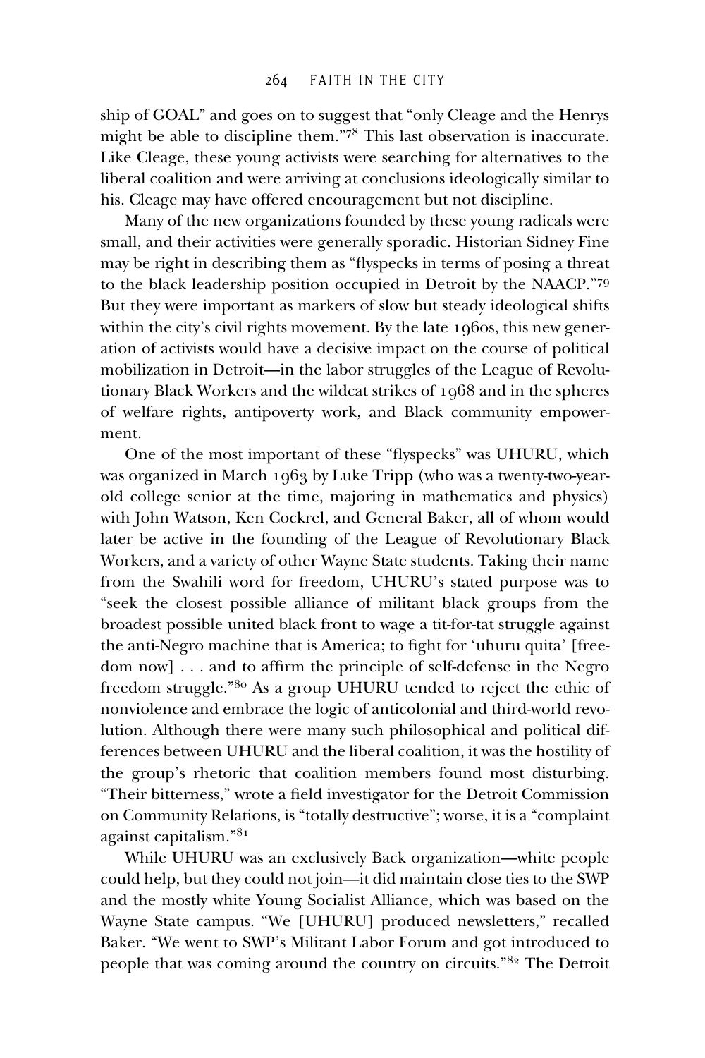ship of GOAL" and goes on to suggest that "only Cleage and the Henrys might be able to discipline them."[78] This last observation is inaccurate. Like Cleage, these young activists were searching for alternatives to the liberal coalition and were arriving at conclusions ideologically similar to his. Cleage may have offered encouragement but not discipline.

Many of the new organizations founded by these young radicals were small, and their activities were generally sporadic. Historian Sidney Fine may be right in describing them as "flyspecks in terms of posing a threat to the black leadership position occupied in Detroit by the NAACP."[79] But they were important as markers of slow but steady ideological shifts within the city's civil rights movement. By the late 1960s, this new generation of activists would have a decisive impact on the course of political mobilization in Detroit—in the labor struggles of the League of Revolutionary Black Workers and the wildcat strikes of 1968 and in the spheres of welfare rights, antipoverty work, and Black community empowerment.

One of the most important of these "flyspecks" was UHURU, which was organized in March 1963 by Luke Tripp (who was a twenty-two-year-old college senior at the time, majoring in mathematics and physics) with John Watson, Ken Cockrel, and General Baker, all of whom would later be active in the founding of the League of Revolutionary Black Workers, and a variety of other Wayne State students. Taking their name from the Swahili word for freedom, UHURU's stated purpose was to "seek the closest possible alliance of militant black groups from the broadest possible united black front to wage a tit-for-tat struggle against the anti-Negro machine that is America; to fight for 'uhuru quita' [freedom now] . . . and to affirm the principle of self-defense in the Negro freedom struggle."[80] As a group UHURU tended to reject the ethic of nonviolence and embrace the logic of anticolonial and third-world revolution. Although there were many such philosophical and political differences between UHURU and the liberal coalition, it was the hostility of the group's rhetoric that coalition members found most disturbing. "Their bitterness," wrote a field investigator for the Detroit Commission on Community Relations, is "totally destructive"; worse, it is a "complaint against capitalism."[81]

While UHURU was an exclusively Back organization—white people could help, but they could not join—it did maintain close ties to the SWP and the mostly white Young Socialist Alliance, which was based on the Wayne State campus. "We [UHURU] produced newsletters," recalled Baker. "We went to SWP's Militant Labor Forum and got introduced to people that was coming around the country on circuits."[82] The Detroit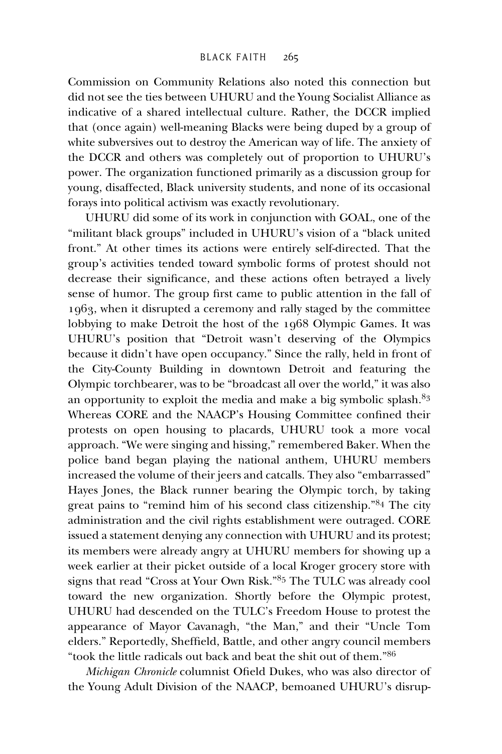Commission on Community Relations also noted this connection but did not see the ties between UHURU and the Young Socialist Alliance as indicative of a shared intellectual culture. Rather, the DCCR implied that (once again) well-meaning Blacks were being duped by a group of white subversives out to destroy the American way of life. The anxiety of the DCCR and others was completely out of proportion to UHURU's power. The organization functioned primarily as a discussion group for young, disaffected, Black university students, and none of its occasional forays into political activism was exactly revolutionary.

UHURU did some of its work in conjunction with GOAL, one of the "militant black groups" included in UHURU's vision of a "black united front." At other times its actions were entirely self-directed. That the group's activities tended toward symbolic forms of protest should not decrease their significance, and these actions often betrayed a lively sense of humor. The group first came to public attention in the fall of 1963, when it disrupted a ceremony and rally staged by the committee lobbying to make Detroit the host of the 1968 Olympic Games. It was UHURU's position that "Detroit wasn't deserving of the Olympics because it didn't have open occupancy." Since the rally, held in front of the City-County Building in downtown Detroit and featuring the Olympic torchbearer, was to be "broadcast all over the world," it was also an opportunity to exploit the media and make a big symbolic splash.[83] Whereas CORE and the NAACP's Housing Committee confined their protests on open housing to placards, UHURU took a more vocal approach. "We were singing and hissing," remembered Baker. When the police band began playing the national anthem, UHURU members increased the volume of their jeers and catcalls. They also "embarrassed" Hayes Jones, the Black runner bearing the Olympic torch, by taking great pains to "remind him of his second class citizenship."[84] The city administration and the civil rights establishment were outraged. CORE issued a statement denying any connection with UHURU and its protest; its members were already angry at UHURU members for showing up a week earlier at their picket outside of a local Kroger grocery store with signs that read "Cross at Your Own Risk."[85] The TULC was already cool toward the new organization. Shortly before the Olympic protest, UHURU had descended on the TULC's Freedom House to protest the appearance of Mayor Cavanagh, "the Man," and their "Uncle Tom elders." Reportedly, Sheffield, Battle, and other angry council members "took the little radicals out back and beat the shit out of them."[86]

*Michigan Chronicle* columnist Ofield Dukes, who was also director of the Young Adult Division of the NAACP, bemoaned UHURU's disrup-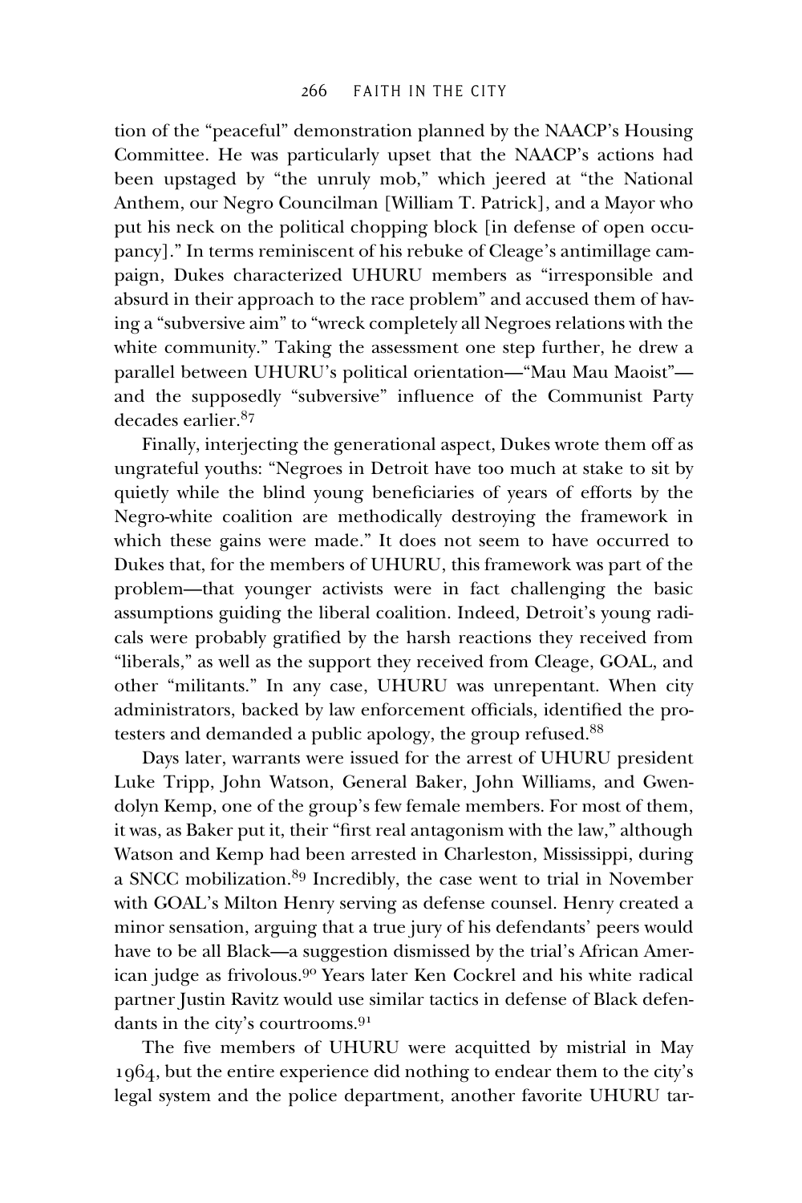tion of the "peaceful" demonstration planned by the NAACP's Housing Committee. He was particularly upset that the NAACP's actions had been upstaged by "the unruly mob," which jeered at "the National Anthem, our Negro Councilman [William T. Patrick], and a Mayor who put his neck on the political chopping block [in defense of open occupancy]." In terms reminiscent of his rebuke of Cleage's antimillage campaign, Dukes characterized UHURU members as "irresponsible and absurd in their approach to the race problem" and accused them of having a "subversive aim" to "wreck completely all Negroes relations with the white community." Taking the assessment one step further, he drew a parallel between UHURU's political orientation—"Mau Mau Maoist"—and the supposedly "subversive" influence of the Communist Party decades earlier.[87]

Finally, interjecting the generational aspect, Dukes wrote them off as ungrateful youths: "Negroes in Detroit have too much at stake to sit by quietly while the blind young beneficiaries of years of efforts by the Negro-white coalition are methodically destroying the framework in which these gains were made." It does not seem to have occurred to Dukes that, for the members of UHURU, this framework was part of the problem—that younger activists were in fact challenging the basic assumptions guiding the liberal coalition. Indeed, Detroit's young radicals were probably gratified by the harsh reactions they received from "liberals," as well as the support they received from Cleage, GOAL, and other "militants." In any case, UHURU was unrepentant. When city administrators, backed by law enforcement officials, identified the protesters and demanded a public apology, the group refused.[88]

Days later, warrants were issued for the arrest of UHURU president Luke Tripp, John Watson, General Baker, John Williams, and Gwendolyn Kemp, one of the group's few female members. For most of them, it was, as Baker put it, their "first real antagonism with the law," although Watson and Kemp had been arrested in Charleston, Mississippi, during a SNCC mobilization.[89] Incredibly, the case went to trial in November with GOAL's Milton Henry serving as defense counsel. Henry created a minor sensation, arguing that a true jury of his defendants' peers would have to be all Black—a suggestion dismissed by the trial's African American judge as frivolous.[90] Years later Ken Cockrel and his white radical partner Justin Ravitz would use similar tactics in defense of Black defendants in the city's courtrooms.[91]

The five members of UHURU were acquitted by mistrial in May 1964, but the entire experience did nothing to endear them to the city's legal system and the police department, another favorite UHURU tar-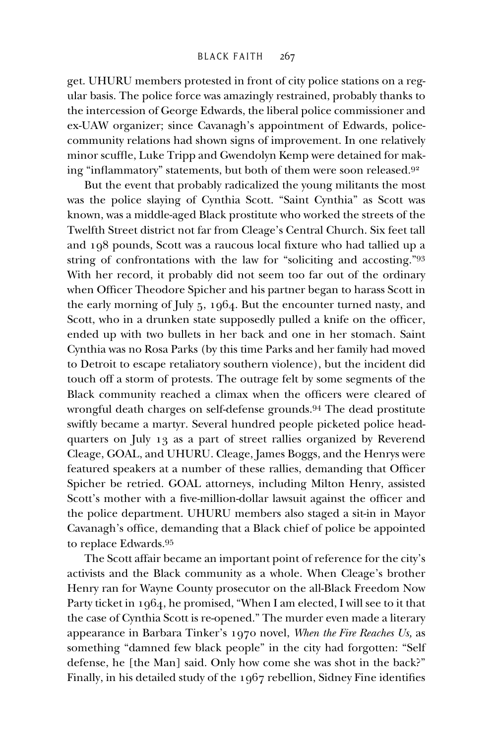get. UHURU members protested in front of city police stations on a regular basis. The police force was amazingly restrained, probably thanks to the intercession of George Edwards, the liberal police commissioner and ex-UAW organizer; since Cavanagh's appointment of Edwards, police-community relations had shown signs of improvement. In one relatively minor scuffle, Luke Tripp and Gwendolyn Kemp were detained for making "inflammatory" statements, but both of them were soon released.[92]

But the event that probably radicalized the young militants the most was the police slaying of Cynthia Scott. "Saint Cynthia" as Scott was known, was a middle-aged Black prostitute who worked the streets of the Twelfth Street district not far from Cleage's Central Church. Six feet tall and 198 pounds, Scott was a raucous local fixture who had tallied up a string of confrontations with the law for "soliciting and accosting."[93] With her record, it probably did not seem too far out of the ordinary when Officer Theodore Spicher and his partner began to harass Scott in the early morning of July 5, 1964. But the encounter turned nasty, and Scott, who in a drunken state supposedly pulled a knife on the officer, ended up with two bullets in her back and one in her stomach. Saint Cynthia was no Rosa Parks (by this time Parks and her family had moved to Detroit to escape retaliatory southern violence), but the incident did touch off a storm of protests. The outrage felt by some segments of the Black community reached a climax when the officers were cleared of wrongful death charges on self-defense grounds.[94] The dead prostitute swiftly became a martyr. Several hundred people picketed police headquarters on July 13 as a part of street rallies organized by Reverend Cleage, GOAL, and UHURU. Cleage, James Boggs, and the Henrys were featured speakers at a number of these rallies, demanding that Officer Spicher be retried. GOAL attorneys, including Milton Henry, assisted Scott's mother with a five-million-dollar lawsuit against the officer and the police department. UHURU members also staged a sit-in in Mayor Cavanagh's office, demanding that a Black chief of police be appointed to replace Edwards.[95]

The Scott affair became an important point of reference for the city's activists and the Black community as a whole. When Cleage's brother Henry ran for Wayne County prosecutor on the all-Black Freedom Now Party ticket in 1964, he promised, "When I am elected, I will see to it that the case of Cynthia Scott is re-opened." The murder even made a literary appearance in Barbara Tinker's 1970 novel, *When the Fire Reaches Us,* as something "damned few black people" in the city had forgotten: "Self defense, he [the Man] said. Only how come she was shot in the back?" Finally, in his detailed study of the 1967 rebellion, Sidney Fine identifies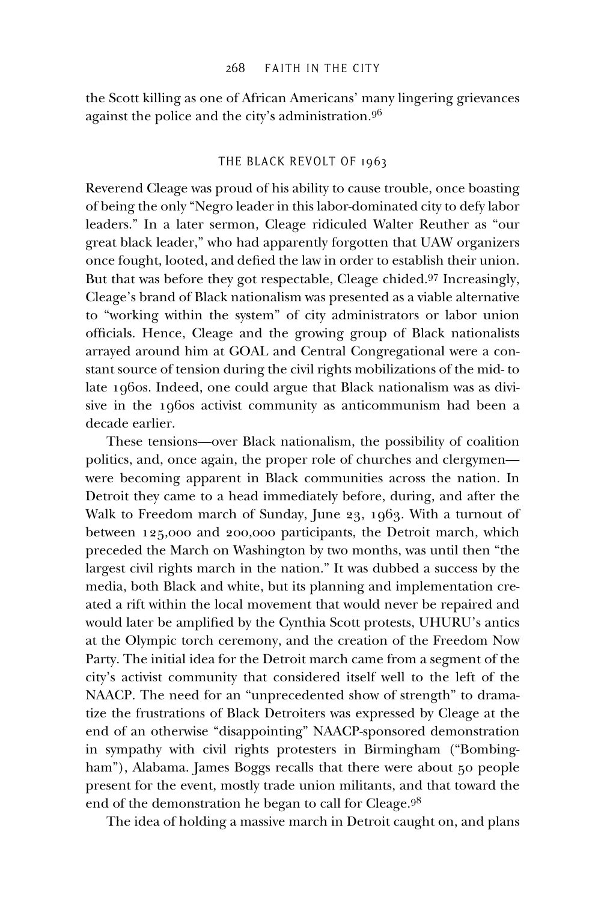the Scott killing as one of African Americans' many lingering grievances against the police and the city's administration.[96]

## THE BLACK REVOLT OF 1963

Reverend Cleage was proud of his ability to cause trouble, once boasting of being the only "Negro leader in this labor-dominated city to defy labor leaders." In a later sermon, Cleage ridiculed Walter Reuther as "our great black leader," who had apparently forgotten that UAW organizers once fought, looted, and defied the law in order to establish their union. But that was before they got respectable, Cleage chided.[97] Increasingly, Cleage's brand of Black nationalism was presented as a viable alternative to "working within the system" of city administrators or labor union officials. Hence, Cleage and the growing group of Black nationalists arrayed around him at GOAL and Central Congregational were a constant source of tension during the civil rights mobilizations of the mid- to late 1960s. Indeed, one could argue that Black nationalism was as divisive in the 1960s activist community as anticommunism had been a decade earlier.

These tensions—over Black nationalism, the possibility of coalition politics, and, once again, the proper role of churches and clergymen—were becoming apparent in Black communities across the nation. In Detroit they came to a head immediately before, during, and after the Walk to Freedom march of Sunday, June 23, 1963. With a turnout of between 125,000 and 200,000 participants, the Detroit march, which preceded the March on Washington by two months, was until then "the largest civil rights march in the nation." It was dubbed a success by the media, both Black and white, but its planning and implementation created a rift within the local movement that would never be repaired and would later be amplified by the Cynthia Scott protests, UHURU's antics at the Olympic torch ceremony, and the creation of the Freedom Now Party. The initial idea for the Detroit march came from a segment of the city's activist community that considered itself well to the left of the NAACP. The need for an "unprecedented show of strength" to dramatize the frustrations of Black Detroiters was expressed by Cleage at the end of an otherwise "disappointing" NAACP-sponsored demonstration in sympathy with civil rights protesters in Birmingham ("Bombingham"), Alabama. James Boggs recalls that there were about 50 people present for the event, mostly trade union militants, and that toward the end of the demonstration he began to call for Cleage.[98]

The idea of holding a massive march in Detroit caught on, and plans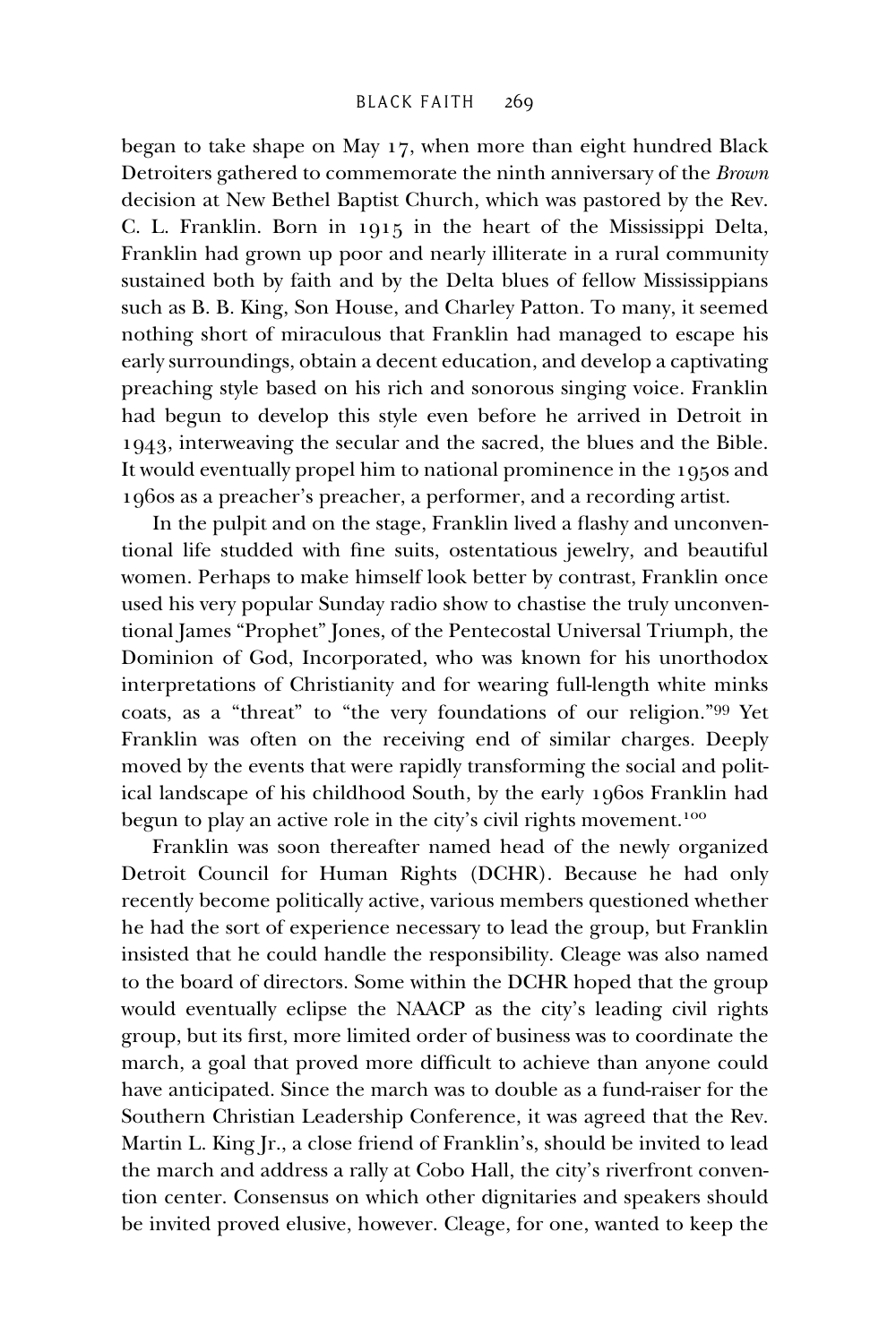began to take shape on May 17, when more than eight hundred Black Detroiters gathered to commemorate the ninth anniversary of the *Brown* decision at New Bethel Baptist Church, which was pastored by the Rev. C. L. Franklin. Born in 1915 in the heart of the Mississippi Delta, Franklin had grown up poor and nearly illiterate in a rural community sustained both by faith and by the Delta blues of fellow Mississippians such as B. B. King, Son House, and Charley Patton. To many, it seemed nothing short of miraculous that Franklin had managed to escape his early surroundings, obtain a decent education, and develop a captivating preaching style based on his rich and sonorous singing voice. Franklin had begun to develop this style even before he arrived in Detroit in 1943, interweaving the secular and the sacred, the blues and the Bible. It would eventually propel him to national prominence in the 1950s and 1960s as a preacher's preacher, a performer, and a recording artist.

In the pulpit and on the stage, Franklin lived a flashy and unconventional life studded with fine suits, ostentatious jewelry, and beautiful women. Perhaps to make himself look better by contrast, Franklin once used his very popular Sunday radio show to chastise the truly unconventional James "Prophet" Jones, of the Pentecostal Universal Triumph, the Dominion of God, Incorporated, who was known for his unorthodox interpretations of Christianity and for wearing full-length white minks coats, as a "threat" to "the very foundations of our religion."[99] Yet Franklin was often on the receiving end of similar charges. Deeply moved by the events that were rapidly transforming the social and political landscape of his childhood South, by the early 1960s Franklin had begun to play an active role in the city's civil rights movement.[100]

Franklin was soon thereafter named head of the newly organized Detroit Council for Human Rights (DCHR). Because he had only recently become politically active, various members questioned whether he had the sort of experience necessary to lead the group, but Franklin insisted that he could handle the responsibility. Cleage was also named to the board of directors. Some within the DCHR hoped that the group would eventually eclipse the NAACP as the city's leading civil rights group, but its first, more limited order of business was to coordinate the march, a goal that proved more difficult to achieve than anyone could have anticipated. Since the march was to double as a fund-raiser for the Southern Christian Leadership Conference, it was agreed that the Rev. Martin L. King Jr., a close friend of Franklin's, should be invited to lead the march and address a rally at Cobo Hall, the city's riverfront convention center. Consensus on which other dignitaries and speakers should be invited proved elusive, however. Cleage, for one, wanted to keep the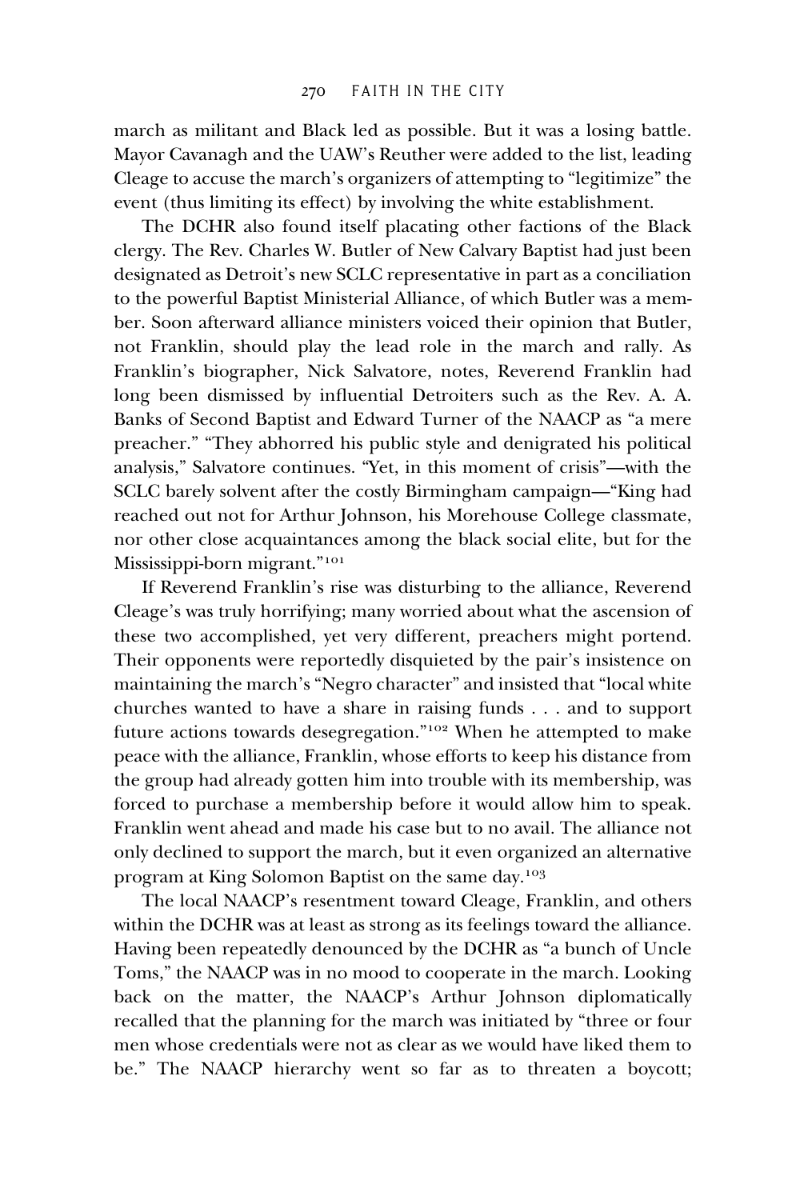march as militant and Black led as possible. But it was a losing battle. Mayor Cavanagh and the UAW's Reuther were added to the list, leading Cleage to accuse the march's organizers of attempting to "legitimize" the event (thus limiting its effect) by involving the white establishment.

The DCHR also found itself placating other factions of the Black clergy. The Rev. Charles W. Butler of New Calvary Baptist had just been designated as Detroit's new SCLC representative in part as a conciliation to the powerful Baptist Ministerial Alliance, of which Butler was a member. Soon afterward alliance ministers voiced their opinion that Butler, not Franklin, should play the lead role in the march and rally. As Franklin's biographer, Nick Salvatore, notes, Reverend Franklin had long been dismissed by influential Detroiters such as the Rev. A. A. Banks of Second Baptist and Edward Turner of the NAACP as "a mere preacher." "They abhorred his public style and denigrated his political analysis," Salvatore continues. "Yet, in this moment of crisis"—with the SCLC barely solvent after the costly Birmingham campaign—"King had reached out not for Arthur Johnson, his Morehouse College classmate, nor other close acquaintances among the black social elite, but for the Mississippi-born migrant."[101]

If Reverend Franklin's rise was disturbing to the alliance, Reverend Cleage's was truly horrifying; many worried about what the ascension of these two accomplished, yet very different, preachers might portend. Their opponents were reportedly disquieted by the pair's insistence on maintaining the march's "Negro character" and insisted that "local white churches wanted to have a share in raising funds . . . and to support future actions towards desegregation."[102] When he attempted to make peace with the alliance, Franklin, whose efforts to keep his distance from the group had already gotten him into trouble with its membership, was forced to purchase a membership before it would allow him to speak. Franklin went ahead and made his case but to no avail. The alliance not only declined to support the march, but it even organized an alternative program at King Solomon Baptist on the same day.[103]

The local NAACP's resentment toward Cleage, Franklin, and others within the DCHR was at least as strong as its feelings toward the alliance. Having been repeatedly denounced by the DCHR as "a bunch of Uncle Toms," the NAACP was in no mood to cooperate in the march. Looking back on the matter, the NAACP's Arthur Johnson diplomatically recalled that the planning for the march was initiated by "three or four men whose credentials were not as clear as we would have liked them to be." The NAACP hierarchy went so far as to threaten a boycott;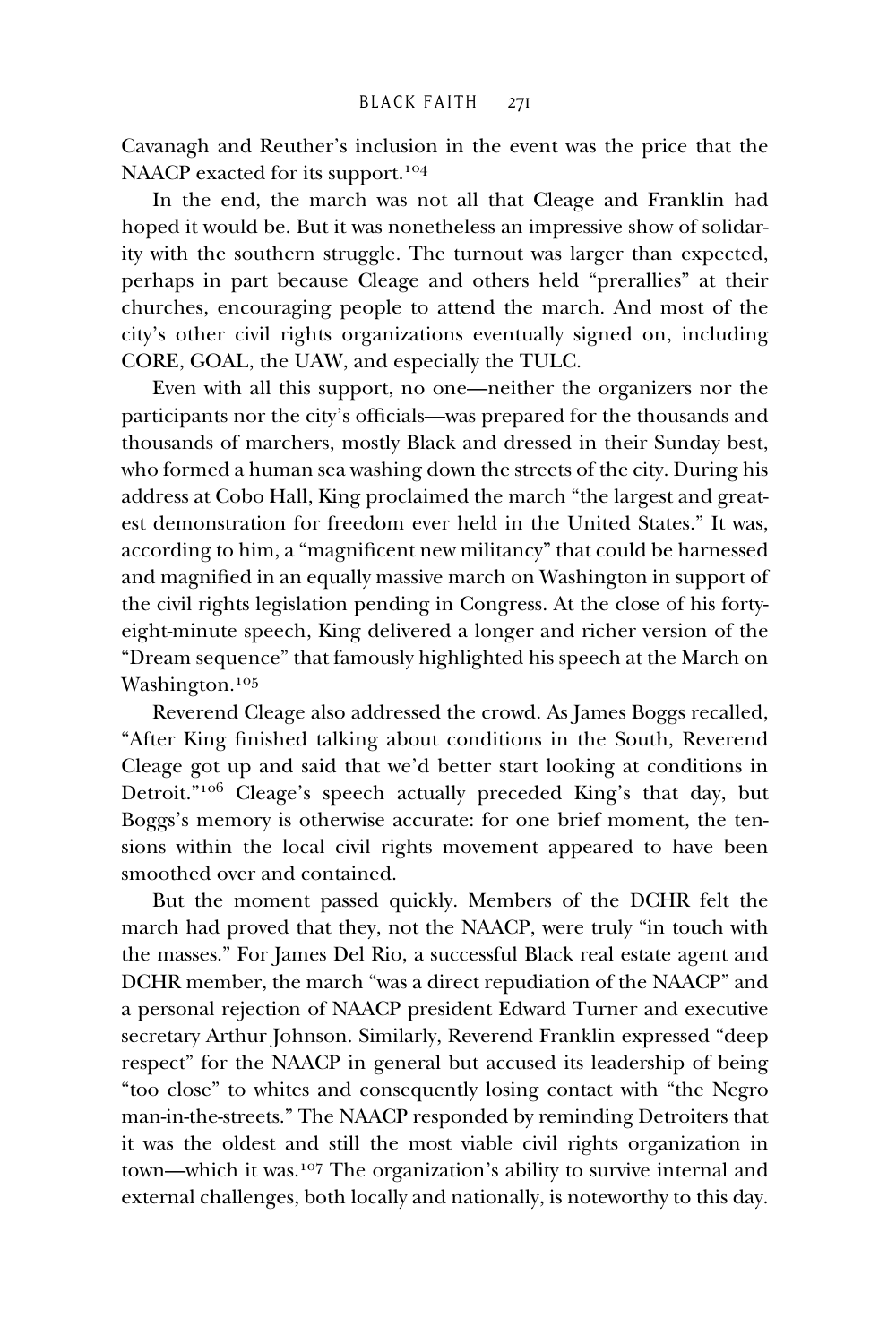Cavanagh and Reuther's inclusion in the event was the price that the NAACP exacted for its support.[104]

In the end, the march was not all that Cleage and Franklin had hoped it would be. But it was nonetheless an impressive show of solidarity with the southern struggle. The turnout was larger than expected, perhaps in part because Cleage and others held "prerallies" at their churches, encouraging people to attend the march. And most of the city's other civil rights organizations eventually signed on, including CORE, GOAL, the UAW, and especially the TULC.

Even with all this support, no one—neither the organizers nor the participants nor the city's officials—was prepared for the thousands and thousands of marchers, mostly Black and dressed in their Sunday best, who formed a human sea washing down the streets of the city. During his address at Cobo Hall, King proclaimed the march "the largest and greatest demonstration for freedom ever held in the United States." It was, according to him, a "magnificent new militancy" that could be harnessed and magnified in an equally massive march on Washington in support of the civil rights legislation pending in Congress. At the close of his forty-eight-minute speech, King delivered a longer and richer version of the "Dream sequence" that famously highlighted his speech at the March on Washington.[105]

Reverend Cleage also addressed the crowd. As James Boggs recalled, "After King finished talking about conditions in the South, Reverend Cleage got up and said that we'd better start looking at conditions in Detroit."[106] Cleage's speech actually preceded King's that day, but Boggs's memory is otherwise accurate: for one brief moment, the tensions within the local civil rights movement appeared to have been smoothed over and contained.

But the moment passed quickly. Members of the DCHR felt the march had proved that they, not the NAACP, were truly "in touch with the masses." For James Del Rio, a successful Black real estate agent and DCHR member, the march "was a direct repudiation of the NAACP" and a personal rejection of NAACP president Edward Turner and executive secretary Arthur Johnson. Similarly, Reverend Franklin expressed "deep respect" for the NAACP in general but accused its leadership of being "too close" to whites and consequently losing contact with "the Negro man-in-the-streets." The NAACP responded by reminding Detroiters that it was the oldest and still the most viable civil rights organization in town—which it was.[107] The organization's ability to survive internal and external challenges, both locally and nationally, is noteworthy to this day.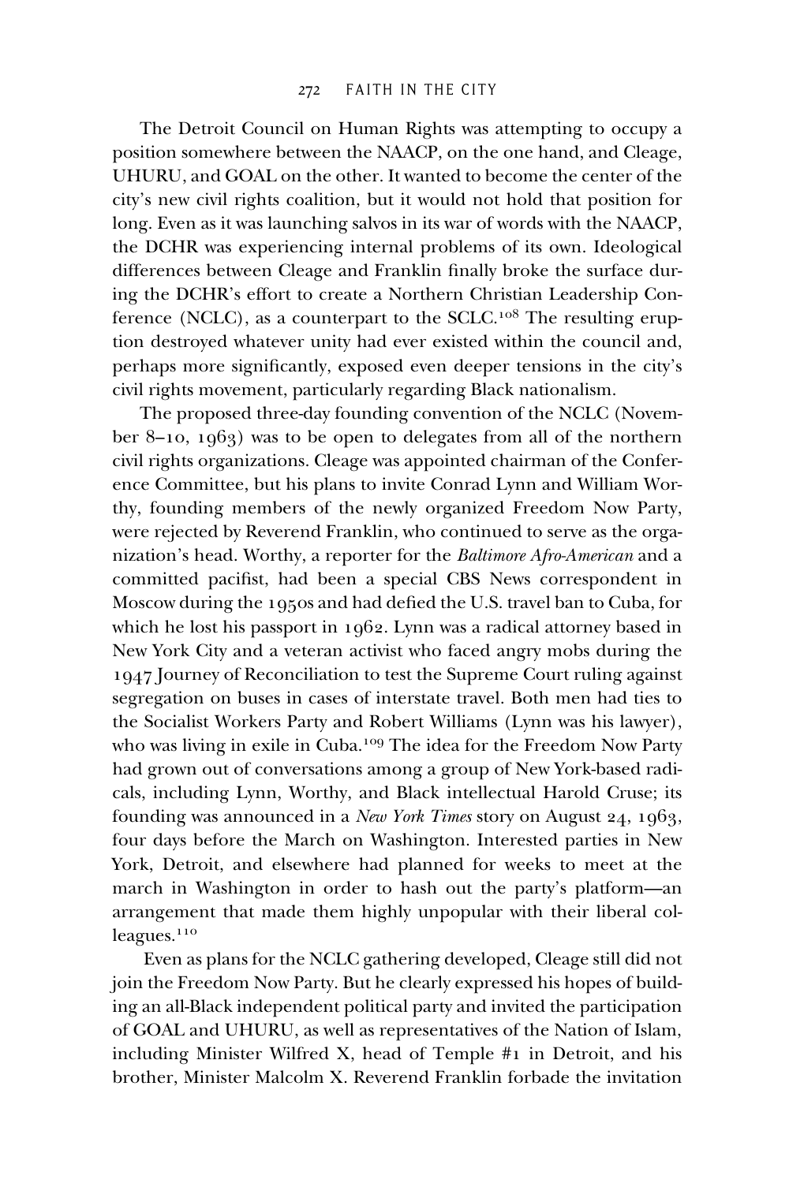The Detroit Council on Human Rights was attempting to occupy a position somewhere between the NAACP, on the one hand, and Cleage, UHURU, and GOAL on the other. It wanted to become the center of the city's new civil rights coalition, but it would not hold that position for long. Even as it was launching salvos in its war of words with the NAACP, the DCHR was experiencing internal problems of its own. Ideological differences between Cleage and Franklin finally broke the surface during the DCHR's effort to create a Northern Christian Leadership Conference (NCLC), as a counterpart to the SCLC.[108] The resulting eruption destroyed whatever unity had ever existed within the council and, perhaps more significantly, exposed even deeper tensions in the city's civil rights movement, particularly regarding Black nationalism.

The proposed three-day founding convention of the NCLC (November 8–10, 1963) was to be open to delegates from all of the northern civil rights organizations. Cleage was appointed chairman of the Conference Committee, but his plans to invite Conrad Lynn and William Worthy, founding members of the newly organized Freedom Now Party, were rejected by Reverend Franklin, who continued to serve as the organization's head. Worthy, a reporter for the *Baltimore Afro-American* and a committed pacifist, had been a special CBS News correspondent in Moscow during the 1950s and had defied the U.S. travel ban to Cuba, for which he lost his passport in 1962. Lynn was a radical attorney based in New York City and a veteran activist who faced angry mobs during the 1947 Journey of Reconciliation to test the Supreme Court ruling against segregation on buses in cases of interstate travel. Both men had ties to the Socialist Workers Party and Robert Williams (Lynn was his lawyer), who was living in exile in Cuba.[109] The idea for the Freedom Now Party had grown out of conversations among a group of New York-based radicals, including Lynn, Worthy, and Black intellectual Harold Cruse; its founding was announced in a *New York Times* story on August 24, 1963, four days before the March on Washington. Interested parties in New York, Detroit, and elsewhere had planned for weeks to meet at the march in Washington in order to hash out the party's platform—an arrangement that made them highly unpopular with their liberal colleagues.[110]

Even as plans for the NCLC gathering developed, Cleage still did not join the Freedom Now Party. But he clearly expressed his hopes of building an all-Black independent political party and invited the participation of GOAL and UHURU, as well as representatives of the Nation of Islam, including Minister Wilfred X, head of Temple #1 in Detroit, and his brother, Minister Malcolm X. Reverend Franklin forbade the invitation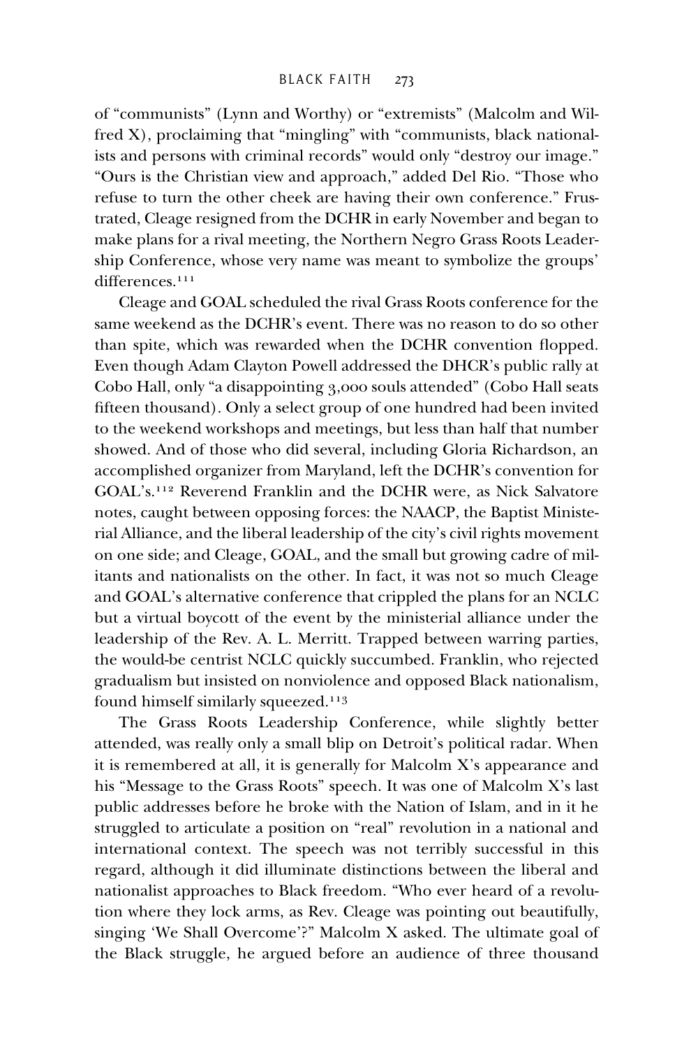of "communists" (Lynn and Worthy) or "extremists" (Malcolm and Wilfred X), proclaiming that "mingling" with "communists, black nationalists and persons with criminal records" would only "destroy our image." "Ours is the Christian view and approach," added Del Rio. "Those who refuse to turn the other cheek are having their own conference." Frustrated, Cleage resigned from the DCHR in early November and began to make plans for a rival meeting, the Northern Negro Grass Roots Leadership Conference, whose very name was meant to symbolize the groups' differences.[111]

Cleage and GOAL scheduled the rival Grass Roots conference for the same weekend as the DCHR's event. There was no reason to do so other than spite, which was rewarded when the DCHR convention flopped. Even though Adam Clayton Powell addressed the DHCR's public rally at Cobo Hall, only "a disappointing 3,000 souls attended" (Cobo Hall seats fifteen thousand). Only a select group of one hundred had been invited to the weekend workshops and meetings, but less than half that number showed. And of those who did several, including Gloria Richardson, an accomplished organizer from Maryland, left the DCHR's convention for GOAL's.[112] Reverend Franklin and the DCHR were, as Nick Salvatore notes, caught between opposing forces: the NAACP, the Baptist Ministerial Alliance, and the liberal leadership of the city's civil rights movement on one side; and Cleage, GOAL, and the small but growing cadre of militants and nationalists on the other. In fact, it was not so much Cleage and GOAL's alternative conference that crippled the plans for an NCLC but a virtual boycott of the event by the ministerial alliance under the leadership of the Rev. A. L. Merritt. Trapped between warring parties, the would-be centrist NCLC quickly succumbed. Franklin, who rejected gradualism but insisted on nonviolence and opposed Black nationalism, found himself similarly squeezed.[113]

The Grass Roots Leadership Conference, while slightly better attended, was really only a small blip on Detroit's political radar. When it is remembered at all, it is generally for Malcolm X's appearance and his "Message to the Grass Roots" speech. It was one of Malcolm X's last public addresses before he broke with the Nation of Islam, and in it he struggled to articulate a position on "real" revolution in a national and international context. The speech was not terribly successful in this regard, although it did illuminate distinctions between the liberal and nationalist approaches to Black freedom. "Who ever heard of a revolution where they lock arms, as Rev. Cleage was pointing out beautifully, singing 'We Shall Overcome'?" Malcolm X asked. The ultimate goal of the Black struggle, he argued before an audience of three thousand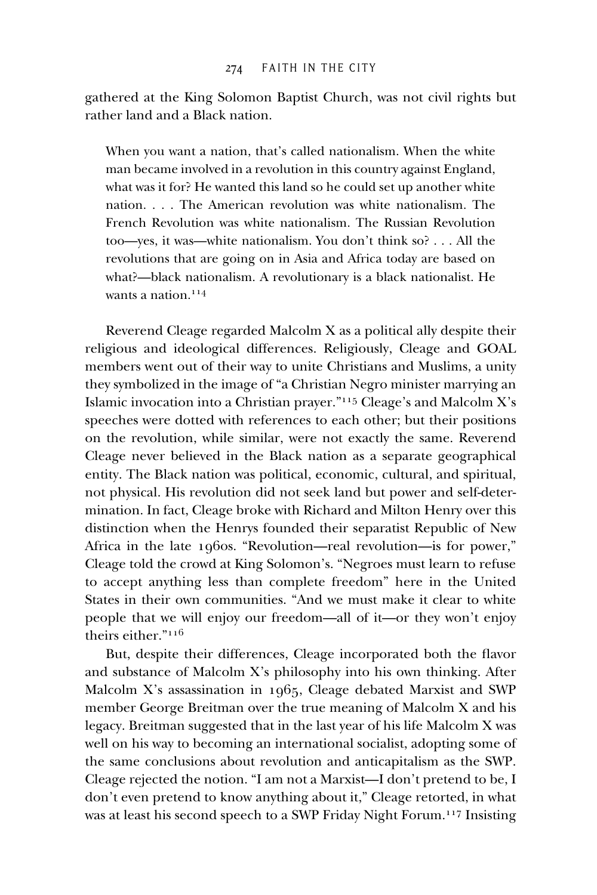gathered at the King Solomon Baptist Church, was not civil rights but rather land and a Black nation.

> When you want a nation, that's called nationalism. When the white man became involved in a revolution in this country against England, what was it for? He wanted this land so he could set up another white nation. . . . The American revolution was white nationalism. The French Revolution was white nationalism. The Russian Revolution too—yes, it was—white nationalism. You don't think so? . . . All the revolutions that are going on in Asia and Africa today are based on what?—black nationalism. A revolutionary is a black nationalist. He wants a nation.[114]

Reverend Cleage regarded Malcolm X as a political ally despite their religious and ideological differences. Religiously, Cleage and GOAL members went out of their way to unite Christians and Muslims, a unity they symbolized in the image of "a Christian Negro minister marrying an Islamic invocation into a Christian prayer."[115] Cleage's and Malcolm X's speeches were dotted with references to each other; but their positions on the revolution, while similar, were not exactly the same. Reverend Cleage never believed in the Black nation as a separate geographical entity. The Black nation was political, economic, cultural, and spiritual, not physical. His revolution did not seek land but power and self-determination. In fact, Cleage broke with Richard and Milton Henry over this distinction when the Henrys founded their separatist Republic of New Africa in the late 1960s. "Revolution—real revolution—is for power," Cleage told the crowd at King Solomon's. "Negroes must learn to refuse to accept anything less than complete freedom" here in the United States in their own communities. "And we must make it clear to white people that we will enjoy our freedom—all of it—or they won't enjoy theirs either."[116]

But, despite their differences, Cleage incorporated both the flavor and substance of Malcolm X's philosophy into his own thinking. After Malcolm X's assassination in 1965, Cleage debated Marxist and SWP member George Breitman over the true meaning of Malcolm X and his legacy. Breitman suggested that in the last year of his life Malcolm X was well on his way to becoming an international socialist, adopting some of the same conclusions about revolution and anticapitalism as the SWP. Cleage rejected the notion. "I am not a Marxist—I don't pretend to be, I don't even pretend to know anything about it," Cleage retorted, in what was at least his second speech to a SWP Friday Night Forum.[117] Insisting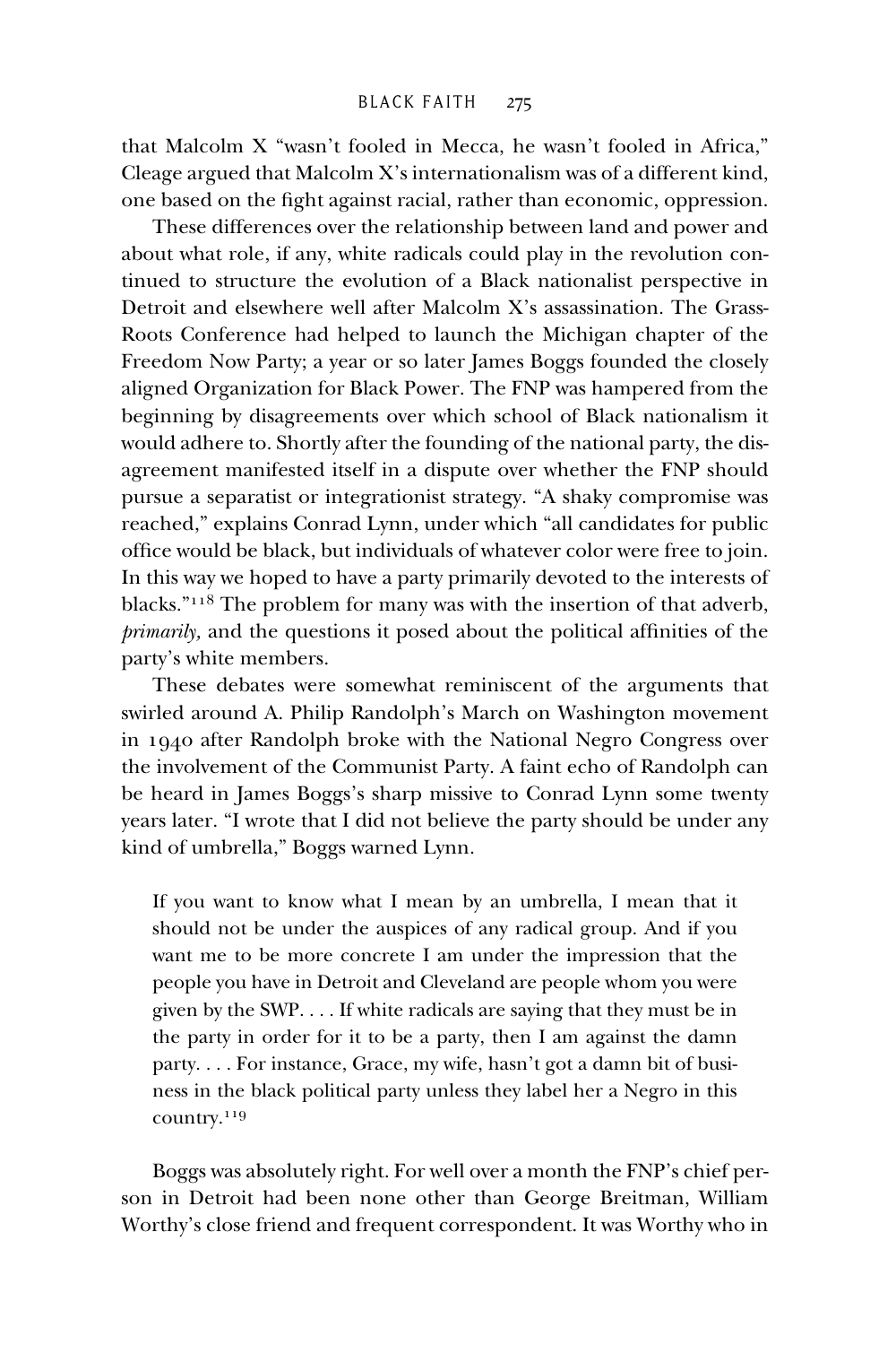that Malcolm X "wasn't fooled in Mecca, he wasn't fooled in Africa," Cleage argued that Malcolm X's internationalism was of a different kind, one based on the fight against racial, rather than economic, oppression.

These differences over the relationship between land and power and about what role, if any, white radicals could play in the revolution continued to structure the evolution of a Black nationalist perspective in Detroit and elsewhere well after Malcolm X's assassination. The Grass-Roots Conference had helped to launch the Michigan chapter of the Freedom Now Party; a year or so later James Boggs founded the closely aligned Organization for Black Power. The FNP was hampered from the beginning by disagreements over which school of Black nationalism it would adhere to. Shortly after the founding of the national party, the disagreement manifested itself in a dispute over whether the FNP should pursue a separatist or integrationist strategy. "A shaky compromise was reached," explains Conrad Lynn, under which "all candidates for public office would be black, but individuals of whatever color were free to join. In this way we hoped to have a party primarily devoted to the interests of blacks."[118] The problem for many was with the insertion of that adverb, *primarily*, and the questions it posed about the political affinities of the party's white members.

These debates were somewhat reminiscent of the arguments that swirled around A. Philip Randolph's March on Washington movement in 1940 after Randolph broke with the National Negro Congress over the involvement of the Communist Party. A faint echo of Randolph can be heard in James Boggs's sharp missive to Conrad Lynn some twenty years later. "I wrote that I did not believe the party should be under any kind of umbrella," Boggs warned Lynn.

> If you want to know what I mean by an umbrella, I mean that it should not be under the auspices of any radical group. And if you want me to be more concrete I am under the impression that the people you have in Detroit and Cleveland are people whom you were given by the SWP. . . . If white radicals are saying that they must be in the party in order for it to be a party, then I am against the damn party. . . . For instance, Grace, my wife, hasn't got a damn bit of business in the black political party unless they label her a Negro in this country.[119]

Boggs was absolutely right. For well over a month the FNP's chief person in Detroit had been none other than George Breitman, William Worthy's close friend and frequent correspondent. It was Worthy who in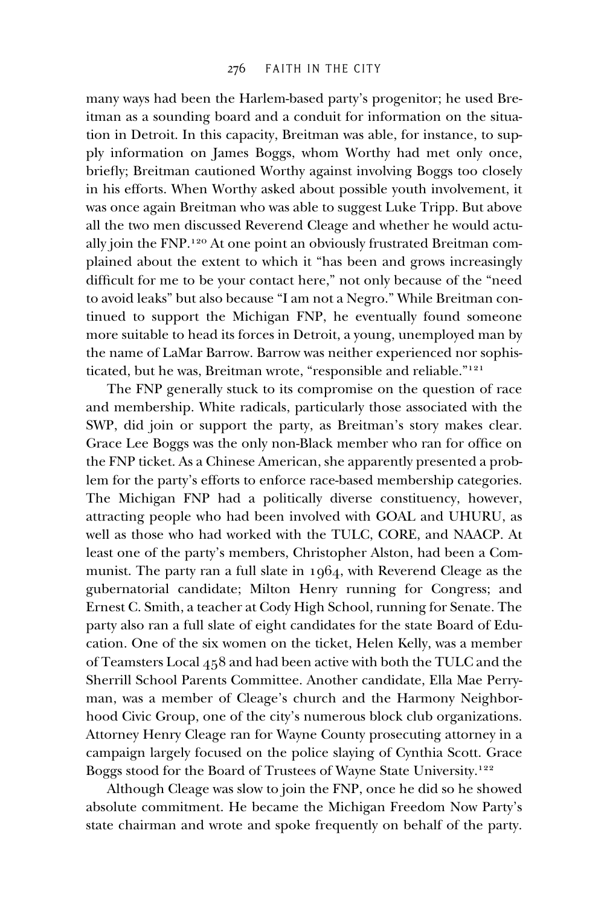many ways had been the Harlem-based party's progenitor; he used Breitman as a sounding board and a conduit for information on the situation in Detroit. In this capacity, Breitman was able, for instance, to supply information on James Boggs, whom Worthy had met only once, briefly; Breitman cautioned Worthy against involving Boggs too closely in his efforts. When Worthy asked about possible youth involvement, it was once again Breitman who was able to suggest Luke Tripp. But above all the two men discussed Reverend Cleage and whether he would actually join the FNP.[120] At one point an obviously frustrated Breitman complained about the extent to which it "has been and grows increasingly difficult for me to be your contact here," not only because of the "need to avoid leaks" but also because "I am not a Negro." While Breitman continued to support the Michigan FNP, he eventually found someone more suitable to head its forces in Detroit, a young, unemployed man by the name of LaMar Barrow. Barrow was neither experienced nor sophisticated, but he was, Breitman wrote, "responsible and reliable."[121]

The FNP generally stuck to its compromise on the question of race and membership. White radicals, particularly those associated with the SWP, did join or support the party, as Breitman's story makes clear. Grace Lee Boggs was the only non-Black member who ran for office on the FNP ticket. As a Chinese American, she apparently presented a problem for the party's efforts to enforce race-based membership categories. The Michigan FNP had a politically diverse constituency, however, attracting people who had been involved with GOAL and UHURU, as well as those who had worked with the TULC, CORE, and NAACP. At least one of the party's members, Christopher Alston, had been a Communist. The party ran a full slate in 1964, with Reverend Cleage as the gubernatorial candidate; Milton Henry running for Congress; and Ernest C. Smith, a teacher at Cody High School, running for Senate. The party also ran a full slate of eight candidates for the state Board of Education. One of the six women on the ticket, Helen Kelly, was a member of Teamsters Local 458 and had been active with both the TULC and the Sherrill School Parents Committee. Another candidate, Ella Mae Perryman, was a member of Cleage's church and the Harmony Neighborhood Civic Group, one of the city's numerous block club organizations. Attorney Henry Cleage ran for Wayne County prosecuting attorney in a campaign largely focused on the police slaying of Cynthia Scott. Grace Boggs stood for the Board of Trustees of Wayne State University.[122]

Although Cleage was slow to join the FNP, once he did so he showed absolute commitment. He became the Michigan Freedom Now Party's state chairman and wrote and spoke frequently on behalf of the party.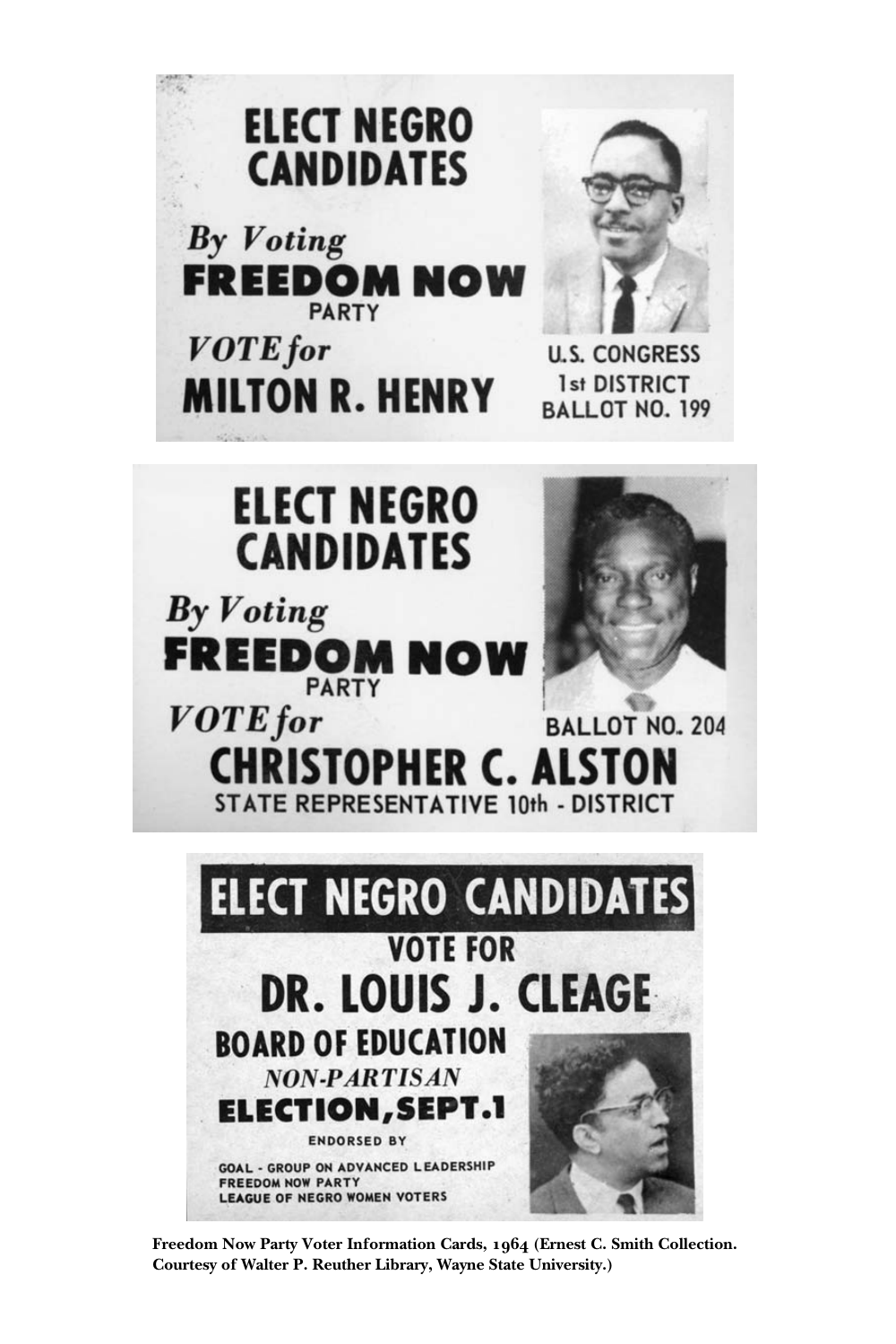ELECT NEGRO CANDIDATES

*By Voting*

**FREEDOM NOW**

PARTY

*VOTE for*

**MILTON R. HENRY**

U.S. CONGRESS
1st DISTRICT
BALLOT NO. 199

ELECT NEGRO CANDIDATES

*By Voting*

**FREEDOM NOW**

PARTY

*VOTE for*

BALLOT NO. 204

**CHRISTOPHER C. ALSTON**

STATE REPRESENTATIVE 10th - DISTRICT

ELECT NEGRO CANDIDATES

VOTE FOR

**DR. LOUIS J. CLEAGE**

BOARD OF EDUCATION

*NON-PARTISAN*

**ELECTION, SEPT. 1**

ENDORSED BY

GOAL - GROUP ON ADVANCED LEADERSHIP
FREEDOM NOW PARTY
LEAGUE OF NEGRO WOMEN VOTERS

**Freedom Now Party Voter Information Cards, 1964 (Ernest C. Smith Collection. Courtesy of Walter P. Reuther Library, Wayne State University.)**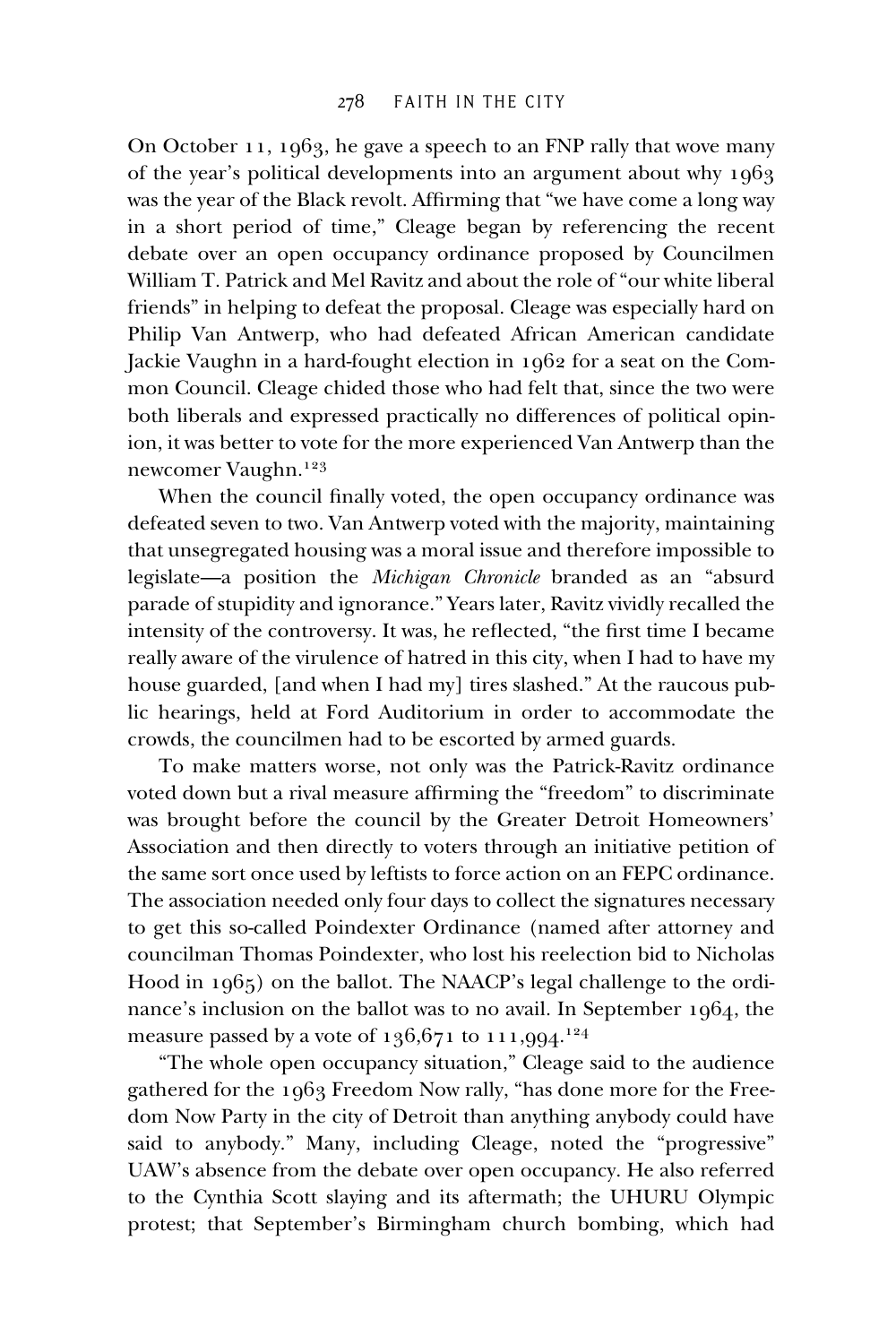On October 11, 1963, he gave a speech to an FNP rally that wove many of the year's political developments into an argument about why 1963 was the year of the Black revolt. Affirming that "we have come a long way in a short period of time," Cleage began by referencing the recent debate over an open occupancy ordinance proposed by Councilmen William T. Patrick and Mel Ravitz and about the role of "our white liberal friends" in helping to defeat the proposal. Cleage was especially hard on Philip Van Antwerp, who had defeated African American candidate Jackie Vaughn in a hard-fought election in 1962 for a seat on the Common Council. Cleage chided those who had felt that, since the two were both liberals and expressed practically no differences of political opinion, it was better to vote for the more experienced Van Antwerp than the newcomer Vaughn.[123]

When the council finally voted, the open occupancy ordinance was defeated seven to two. Van Antwerp voted with the majority, maintaining that unsegregated housing was a moral issue and therefore impossible to legislate—a position the *Michigan Chronicle* branded as an "absurd parade of stupidity and ignorance." Years later, Ravitz vividly recalled the intensity of the controversy. It was, he reflected, "the first time I became really aware of the virulence of hatred in this city, when I had to have my house guarded, [and when I had my] tires slashed." At the raucous public hearings, held at Ford Auditorium in order to accommodate the crowds, the councilmen had to be escorted by armed guards.

To make matters worse, not only was the Patrick-Ravitz ordinance voted down but a rival measure affirming the "freedom" to discriminate was brought before the council by the Greater Detroit Homeowners' Association and then directly to voters through an initiative petition of the same sort once used by leftists to force action on an FEPC ordinance. The association needed only four days to collect the signatures necessary to get this so-called Poindexter Ordinance (named after attorney and councilman Thomas Poindexter, who lost his reelection bid to Nicholas Hood in 1965) on the ballot. The NAACP's legal challenge to the ordinance's inclusion on the ballot was to no avail. In September 1964, the measure passed by a vote of 136,671 to 111,994.[124]

"The whole open occupancy situation," Cleage said to the audience gathered for the 1963 Freedom Now rally, "has done more for the Freedom Now Party in the city of Detroit than anything anybody could have said to anybody." Many, including Cleage, noted the "progressive" UAW's absence from the debate over open occupancy. He also referred to the Cynthia Scott slaying and its aftermath; the UHURU Olympic protest; that September's Birmingham church bombing, which had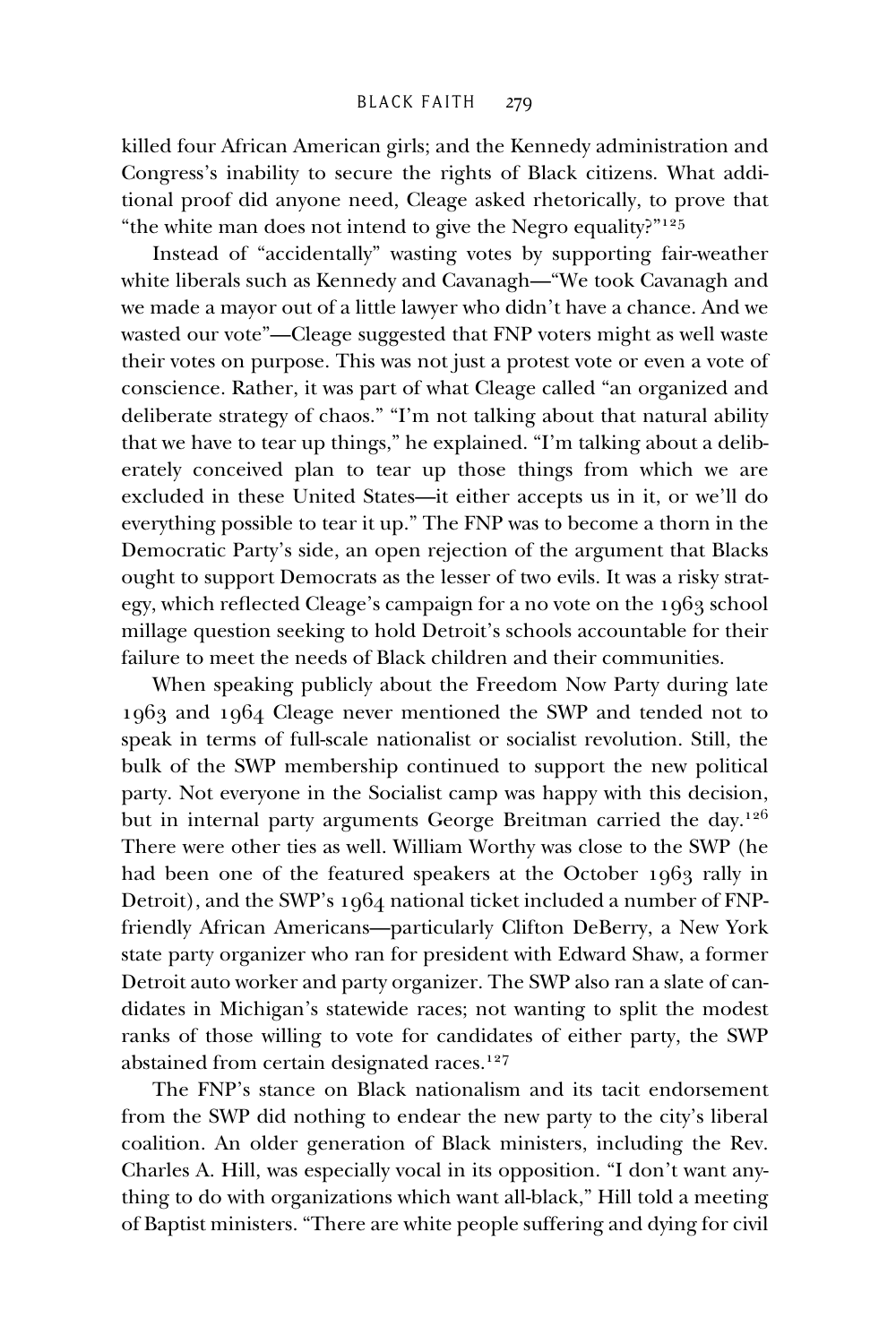killed four African American girls; and the Kennedy administration and Congress's inability to secure the rights of Black citizens. What additional proof did anyone need, Cleage asked rhetorically, to prove that "the white man does not intend to give the Negro equality?"[125]

Instead of "accidentally" wasting votes by supporting fair-weather white liberals such as Kennedy and Cavanagh—"We took Cavanagh and we made a mayor out of a little lawyer who didn't have a chance. And we wasted our vote"—Cleage suggested that FNP voters might as well waste their votes on purpose. This was not just a protest vote or even a vote of conscience. Rather, it was part of what Cleage called "an organized and deliberate strategy of chaos." "I'm not talking about that natural ability that we have to tear up things," he explained. "I'm talking about a deliberately conceived plan to tear up those things from which we are excluded in these United States—it either accepts us in it, or we'll do everything possible to tear it up." The FNP was to become a thorn in the Democratic Party's side, an open rejection of the argument that Blacks ought to support Democrats as the lesser of two evils. It was a risky strategy, which reflected Cleage's campaign for a no vote on the 1963 school millage question seeking to hold Detroit's schools accountable for their failure to meet the needs of Black children and their communities.

When speaking publicly about the Freedom Now Party during late 1963 and 1964 Cleage never mentioned the SWP and tended not to speak in terms of full-scale nationalist or socialist revolution. Still, the bulk of the SWP membership continued to support the new political party. Not everyone in the Socialist camp was happy with this decision, but in internal party arguments George Breitman carried the day.[126] There were other ties as well. William Worthy was close to the SWP (he had been one of the featured speakers at the October 1963 rally in Detroit), and the SWP's 1964 national ticket included a number of FNP-friendly African Americans—particularly Clifton DeBerry, a New York state party organizer who ran for president with Edward Shaw, a former Detroit auto worker and party organizer. The SWP also ran a slate of candidates in Michigan's statewide races; not wanting to split the modest ranks of those willing to vote for candidates of either party, the SWP abstained from certain designated races.[127]

The FNP's stance on Black nationalism and its tacit endorsement from the SWP did nothing to endear the new party to the city's liberal coalition. An older generation of Black ministers, including the Rev. Charles A. Hill, was especially vocal in its opposition. "I don't want anything to do with organizations which want all-black," Hill told a meeting of Baptist ministers. "There are white people suffering and dying for civil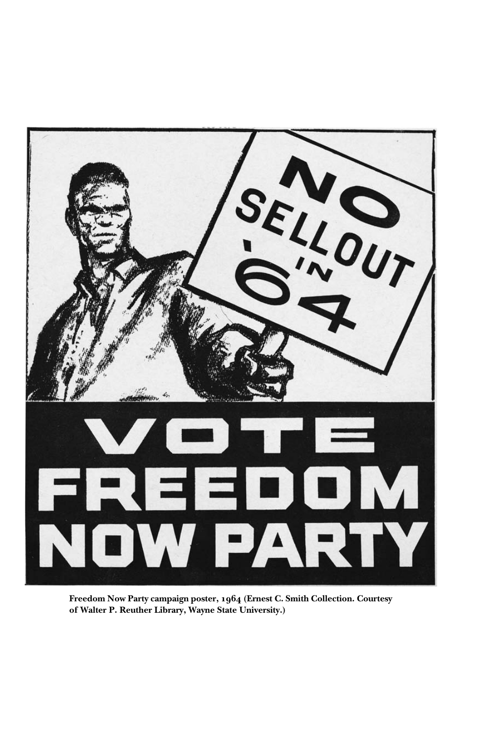Freedom Now Party campaign poster, 1964 (Ernest C. Smith Collection. Courtesy of Walter P. Reuther Library, Wayne State University.)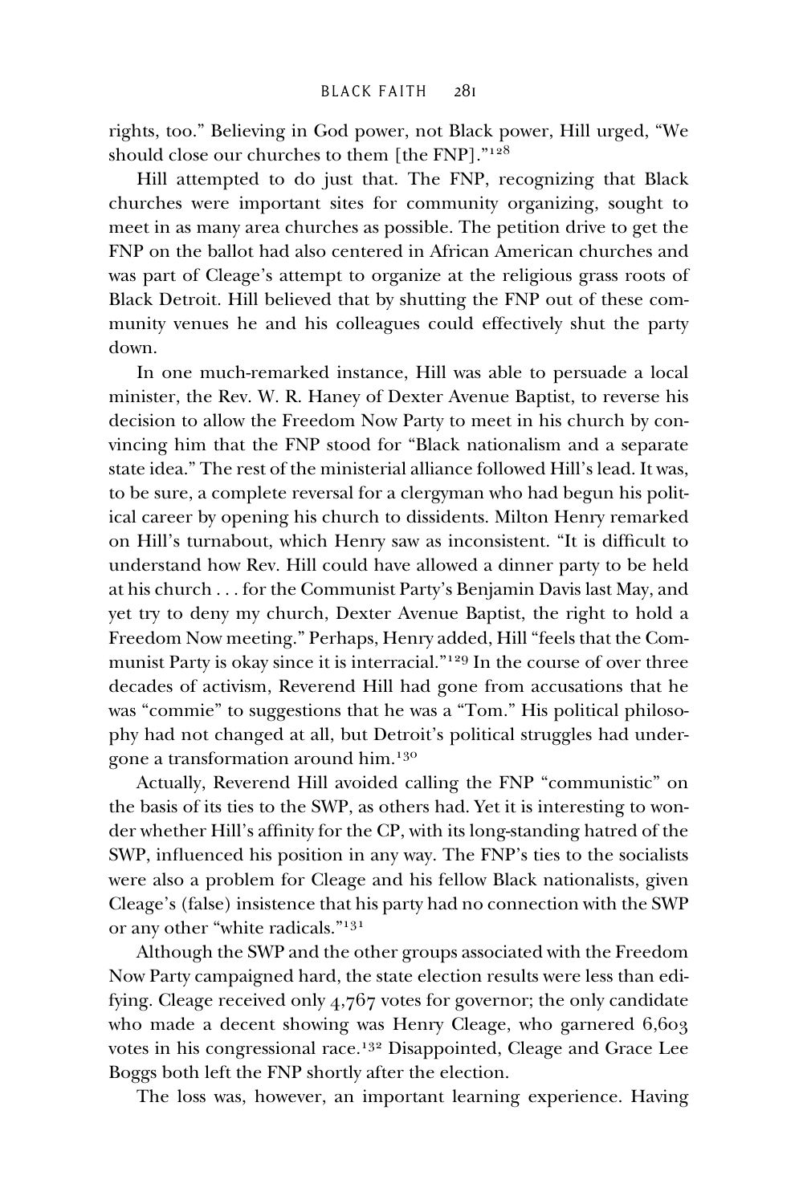rights, too." Believing in God power, not Black power, Hill urged, "We should close our churches to them [the FNP]."[128]

Hill attempted to do just that. The FNP, recognizing that Black churches were important sites for community organizing, sought to meet in as many area churches as possible. The petition drive to get the FNP on the ballot had also centered in African American churches and was part of Cleage's attempt to organize at the religious grass roots of Black Detroit. Hill believed that by shutting the FNP out of these community venues he and his colleagues could effectively shut the party down.

In one much-remarked instance, Hill was able to persuade a local minister, the Rev. W. R. Haney of Dexter Avenue Baptist, to reverse his decision to allow the Freedom Now Party to meet in his church by convincing him that the FNP stood for "Black nationalism and a separate state idea." The rest of the ministerial alliance followed Hill's lead. It was, to be sure, a complete reversal for a clergyman who had begun his political career by opening his church to dissidents. Milton Henry remarked on Hill's turnabout, which Henry saw as inconsistent. "It is difficult to understand how Rev. Hill could have allowed a dinner party to be held at his church . . . for the Communist Party's Benjamin Davis last May, and yet try to deny my church, Dexter Avenue Baptist, the right to hold a Freedom Now meeting." Perhaps, Henry added, Hill "feels that the Communist Party is okay since it is interracial."[129] In the course of over three decades of activism, Reverend Hill had gone from accusations that he was "commie" to suggestions that he was a "Tom." His political philosophy had not changed at all, but Detroit's political struggles had undergone a transformation around him.[130]

Actually, Reverend Hill avoided calling the FNP "communistic" on the basis of its ties to the SWP, as others had. Yet it is interesting to wonder whether Hill's affinity for the CP, with its long-standing hatred of the SWP, influenced his position in any way. The FNP's ties to the socialists were also a problem for Cleage and his fellow Black nationalists, given Cleage's (false) insistence that his party had no connection with the SWP or any other "white radicals."[131]

Although the SWP and the other groups associated with the Freedom Now Party campaigned hard, the state election results were less than edifying. Cleage received only 4,767 votes for governor; the only candidate who made a decent showing was Henry Cleage, who garnered 6,603 votes in his congressional race.[132] Disappointed, Cleage and Grace Lee Boggs both left the FNP shortly after the election.

The loss was, however, an important learning experience. Having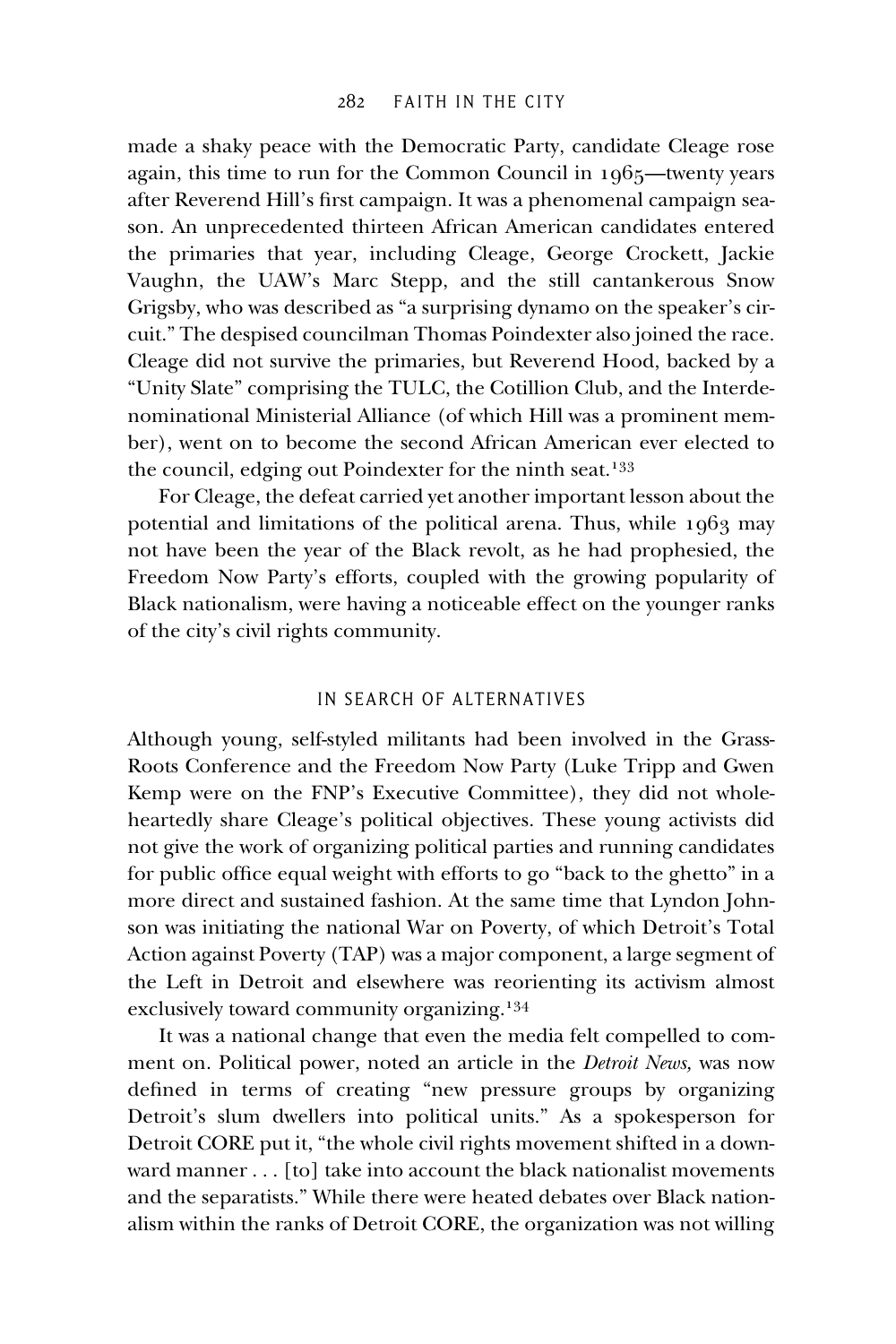made a shaky peace with the Democratic Party, candidate Cleage rose again, this time to run for the Common Council in 1965—twenty years after Reverend Hill's first campaign. It was a phenomenal campaign season. An unprecedented thirteen African American candidates entered the primaries that year, including Cleage, George Crockett, Jackie Vaughn, the UAW's Marc Stepp, and the still cantankerous Snow Grigsby, who was described as "a surprising dynamo on the speaker's circuit." The despised councilman Thomas Poindexter also joined the race. Cleage did not survive the primaries, but Reverend Hood, backed by a "Unity Slate" comprising the TULC, the Cotillion Club, and the Interdenominational Ministerial Alliance (of which Hill was a prominent member), went on to become the second African American ever elected to the council, edging out Poindexter for the ninth seat.[133]

For Cleage, the defeat carried yet another important lesson about the potential and limitations of the political arena. Thus, while 1963 may not have been the year of the Black revolt, as he had prophesied, the Freedom Now Party's efforts, coupled with the growing popularity of Black nationalism, were having a noticeable effect on the younger ranks of the city's civil rights community.

## IN SEARCH OF ALTERNATIVES

Although young, self-styled militants had been involved in the Grass-Roots Conference and the Freedom Now Party (Luke Tripp and Gwen Kemp were on the FNP's Executive Committee), they did not wholeheartedly share Cleage's political objectives. These young activists did not give the work of organizing political parties and running candidates for public office equal weight with efforts to go "back to the ghetto" in a more direct and sustained fashion. At the same time that Lyndon Johnson was initiating the national War on Poverty, of which Detroit's Total Action against Poverty (TAP) was a major component, a large segment of the Left in Detroit and elsewhere was reorienting its activism almost exclusively toward community organizing.[134]

It was a national change that even the media felt compelled to comment on. Political power, noted an article in the *Detroit News,* was now defined in terms of creating "new pressure groups by organizing Detroit's slum dwellers into political units." As a spokesperson for Detroit CORE put it, "the whole civil rights movement shifted in a downward manner . . . [to] take into account the black nationalist movements and the separatists." While there were heated debates over Black nationalism within the ranks of Detroit CORE, the organization was not willing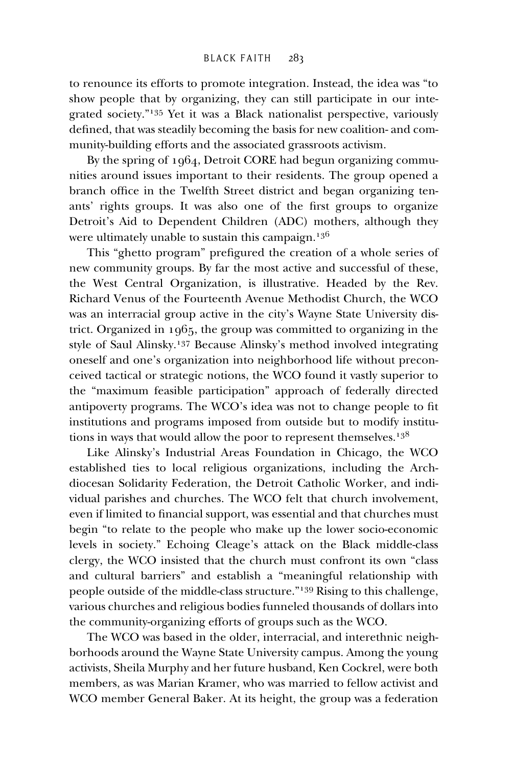to renounce its efforts to promote integration. Instead, the idea was "to show people that by organizing, they can still participate in our integrated society."[135] Yet it was a Black nationalist perspective, variously defined, that was steadily becoming the basis for new coalition- and community-building efforts and the associated grassroots activism.

By the spring of 1964, Detroit CORE had begun organizing communities around issues important to their residents. The group opened a branch office in the Twelfth Street district and began organizing tenants' rights groups. It was also one of the first groups to organize Detroit's Aid to Dependent Children (ADC) mothers, although they were ultimately unable to sustain this campaign.[136]

This "ghetto program" prefigured the creation of a whole series of new community groups. By far the most active and successful of these, the West Central Organization, is illustrative. Headed by the Rev. Richard Venus of the Fourteenth Avenue Methodist Church, the WCO was an interracial group active in the city's Wayne State University district. Organized in 1965, the group was committed to organizing in the style of Saul Alinsky.[137] Because Alinsky's method involved integrating oneself and one's organization into neighborhood life without preconceived tactical or strategic notions, the WCO found it vastly superior to the "maximum feasible participation" approach of federally directed antipoverty programs. The WCO's idea was not to change people to fit institutions and programs imposed from outside but to modify institutions in ways that would allow the poor to represent themselves.[138]

Like Alinsky's Industrial Areas Foundation in Chicago, the WCO established ties to local religious organizations, including the Archdiocesan Solidarity Federation, the Detroit Catholic Worker, and individual parishes and churches. The WCO felt that church involvement, even if limited to financial support, was essential and that churches must begin "to relate to the people who make up the lower socio-economic levels in society." Echoing Cleage's attack on the Black middle-class clergy, the WCO insisted that the church must confront its own "class and cultural barriers" and establish a "meaningful relationship with people outside of the middle-class structure."[139] Rising to this challenge, various churches and religious bodies funneled thousands of dollars into the community-organizing efforts of groups such as the WCO.

The WCO was based in the older, interracial, and interethnic neighborhoods around the Wayne State University campus. Among the young activists, Sheila Murphy and her future husband, Ken Cockrel, were both members, as was Marian Kramer, who was married to fellow activist and WCO member General Baker. At its height, the group was a federation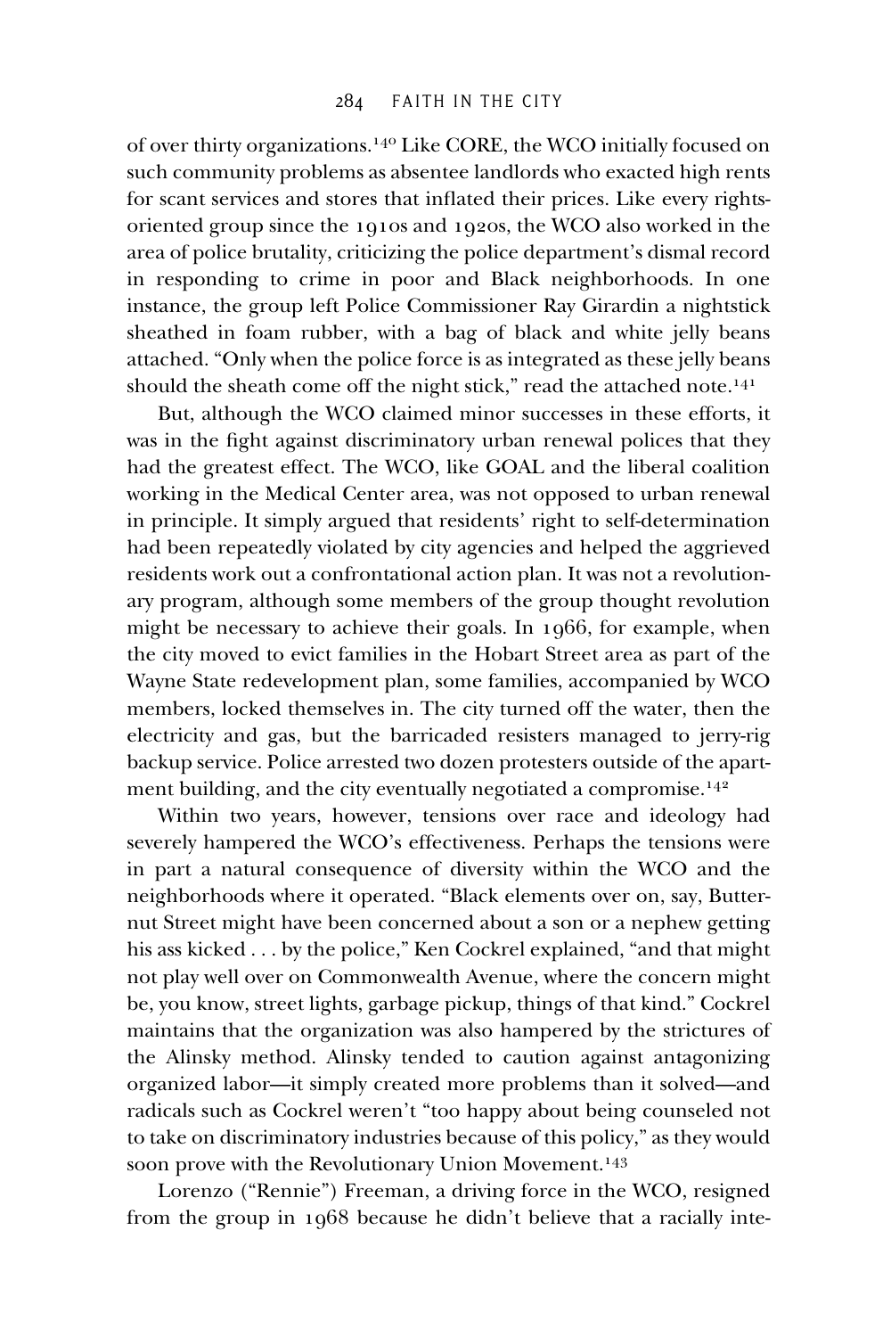of over thirty organizations.[140] Like CORE, the WCO initially focused on such community problems as absentee landlords who exacted high rents for scant services and stores that inflated their prices. Like every rights-oriented group since the 1910s and 1920s, the WCO also worked in the area of police brutality, criticizing the police department's dismal record in responding to crime in poor and Black neighborhoods. In one instance, the group left Police Commissioner Ray Girardin a nightstick sheathed in foam rubber, with a bag of black and white jelly beans attached. "Only when the police force is as integrated as these jelly beans should the sheath come off the night stick," read the attached note.[141]

But, although the WCO claimed minor successes in these efforts, it was in the fight against discriminatory urban renewal polices that they had the greatest effect. The WCO, like GOAL and the liberal coalition working in the Medical Center area, was not opposed to urban renewal in principle. It simply argued that residents' right to self-determination had been repeatedly violated by city agencies and helped the aggrieved residents work out a confrontational action plan. It was not a revolutionary program, although some members of the group thought revolution might be necessary to achieve their goals. In 1966, for example, when the city moved to evict families in the Hobart Street area as part of the Wayne State redevelopment plan, some families, accompanied by WCO members, locked themselves in. The city turned off the water, then the electricity and gas, but the barricaded resisters managed to jerry-rig backup service. Police arrested two dozen protesters outside of the apartment building, and the city eventually negotiated a compromise.[142]

Within two years, however, tensions over race and ideology had severely hampered the WCO's effectiveness. Perhaps the tensions were in part a natural consequence of diversity within the WCO and the neighborhoods where it operated. "Black elements over on, say, Butternut Street might have been concerned about a son or a nephew getting his ass kicked . . . by the police," Ken Cockrel explained, "and that might not play well over on Commonwealth Avenue, where the concern might be, you know, street lights, garbage pickup, things of that kind." Cockrel maintains that the organization was also hampered by the strictures of the Alinsky method. Alinsky tended to caution against antagonizing organized labor—it simply created more problems than it solved—and radicals such as Cockrel weren't "too happy about being counseled not to take on discriminatory industries because of this policy," as they would soon prove with the Revolutionary Union Movement.[143]

Lorenzo ("Rennie") Freeman, a driving force in the WCO, resigned from the group in 1968 because he didn't believe that a racially inte-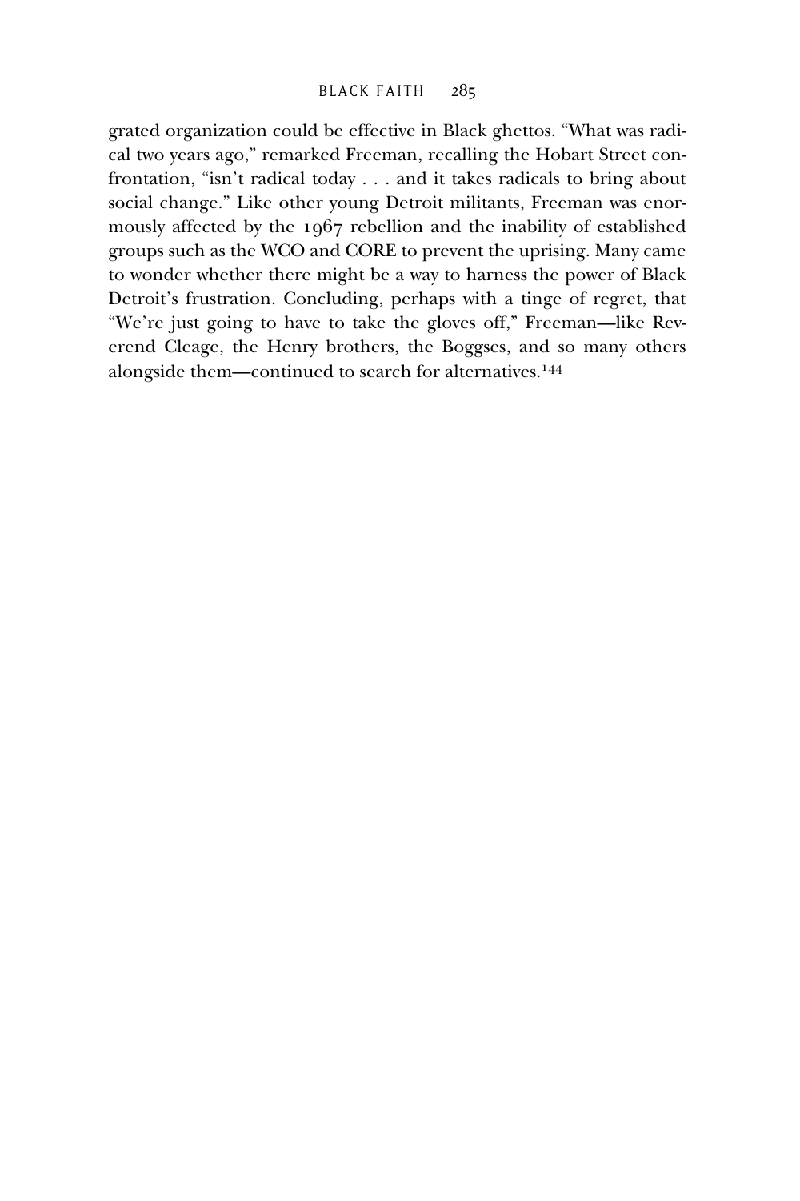grated organization could be effective in Black ghettos. "What was radical two years ago," remarked Freeman, recalling the Hobart Street confrontation, "isn't radical today . . . and it takes radicals to bring about social change." Like other young Detroit militants, Freeman was enormously affected by the 1967 rebellion and the inability of established groups such as the WCO and CORE to prevent the uprising. Many came to wonder whether there might be a way to harness the power of Black Detroit's frustration. Concluding, perhaps with a tinge of regret, that "We're just going to have to take the gloves off," Freeman—like Reverend Cleage, the Henry brothers, the Boggses, and so many others alongside them—continued to search for alternatives.[144]